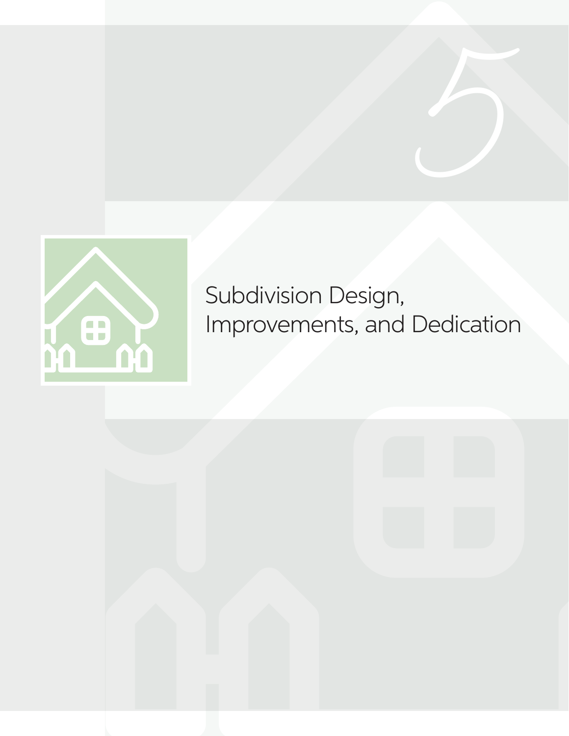# 5

# Subdivision Design, Improvements, and Dedication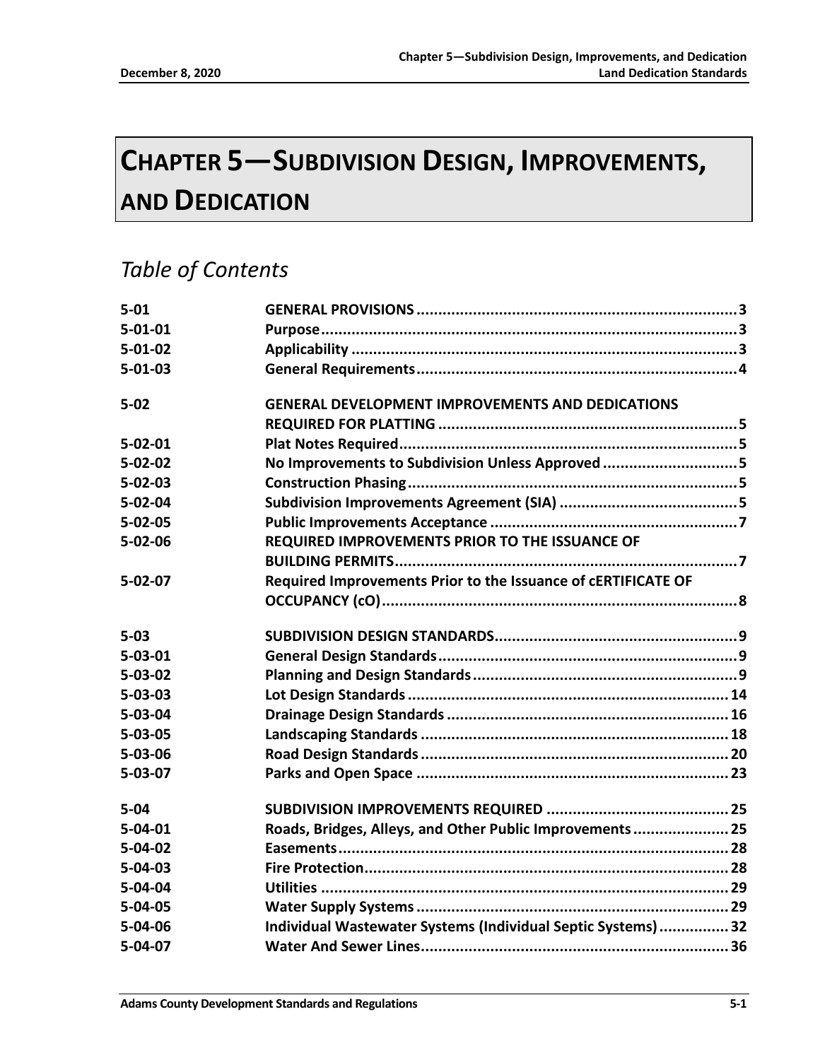# CHAPTER 5—SUBDIVISION DESIGN, IMPROVEMENTS, AND DEDICATION

## *Table of Contents*

| | | |
|---|---|---|
| 5-01 | **GENERAL PROVISIONS** | 3 |
| 5-01-01 | **Purpose** | 3 |
| 5-01-02 | **Applicability** | 3 |
| 5-01-03 | **General Requirements** | 4 |
| 5-02 | **GENERAL DEVELOPMENT IMPROVEMENTS AND DEDICATIONS REQUIRED FOR PLATTING** | 5 |
| 5-02-01 | **Plat Notes Required** | 5 |
| 5-02-02 | **No Improvements to Subdivision Unless Approved** | 5 |
| 5-02-03 | **Construction Phasing** | 5 |
| 5-02-04 | **Subdivision Improvements Agreement (SIA)** | 5 |
| 5-02-05 | **Public Improvements Acceptance** | 7 |
| 5-02-06 | **REQUIRED IMPROVEMENTS PRIOR TO THE ISSUANCE OF BUILDING PERMITS** | 7 |
| 5-02-07 | **Required Improvements Prior to the Issuance of cERTIFICATE OF OCCUPANCY (cO)** | 8 |
| 5-03 | **SUBDIVISION DESIGN STANDARDS** | 9 |
| 5-03-01 | **General Design Standards** | 9 |
| 5-03-02 | **Planning and Design Standards** | 9 |
| 5-03-03 | **Lot Design Standards** | 14 |
| 5-03-04 | **Drainage Design Standards** | 16 |
| 5-03-05 | **Landscaping Standards** | 18 |
| 5-03-06 | **Road Design Standards** | 20 |
| 5-03-07 | **Parks and Open Space** | 23 |
| 5-04 | **SUBDIVISION IMPROVEMENTS REQUIRED** | 25 |
| 5-04-01 | **Roads, Bridges, Alleys, and Other Public Improvements** | 25 |
| 5-04-02 | **Easements** | 28 |
| 5-04-03 | **Fire Protection** | 28 |
| 5-04-04 | **Utilities** | 29 |
| 5-04-05 | **Water Supply Systems** | 29 |
| 5-04-06 | **Individual Wastewater Systems (Individual Septic Systems)** | 32 |
| 5-04-07 | **Water And Sewer Lines** | 36 |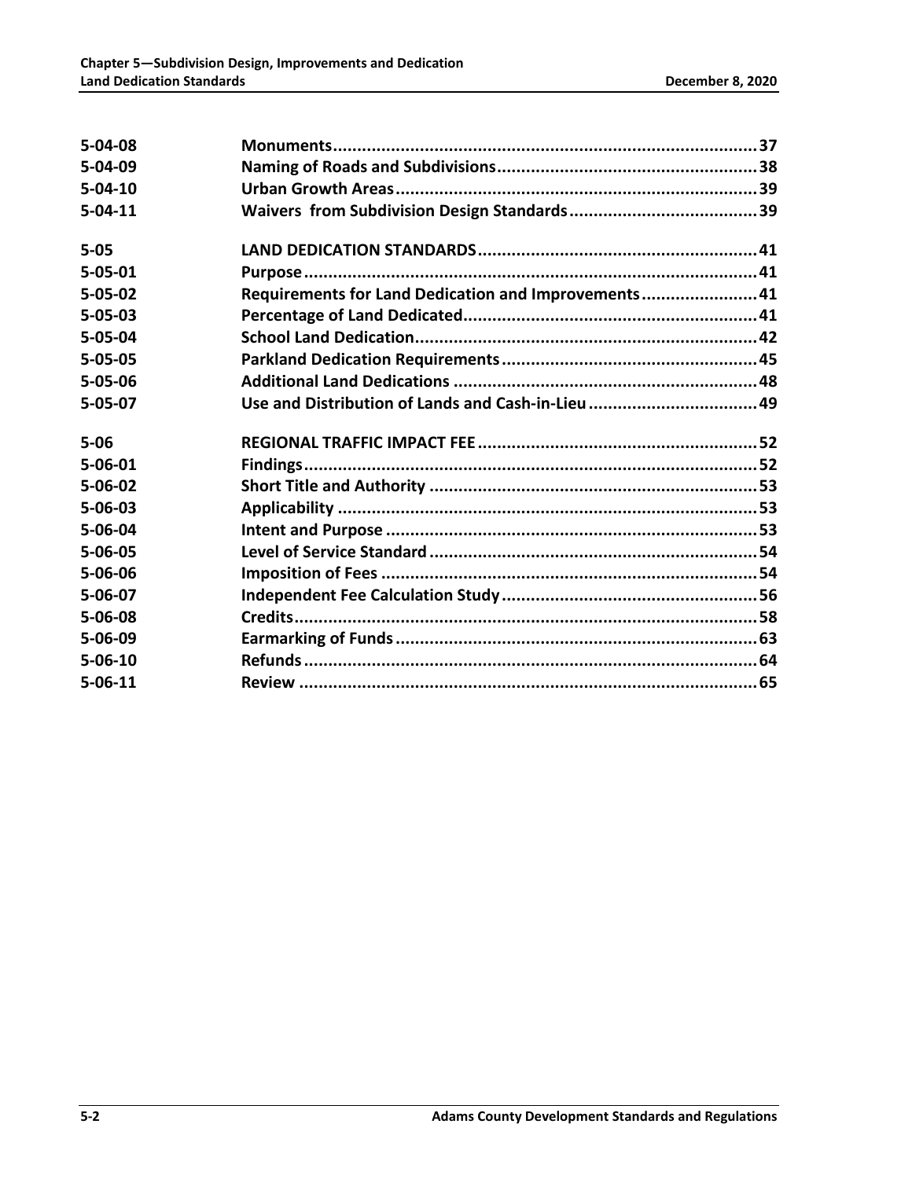| | | |
|---|---|---|
| **5-04-08** | **Monuments** | **37** |
| **5-04-09** | **Naming of Roads and Subdivisions** | **38** |
| **5-04-10** | **Urban Growth Areas** | **39** |
| **5-04-11** | **Waivers from Subdivision Design Standards** | **39** |
| **5-05** | **LAND DEDICATION STANDARDS** | **41** |
| **5-05-01** | **Purpose** | **41** |
| **5-05-02** | **Requirements for Land Dedication and Improvements** | **41** |
| **5-05-03** | **Percentage of Land Dedicated** | **41** |
| **5-05-04** | **School Land Dedication** | **42** |
| **5-05-05** | **Parkland Dedication Requirements** | **45** |
| **5-05-06** | **Additional Land Dedications** | **48** |
| **5-05-07** | **Use and Distribution of Lands and Cash-in-Lieu** | **49** |
| **5-06** | **REGIONAL TRAFFIC IMPACT FEE** | **52** |
| **5-06-01** | **Findings** | **52** |
| **5-06-02** | **Short Title and Authority** | **53** |
| **5-06-03** | **Applicability** | **53** |
| **5-06-04** | **Intent and Purpose** | **53** |
| **5-06-05** | **Level of Service Standard** | **54** |
| **5-06-06** | **Imposition of Fees** | **54** |
| **5-06-07** | **Independent Fee Calculation Study** | **56** |
| **5-06-08** | **Credits** | **58** |
| **5-06-09** | **Earmarking of Funds** | **63** |
| **5-06-10** | **Refunds** | **64** |
| **5-06-11** | **Review** | **65** |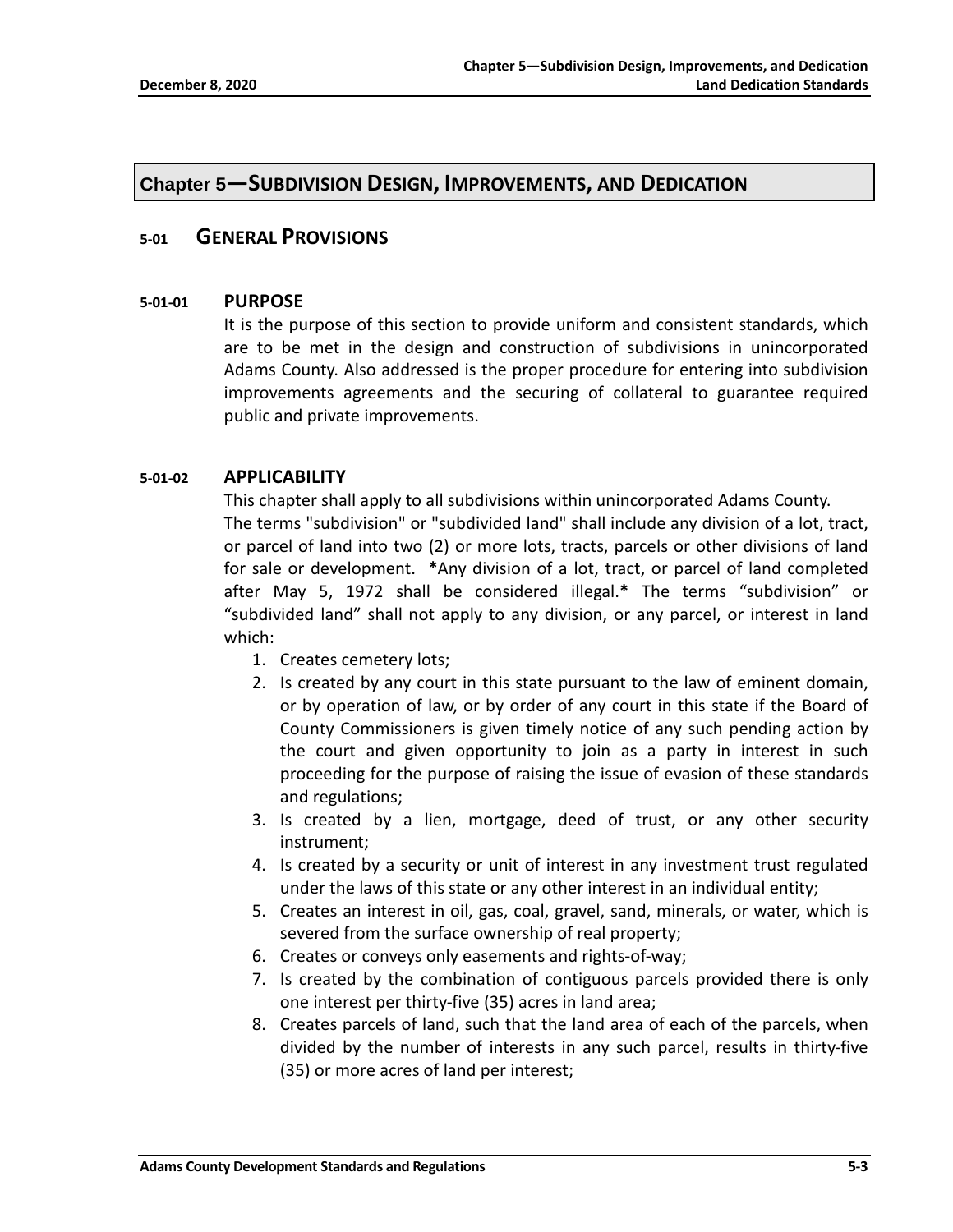# Chapter 5—SUBDIVISION DESIGN, IMPROVEMENTS, AND DEDICATION

## 5-01 GENERAL PROVISIONS

### 5-01-01 PURPOSE

It is the purpose of this section to provide uniform and consistent standards, which are to be met in the design and construction of subdivisions in unincorporated Adams County. Also addressed is the proper procedure for entering into subdivision improvements agreements and the securing of collateral to guarantee required public and private improvements.

### 5-01-02 APPLICABILITY

This chapter shall apply to all subdivisions within unincorporated Adams County.

The terms "subdivision" or "subdivided land" shall include any division of a lot, tract, or parcel of land into two (2) or more lots, tracts, parcels or other divisions of land for sale or development. **\***Any division of a lot, tract, or parcel of land completed after May 5, 1972 shall be considered illegal.**\*** The terms "subdivision" or "subdivided land" shall not apply to any division, or any parcel, or interest in land which:

1. Creates cemetery lots;
2. Is created by any court in this state pursuant to the law of eminent domain, or by operation of law, or by order of any court in this state if the Board of County Commissioners is given timely notice of any such pending action by the court and given opportunity to join as a party in interest in such proceeding for the purpose of raising the issue of evasion of these standards and regulations;
3. Is created by a lien, mortgage, deed of trust, or any other security instrument;
4. Is created by a security or unit of interest in any investment trust regulated under the laws of this state or any other interest in an individual entity;
5. Creates an interest in oil, gas, coal, gravel, sand, minerals, or water, which is severed from the surface ownership of real property;
6. Creates or conveys only easements and rights-of-way;
7. Is created by the combination of contiguous parcels provided there is only one interest per thirty-five (35) acres in land area;
8. Creates parcels of land, such that the land area of each of the parcels, when divided by the number of interests in any such parcel, results in thirty-five (35) or more acres of land per interest;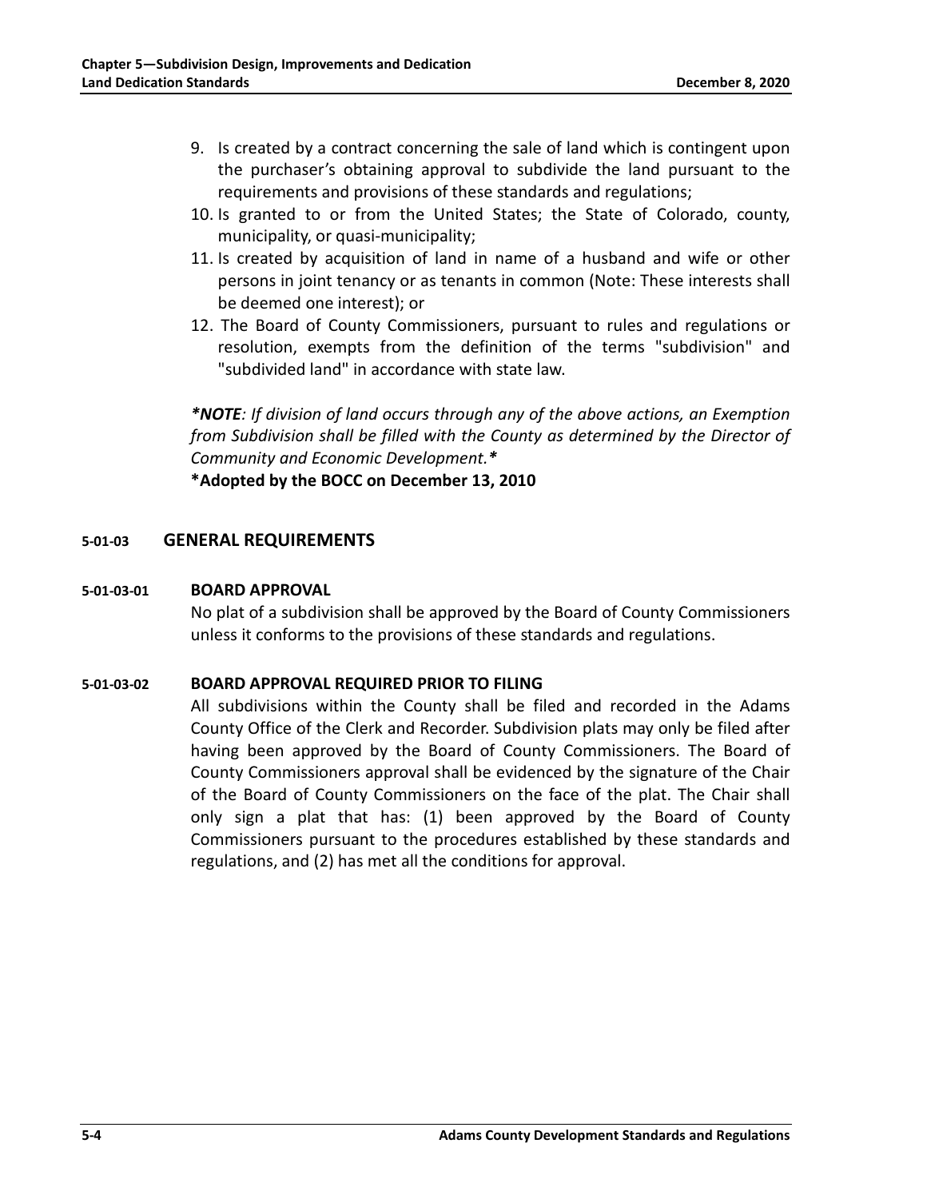9. Is created by a contract concerning the sale of land which is contingent upon the purchaser's obtaining approval to subdivide the land pursuant to the requirements and provisions of these standards and regulations;
10. Is granted to or from the United States; the State of Colorado, county, municipality, or quasi-municipality;
11. Is created by acquisition of land in name of a husband and wife or other persons in joint tenancy or as tenants in common (Note: These interests shall be deemed one interest); or
12. The Board of County Commissioners, pursuant to rules and regulations or resolution, exempts from the definition of the terms "subdivision" and "subdivided land" in accordance with state law.

***NOTE**: If division of land occurs through any of the above actions, an Exemption from Subdivision shall be filled with the County as determined by the Director of Community and Economic Development.**

***Adopted by the BOCC on December 13, 2010**

## 5-01-03 GENERAL REQUIREMENTS

### 5-01-03-01 BOARD APPROVAL

No plat of a subdivision shall be approved by the Board of County Commissioners unless it conforms to the provisions of these standards and regulations.

### 5-01-03-02 BOARD APPROVAL REQUIRED PRIOR TO FILING

All subdivisions within the County shall be filed and recorded in the Adams County Office of the Clerk and Recorder. Subdivision plats may only be filed after having been approved by the Board of County Commissioners. The Board of County Commissioners approval shall be evidenced by the signature of the Chair of the Board of County Commissioners on the face of the plat. The Chair shall only sign a plat that has: (1) been approved by the Board of County Commissioners pursuant to the procedures established by these standards and regulations, and (2) has met all the conditions for approval.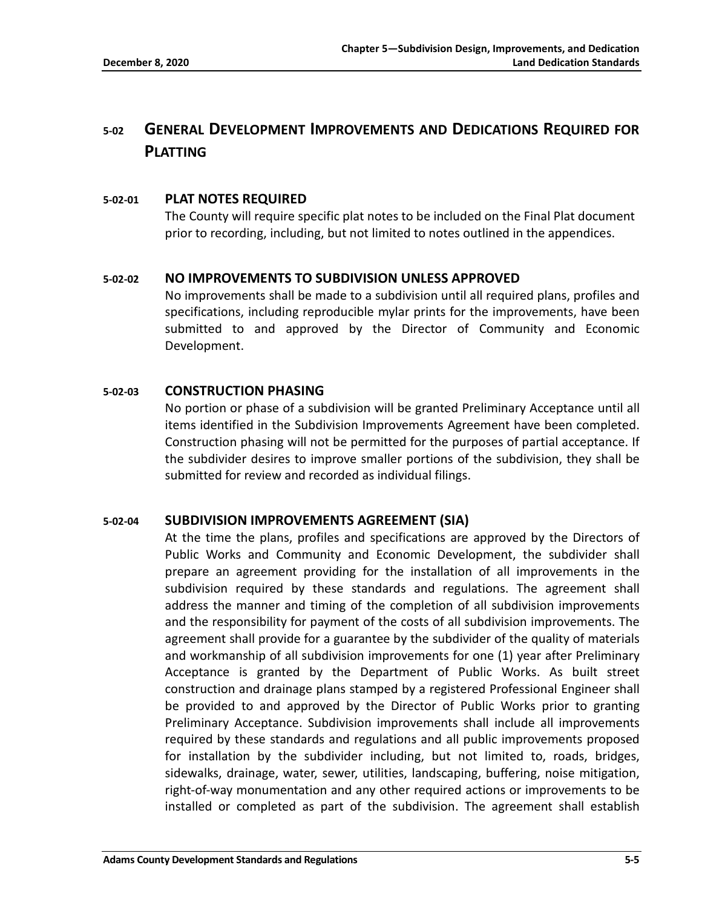## 5-02 GENERAL DEVELOPMENT IMPROVEMENTS AND DEDICATIONS REQUIRED FOR PLATTING

### 5-02-01 PLAT NOTES REQUIRED

The County will require specific plat notes to be included on the Final Plat document prior to recording, including, but not limited to notes outlined in the appendices.

### 5-02-02 NO IMPROVEMENTS TO SUBDIVISION UNLESS APPROVED

No improvements shall be made to a subdivision until all required plans, profiles and specifications, including reproducible mylar prints for the improvements, have been submitted to and approved by the Director of Community and Economic Development.

### 5-02-03 CONSTRUCTION PHASING

No portion or phase of a subdivision will be granted Preliminary Acceptance until all items identified in the Subdivision Improvements Agreement have been completed. Construction phasing will not be permitted for the purposes of partial acceptance. If the subdivider desires to improve smaller portions of the subdivision, they shall be submitted for review and recorded as individual filings.

### 5-02-04 SUBDIVISION IMPROVEMENTS AGREEMENT (SIA)

At the time the plans, profiles and specifications are approved by the Directors of Public Works and Community and Economic Development, the subdivider shall prepare an agreement providing for the installation of all improvements in the subdivision required by these standards and regulations. The agreement shall address the manner and timing of the completion of all subdivision improvements and the responsibility for payment of the costs of all subdivision improvements. The agreement shall provide for a guarantee by the subdivider of the quality of materials and workmanship of all subdivision improvements for one (1) year after Preliminary Acceptance is granted by the Department of Public Works. As built street construction and drainage plans stamped by a registered Professional Engineer shall be provided to and approved by the Director of Public Works prior to granting Preliminary Acceptance. Subdivision improvements shall include all improvements required by these standards and regulations and all public improvements proposed for installation by the subdivider including, but not limited to, roads, bridges, sidewalks, drainage, water, sewer, utilities, landscaping, buffering, noise mitigation, right-of-way monumentation and any other required actions or improvements to be installed or completed as part of the subdivision. The agreement shall establish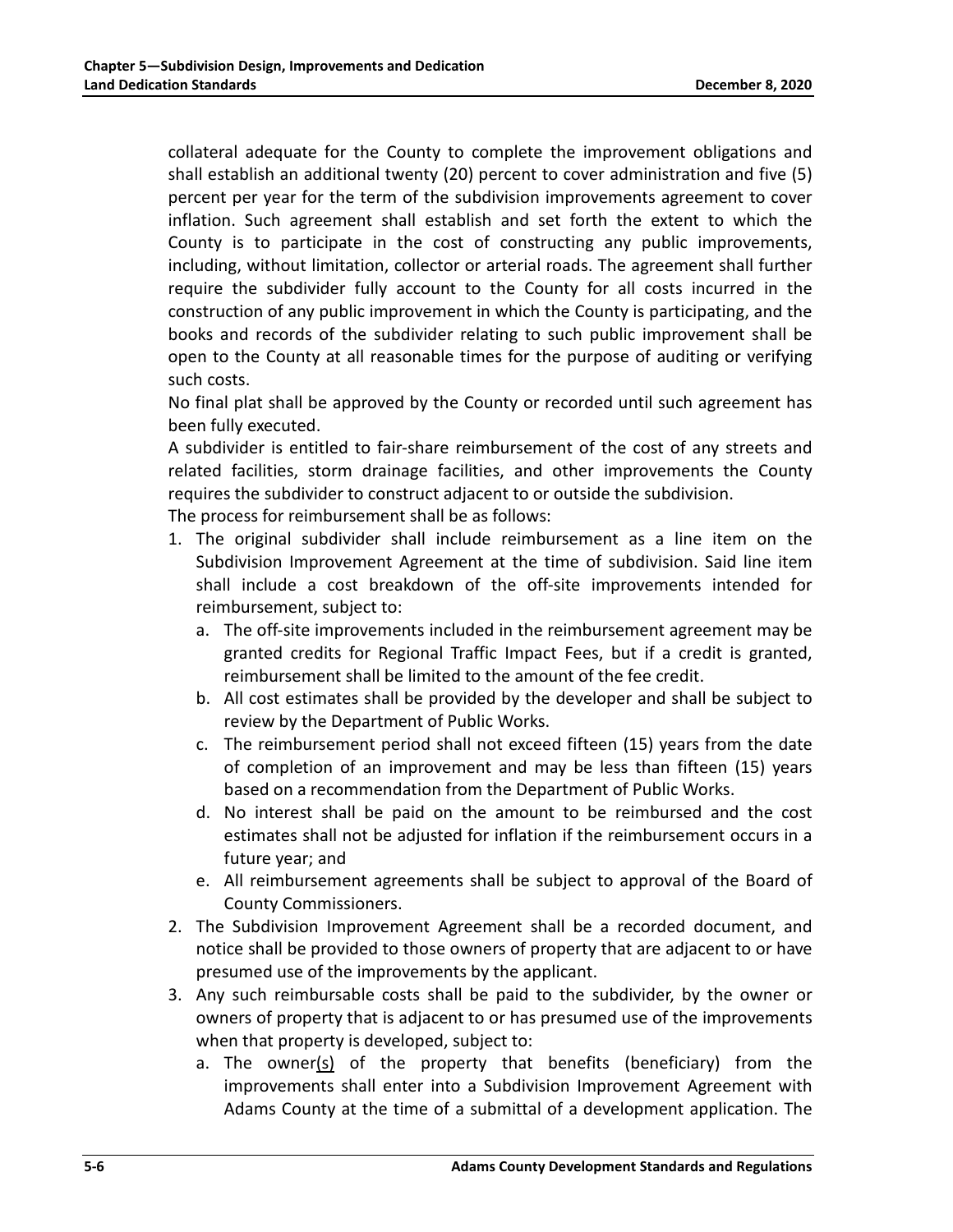collateral adequate for the County to complete the improvement obligations and shall establish an additional twenty (20) percent to cover administration and five (5) percent per year for the term of the subdivision improvements agreement to cover inflation. Such agreement shall establish and set forth the extent to which the County is to participate in the cost of constructing any public improvements, including, without limitation, collector or arterial roads. The agreement shall further require the subdivider fully account to the County for all costs incurred in the construction of any public improvement in which the County is participating, and the books and records of the subdivider relating to such public improvement shall be open to the County at all reasonable times for the purpose of auditing or verifying such costs.

No final plat shall be approved by the County or recorded until such agreement has been fully executed.

A subdivider is entitled to fair-share reimbursement of the cost of any streets and related facilities, storm drainage facilities, and other improvements the County requires the subdivider to construct adjacent to or outside the subdivision.

The process for reimbursement shall be as follows:

1. The original subdivider shall include reimbursement as a line item on the Subdivision Improvement Agreement at the time of subdivision. Said line item shall include a cost breakdown of the off-site improvements intended for reimbursement, subject to:
   a. The off-site improvements included in the reimbursement agreement may be granted credits for Regional Traffic Impact Fees, but if a credit is granted, reimbursement shall be limited to the amount of the fee credit.
   b. All cost estimates shall be provided by the developer and shall be subject to review by the Department of Public Works.
   c. The reimbursement period shall not exceed fifteen (15) years from the date of completion of an improvement and may be less than fifteen (15) years based on a recommendation from the Department of Public Works.
   d. No interest shall be paid on the amount to be reimbursed and the cost estimates shall not be adjusted for inflation if the reimbursement occurs in a future year; and
   e. All reimbursement agreements shall be subject to approval of the Board of County Commissioners.
2. The Subdivision Improvement Agreement shall be a recorded document, and notice shall be provided to those owners of property that are adjacent to or have presumed use of the improvements by the applicant.
3. Any such reimbursable costs shall be paid to the subdivider, by the owner or owners of property that is adjacent to or has presumed use of the improvements when that property is developed, subject to:
   a. The owner(s) of the property that benefits (beneficiary) from the improvements shall enter into a Subdivision Improvement Agreement with Adams County at the time of a submittal of a development application. The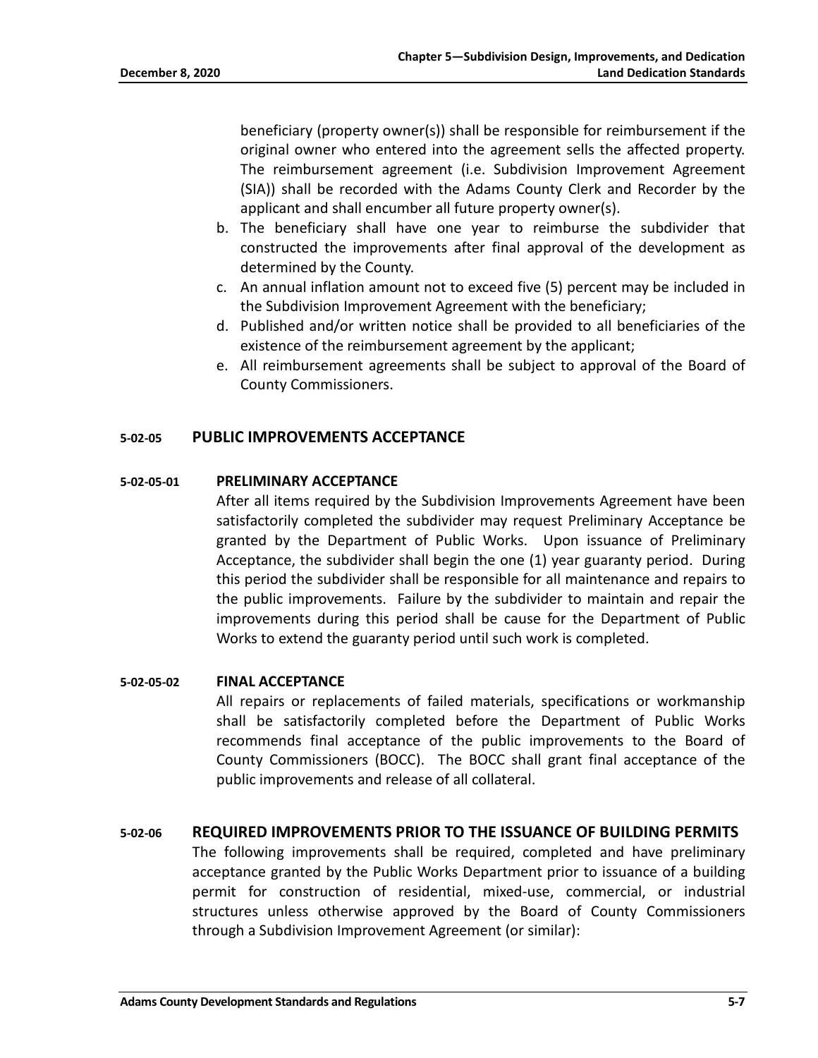beneficiary (property owner(s)) shall be responsible for reimbursement if the original owner who entered into the agreement sells the affected property. The reimbursement agreement (i.e. Subdivision Improvement Agreement (SIA)) shall be recorded with the Adams County Clerk and Recorder by the applicant and shall encumber all future property owner(s).

b. The beneficiary shall have one year to reimburse the subdivider that constructed the improvements after final approval of the development as determined by the County.
c. An annual inflation amount not to exceed five (5) percent may be included in the Subdivision Improvement Agreement with the beneficiary;
d. Published and/or written notice shall be provided to all beneficiaries of the existence of the reimbursement agreement by the applicant;
e. All reimbursement agreements shall be subject to approval of the Board of County Commissioners.

## 5-02-05 PUBLIC IMPROVEMENTS ACCEPTANCE

### 5-02-05-01 PRELIMINARY ACCEPTANCE

After all items required by the Subdivision Improvements Agreement have been satisfactorily completed the subdivider may request Preliminary Acceptance be granted by the Department of Public Works. Upon issuance of Preliminary Acceptance, the subdivider shall begin the one (1) year guaranty period. During this period the subdivider shall be responsible for all maintenance and repairs to the public improvements. Failure by the subdivider to maintain and repair the improvements during this period shall be cause for the Department of Public Works to extend the guaranty period until such work is completed.

### 5-02-05-02 FINAL ACCEPTANCE

All repairs or replacements of failed materials, specifications or workmanship shall be satisfactorily completed before the Department of Public Works recommends final acceptance of the public improvements to the Board of County Commissioners (BOCC). The BOCC shall grant final acceptance of the public improvements and release of all collateral.

## 5-02-06 REQUIRED IMPROVEMENTS PRIOR TO THE ISSUANCE OF BUILDING PERMITS

The following improvements shall be required, completed and have preliminary acceptance granted by the Public Works Department prior to issuance of a building permit for construction of residential, mixed-use, commercial, or industrial structures unless otherwise approved by the Board of County Commissioners through a Subdivision Improvement Agreement (or similar):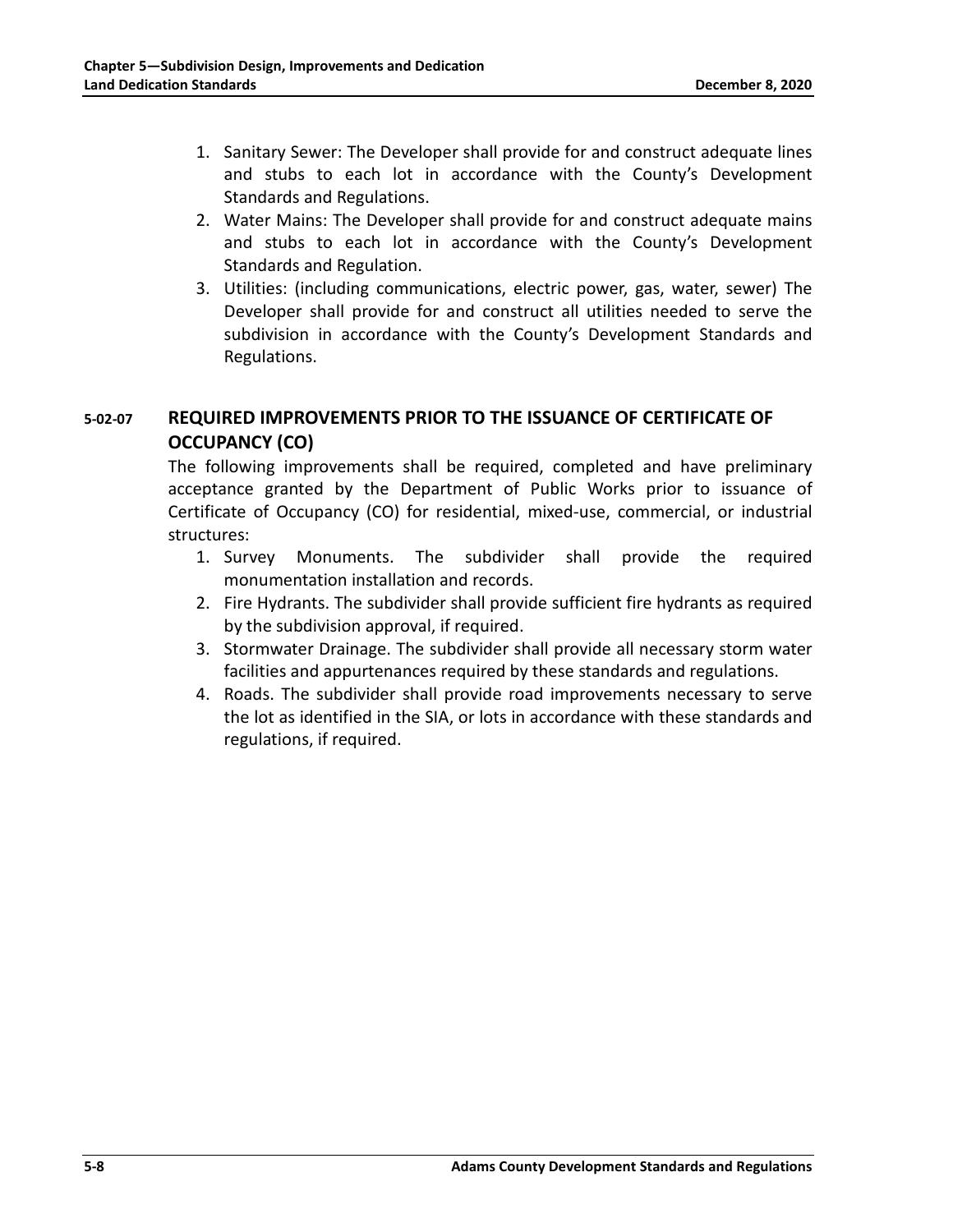1. Sanitary Sewer: The Developer shall provide for and construct adequate lines and stubs to each lot in accordance with the County's Development Standards and Regulations.
2. Water Mains: The Developer shall provide for and construct adequate mains and stubs to each lot in accordance with the County's Development Standards and Regulation.
3. Utilities: (including communications, electric power, gas, water, sewer) The Developer shall provide for and construct all utilities needed to serve the subdivision in accordance with the County's Development Standards and Regulations.

## 5-02-07 REQUIRED IMPROVEMENTS PRIOR TO THE ISSUANCE OF CERTIFICATE OF OCCUPANCY (CO)

The following improvements shall be required, completed and have preliminary acceptance granted by the Department of Public Works prior to issuance of Certificate of Occupancy (CO) for residential, mixed-use, commercial, or industrial structures:

1. Survey Monuments. The subdivider shall provide the required monumentation installation and records.
2. Fire Hydrants. The subdivider shall provide sufficient fire hydrants as required by the subdivision approval, if required.
3. Stormwater Drainage. The subdivider shall provide all necessary storm water facilities and appurtenances required by these standards and regulations.
4. Roads. The subdivider shall provide road improvements necessary to serve the lot as identified in the SIA, or lots in accordance with these standards and regulations, if required.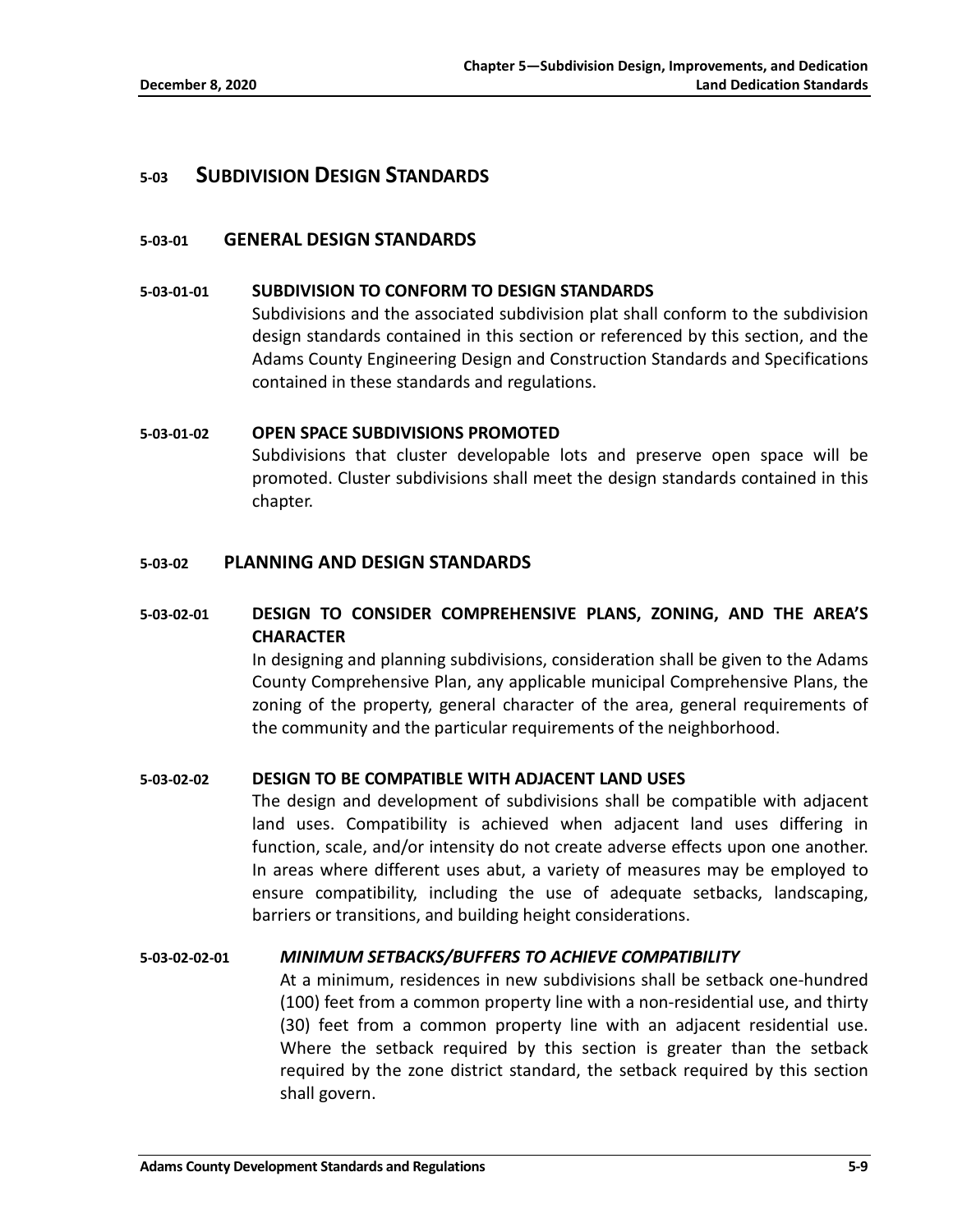## 5-03 SUBDIVISION DESIGN STANDARDS

### 5-03-01 GENERAL DESIGN STANDARDS

#### 5-03-01-01 SUBDIVISION TO CONFORM TO DESIGN STANDARDS

Subdivisions and the associated subdivision plat shall conform to the subdivision design standards contained in this section or referenced by this section, and the Adams County Engineering Design and Construction Standards and Specifications contained in these standards and regulations.

#### 5-03-01-02 OPEN SPACE SUBDIVISIONS PROMOTED

Subdivisions that cluster developable lots and preserve open space will be promoted. Cluster subdivisions shall meet the design standards contained in this chapter.

### 5-03-02 PLANNING AND DESIGN STANDARDS

#### 5-03-02-01 DESIGN TO CONSIDER COMPREHENSIVE PLANS, ZONING, AND THE AREA'S CHARACTER

In designing and planning subdivisions, consideration shall be given to the Adams County Comprehensive Plan, any applicable municipal Comprehensive Plans, the zoning of the property, general character of the area, general requirements of the community and the particular requirements of the neighborhood.

#### 5-03-02-02 DESIGN TO BE COMPATIBLE WITH ADJACENT LAND USES

The design and development of subdivisions shall be compatible with adjacent land uses. Compatibility is achieved when adjacent land uses differing in function, scale, and/or intensity do not create adverse effects upon one another. In areas where different uses abut, a variety of measures may be employed to ensure compatibility, including the use of adequate setbacks, landscaping, barriers or transitions, and building height considerations.

##### 5-03-02-02-01 *MINIMUM SETBACKS/BUFFERS TO ACHIEVE COMPATIBILITY*

At a minimum, residences in new subdivisions shall be setback one-hundred (100) feet from a common property line with a non-residential use, and thirty (30) feet from a common property line with an adjacent residential use. Where the setback required by this section is greater than the setback required by the zone district standard, the setback required by this section shall govern.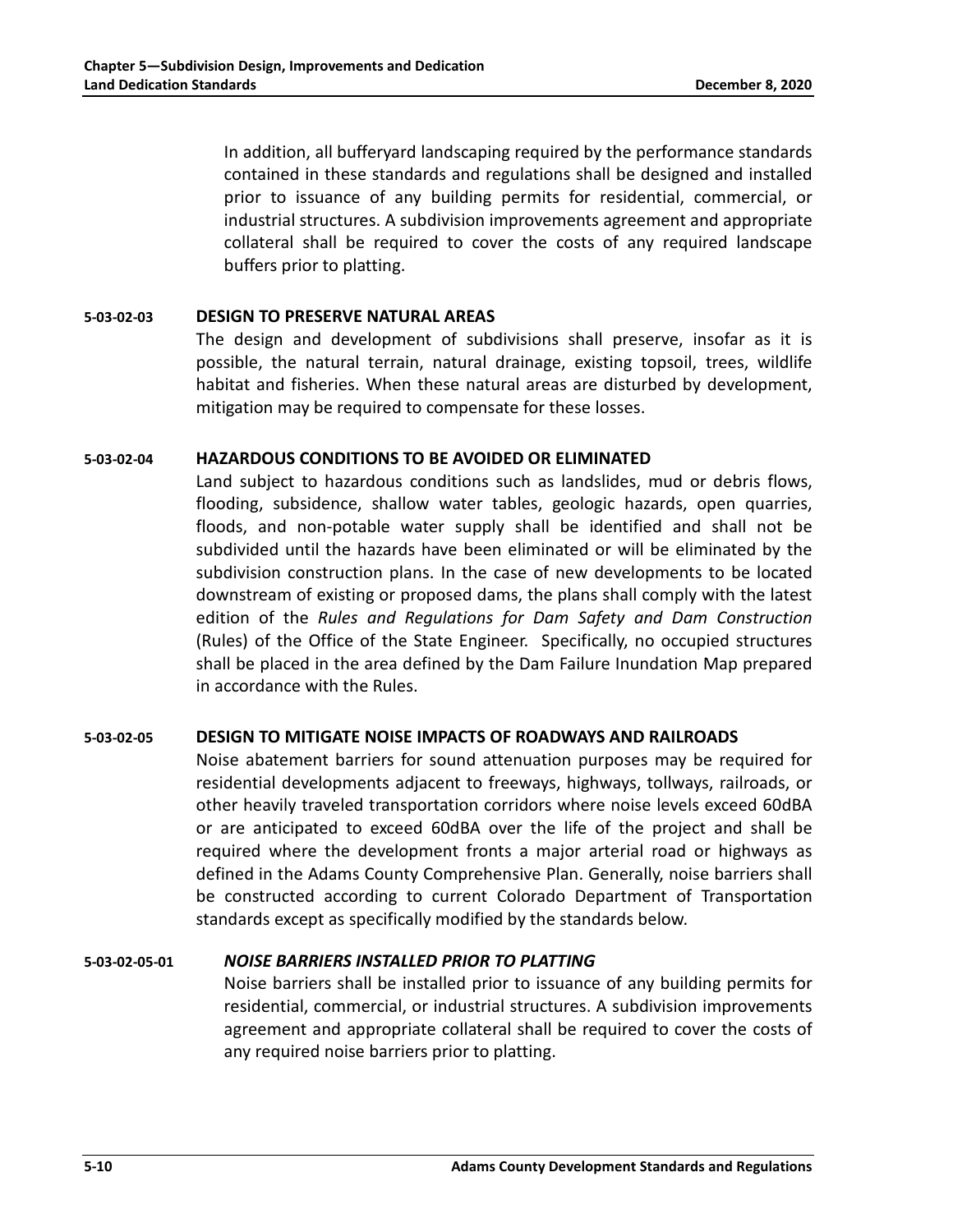In addition, all bufferyard landscaping required by the performance standards contained in these standards and regulations shall be designed and installed prior to issuance of any building permits for residential, commercial, or industrial structures. A subdivision improvements agreement and appropriate collateral shall be required to cover the costs of any required landscape buffers prior to platting.

### 5-03-02-03 DESIGN TO PRESERVE NATURAL AREAS

The design and development of subdivisions shall preserve, insofar as it is possible, the natural terrain, natural drainage, existing topsoil, trees, wildlife habitat and fisheries. When these natural areas are disturbed by development, mitigation may be required to compensate for these losses.

### 5-03-02-04 HAZARDOUS CONDITIONS TO BE AVOIDED OR ELIMINATED

Land subject to hazardous conditions such as landslides, mud or debris flows, flooding, subsidence, shallow water tables, geologic hazards, open quarries, floods, and non-potable water supply shall be identified and shall not be subdivided until the hazards have been eliminated or will be eliminated by the subdivision construction plans. In the case of new developments to be located downstream of existing or proposed dams, the plans shall comply with the latest edition of the *Rules and Regulations for Dam Safety and Dam Construction* (Rules) of the Office of the State Engineer. Specifically, no occupied structures shall be placed in the area defined by the Dam Failure Inundation Map prepared in accordance with the Rules.

### 5-03-02-05 DESIGN TO MITIGATE NOISE IMPACTS OF ROADWAYS AND RAILROADS

Noise abatement barriers for sound attenuation purposes may be required for residential developments adjacent to freeways, highways, tollways, railroads, or other heavily traveled transportation corridors where noise levels exceed 60dBA or are anticipated to exceed 60dBA over the life of the project and shall be required where the development fronts a major arterial road or highways as defined in the Adams County Comprehensive Plan. Generally, noise barriers shall be constructed according to current Colorado Department of Transportation standards except as specifically modified by the standards below.

#### 5-03-02-05-01 *NOISE BARRIERS INSTALLED PRIOR TO PLATTING*

Noise barriers shall be installed prior to issuance of any building permits for residential, commercial, or industrial structures. A subdivision improvements agreement and appropriate collateral shall be required to cover the costs of any required noise barriers prior to platting.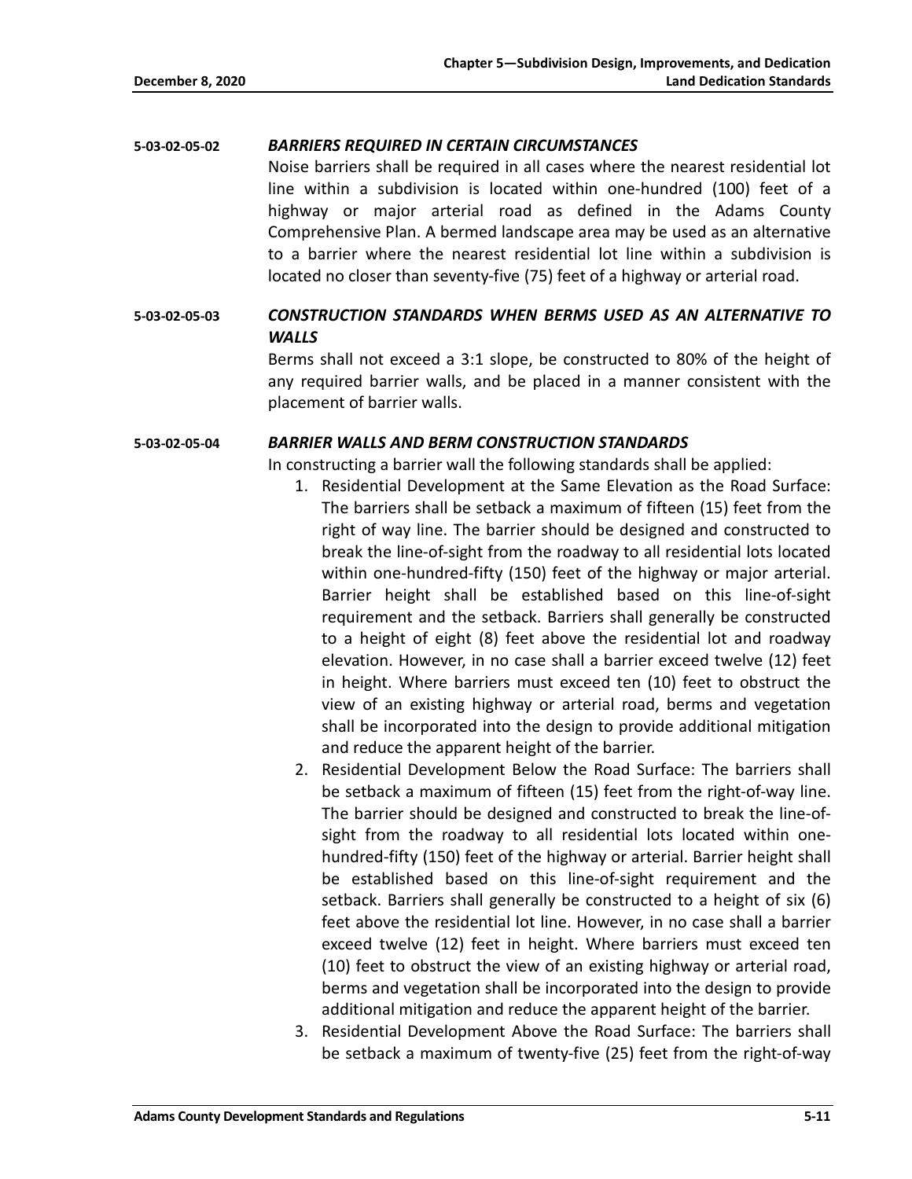**5-03-02-05-02** ***BARRIERS REQUIRED IN CERTAIN CIRCUMSTANCES***

Noise barriers shall be required in all cases where the nearest residential lot line within a subdivision is located within one-hundred (100) feet of a highway or major arterial road as defined in the Adams County Comprehensive Plan. A bermed landscape area may be used as an alternative to a barrier where the nearest residential lot line within a subdivision is located no closer than seventy-five (75) feet of a highway or arterial road.

**5-03-02-05-03** ***CONSTRUCTION STANDARDS WHEN BERMS USED AS AN ALTERNATIVE TO WALLS***

Berms shall not exceed a 3:1 slope, be constructed to 80% of the height of any required barrier walls, and be placed in a manner consistent with the placement of barrier walls.

**5-03-02-05-04** ***BARRIER WALLS AND BERM CONSTRUCTION STANDARDS***

In constructing a barrier wall the following standards shall be applied:

1. Residential Development at the Same Elevation as the Road Surface: The barriers shall be setback a maximum of fifteen (15) feet from the right of way line. The barrier should be designed and constructed to break the line-of-sight from the roadway to all residential lots located within one-hundred-fifty (150) feet of the highway or major arterial. Barrier height shall be established based on this line-of-sight requirement and the setback. Barriers shall generally be constructed to a height of eight (8) feet above the residential lot and roadway elevation. However, in no case shall a barrier exceed twelve (12) feet in height. Where barriers must exceed ten (10) feet to obstruct the view of an existing highway or arterial road, berms and vegetation shall be incorporated into the design to provide additional mitigation and reduce the apparent height of the barrier.
2. Residential Development Below the Road Surface: The barriers shall be setback a maximum of fifteen (15) feet from the right-of-way line. The barrier should be designed and constructed to break the line-of-sight from the roadway to all residential lots located within one-hundred-fifty (150) feet of the highway or arterial. Barrier height shall be established based on this line-of-sight requirement and the setback. Barriers shall generally be constructed to a height of six (6) feet above the residential lot line. However, in no case shall a barrier exceed twelve (12) feet in height. Where barriers must exceed ten (10) feet to obstruct the view of an existing highway or arterial road, berms and vegetation shall be incorporated into the design to provide additional mitigation and reduce the apparent height of the barrier.
3. Residential Development Above the Road Surface: The barriers shall be setback a maximum of twenty-five (25) feet from the right-of-way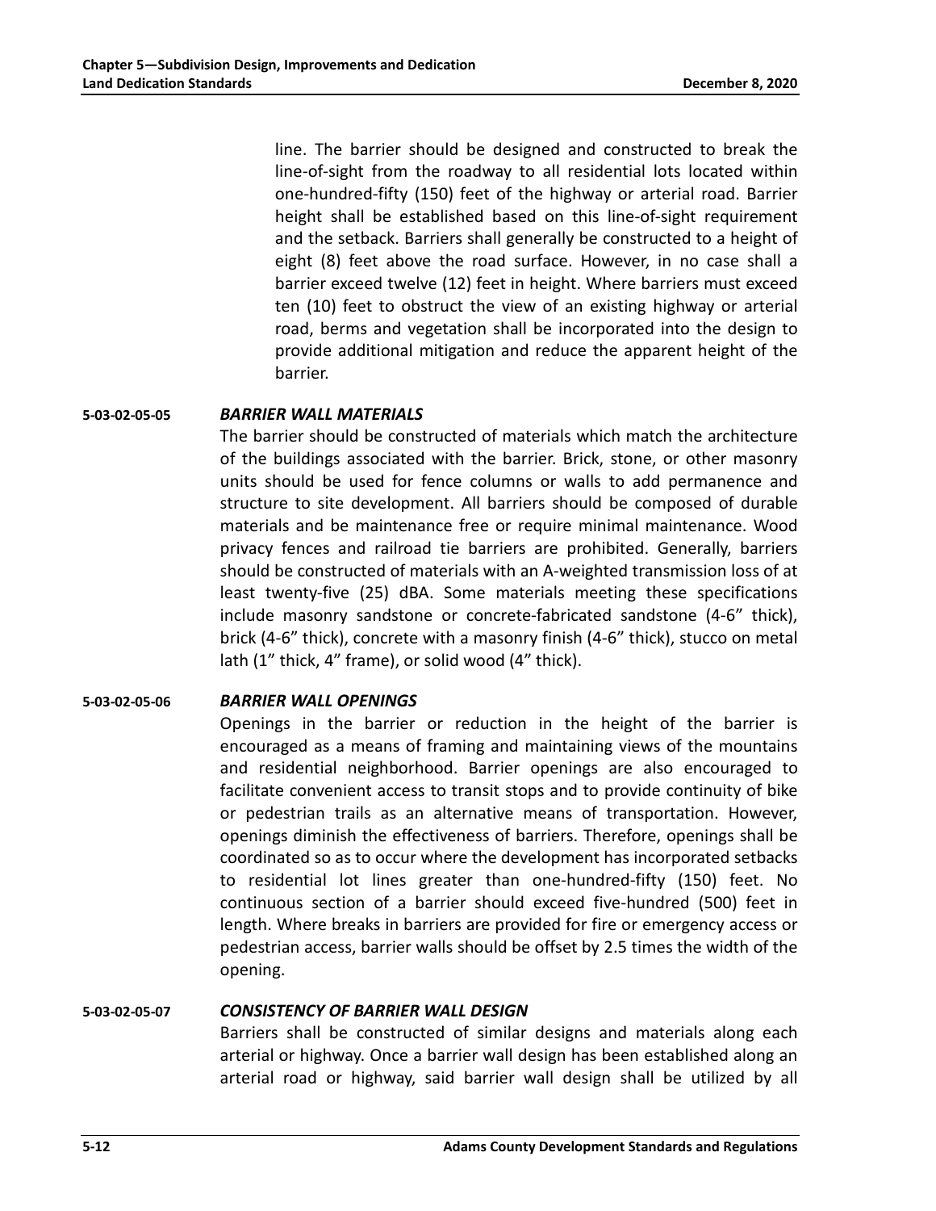line. The barrier should be designed and constructed to break the line-of-sight from the roadway to all residential lots located within one-hundred-fifty (150) feet of the highway or arterial road. Barrier height shall be established based on this line-of-sight requirement and the setback. Barriers shall generally be constructed to a height of eight (8) feet above the road surface. However, in no case shall a barrier exceed twelve (12) feet in height. Where barriers must exceed ten (10) feet to obstruct the view of an existing highway or arterial road, berms and vegetation shall be incorporated into the design to provide additional mitigation and reduce the apparent height of the barrier.

#### 5-03-02-05-05 *BARRIER WALL MATERIALS*

The barrier should be constructed of materials which match the architecture of the buildings associated with the barrier. Brick, stone, or other masonry units should be used for fence columns or walls to add permanence and structure to site development. All barriers should be composed of durable materials and be maintenance free or require minimal maintenance. Wood privacy fences and railroad tie barriers are prohibited. Generally, barriers should be constructed of materials with an A-weighted transmission loss of at least twenty-five (25) dBA. Some materials meeting these specifications include masonry sandstone or concrete-fabricated sandstone (4-6" thick), brick (4-6" thick), concrete with a masonry finish (4-6" thick), stucco on metal lath (1" thick, 4" frame), or solid wood (4" thick).

#### 5-03-02-05-06 *BARRIER WALL OPENINGS*

Openings in the barrier or reduction in the height of the barrier is encouraged as a means of framing and maintaining views of the mountains and residential neighborhood. Barrier openings are also encouraged to facilitate convenient access to transit stops and to provide continuity of bike or pedestrian trails as an alternative means of transportation. However, openings diminish the effectiveness of barriers. Therefore, openings shall be coordinated so as to occur where the development has incorporated setbacks to residential lot lines greater than one-hundred-fifty (150) feet. No continuous section of a barrier should exceed five-hundred (500) feet in length. Where breaks in barriers are provided for fire or emergency access or pedestrian access, barrier walls should be offset by 2.5 times the width of the opening.

#### 5-03-02-05-07 *CONSISTENCY OF BARRIER WALL DESIGN*

Barriers shall be constructed of similar designs and materials along each arterial or highway. Once a barrier wall design has been established along an arterial road or highway, said barrier wall design shall be utilized by all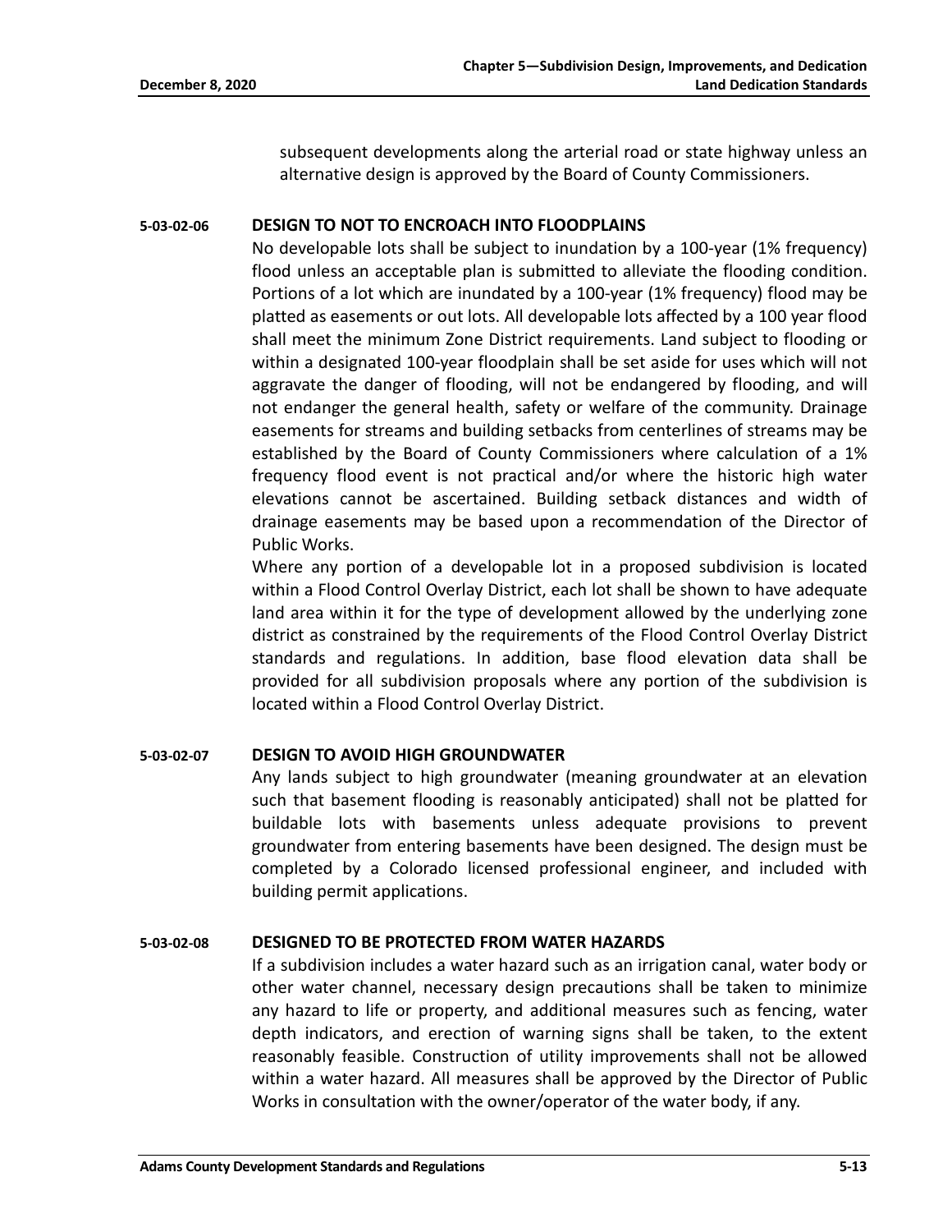subsequent developments along the arterial road or state highway unless an alternative design is approved by the Board of County Commissioners.

### 5-03-02-06 DESIGN TO NOT TO ENCROACH INTO FLOODPLAINS

No developable lots shall be subject to inundation by a 100-year (1% frequency) flood unless an acceptable plan is submitted to alleviate the flooding condition. Portions of a lot which are inundated by a 100-year (1% frequency) flood may be platted as easements or out lots. All developable lots affected by a 100 year flood shall meet the minimum Zone District requirements. Land subject to flooding or within a designated 100-year floodplain shall be set aside for uses which will not aggravate the danger of flooding, will not be endangered by flooding, and will not endanger the general health, safety or welfare of the community. Drainage easements for streams and building setbacks from centerlines of streams may be established by the Board of County Commissioners where calculation of a 1% frequency flood event is not practical and/or where the historic high water elevations cannot be ascertained. Building setback distances and width of drainage easements may be based upon a recommendation of the Director of Public Works.

Where any portion of a developable lot in a proposed subdivision is located within a Flood Control Overlay District, each lot shall be shown to have adequate land area within it for the type of development allowed by the underlying zone district as constrained by the requirements of the Flood Control Overlay District standards and regulations. In addition, base flood elevation data shall be provided for all subdivision proposals where any portion of the subdivision is located within a Flood Control Overlay District.

### 5-03-02-07 DESIGN TO AVOID HIGH GROUNDWATER

Any lands subject to high groundwater (meaning groundwater at an elevation such that basement flooding is reasonably anticipated) shall not be platted for buildable lots with basements unless adequate provisions to prevent groundwater from entering basements have been designed. The design must be completed by a Colorado licensed professional engineer, and included with building permit applications.

### 5-03-02-08 DESIGNED TO BE PROTECTED FROM WATER HAZARDS

If a subdivision includes a water hazard such as an irrigation canal, water body or other water channel, necessary design precautions shall be taken to minimize any hazard to life or property, and additional measures such as fencing, water depth indicators, and erection of warning signs shall be taken, to the extent reasonably feasible. Construction of utility improvements shall not be allowed within a water hazard. All measures shall be approved by the Director of Public Works in consultation with the owner/operator of the water body, if any.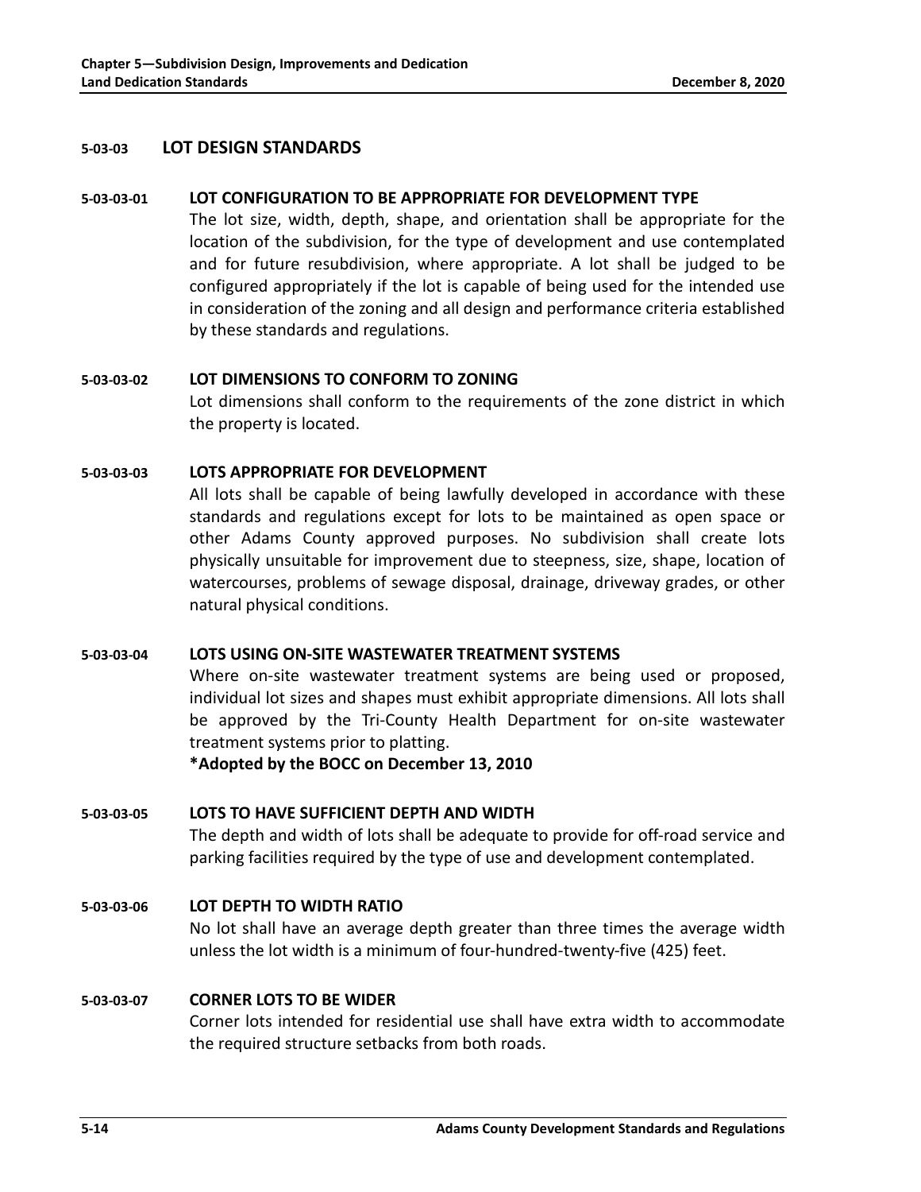## 5-03-03 LOT DESIGN STANDARDS

### 5-03-03-01 LOT CONFIGURATION TO BE APPROPRIATE FOR DEVELOPMENT TYPE

The lot size, width, depth, shape, and orientation shall be appropriate for the location of the subdivision, for the type of development and use contemplated and for future resubdivision, where appropriate. A lot shall be judged to be configured appropriately if the lot is capable of being used for the intended use in consideration of the zoning and all design and performance criteria established by these standards and regulations.

### 5-03-03-02 LOT DIMENSIONS TO CONFORM TO ZONING

Lot dimensions shall conform to the requirements of the zone district in which the property is located.

### 5-03-03-03 LOTS APPROPRIATE FOR DEVELOPMENT

All lots shall be capable of being lawfully developed in accordance with these standards and regulations except for lots to be maintained as open space or other Adams County approved purposes. No subdivision shall create lots physically unsuitable for improvement due to steepness, size, shape, location of watercourses, problems of sewage disposal, drainage, driveway grades, or other natural physical conditions.

### 5-03-03-04 LOTS USING ON-SITE WASTEWATER TREATMENT SYSTEMS

Where on-site wastewater treatment systems are being used or proposed, individual lot sizes and shapes must exhibit appropriate dimensions. All lots shall be approved by the Tri-County Health Department for on-site wastewater treatment systems prior to platting.

**\*Adopted by the BOCC on December 13, 2010**

### 5-03-03-05 LOTS TO HAVE SUFFICIENT DEPTH AND WIDTH

The depth and width of lots shall be adequate to provide for off-road service and parking facilities required by the type of use and development contemplated.

### 5-03-03-06 LOT DEPTH TO WIDTH RATIO

No lot shall have an average depth greater than three times the average width unless the lot width is a minimum of four-hundred-twenty-five (425) feet.

### 5-03-03-07 CORNER LOTS TO BE WIDER

Corner lots intended for residential use shall have extra width to accommodate the required structure setbacks from both roads.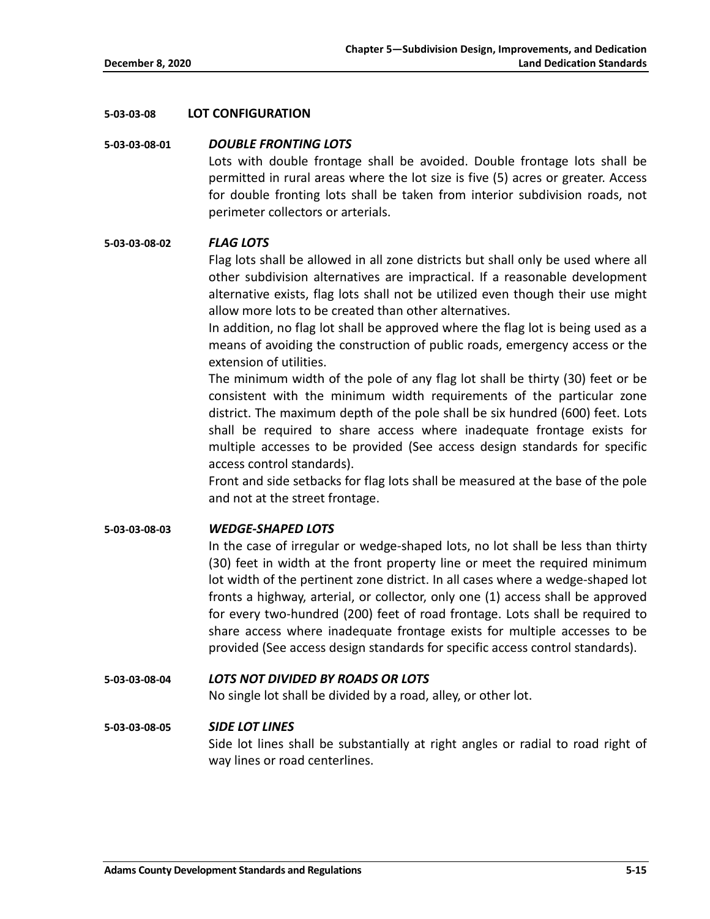### 5-03-03-08 LOT CONFIGURATION

#### 5-03-03-08-01 *DOUBLE FRONTING LOTS*

Lots with double frontage shall be avoided. Double frontage lots shall be permitted in rural areas where the lot size is five (5) acres or greater. Access for double fronting lots shall be taken from interior subdivision roads, not perimeter collectors or arterials.

#### 5-03-03-08-02 *FLAG LOTS*

Flag lots shall be allowed in all zone districts but shall only be used where all other subdivision alternatives are impractical. If a reasonable development alternative exists, flag lots shall not be utilized even though their use might allow more lots to be created than other alternatives.

In addition, no flag lot shall be approved where the flag lot is being used as a means of avoiding the construction of public roads, emergency access or the extension of utilities.

The minimum width of the pole of any flag lot shall be thirty (30) feet or be consistent with the minimum width requirements of the particular zone district. The maximum depth of the pole shall be six hundred (600) feet. Lots shall be required to share access where inadequate frontage exists for multiple accesses to be provided (See access design standards for specific access control standards).

Front and side setbacks for flag lots shall be measured at the base of the pole and not at the street frontage.

#### 5-03-03-08-03 *WEDGE-SHAPED LOTS*

In the case of irregular or wedge-shaped lots, no lot shall be less than thirty (30) feet in width at the front property line or meet the required minimum lot width of the pertinent zone district. In all cases where a wedge-shaped lot fronts a highway, arterial, or collector, only one (1) access shall be approved for every two-hundred (200) feet of road frontage. Lots shall be required to share access where inadequate frontage exists for multiple accesses to be provided (See access design standards for specific access control standards).

#### 5-03-03-08-04 *LOTS NOT DIVIDED BY ROADS OR LOTS*

No single lot shall be divided by a road, alley, or other lot.

#### 5-03-03-08-05 *SIDE LOT LINES*

Side lot lines shall be substantially at right angles or radial to road right of way lines or road centerlines.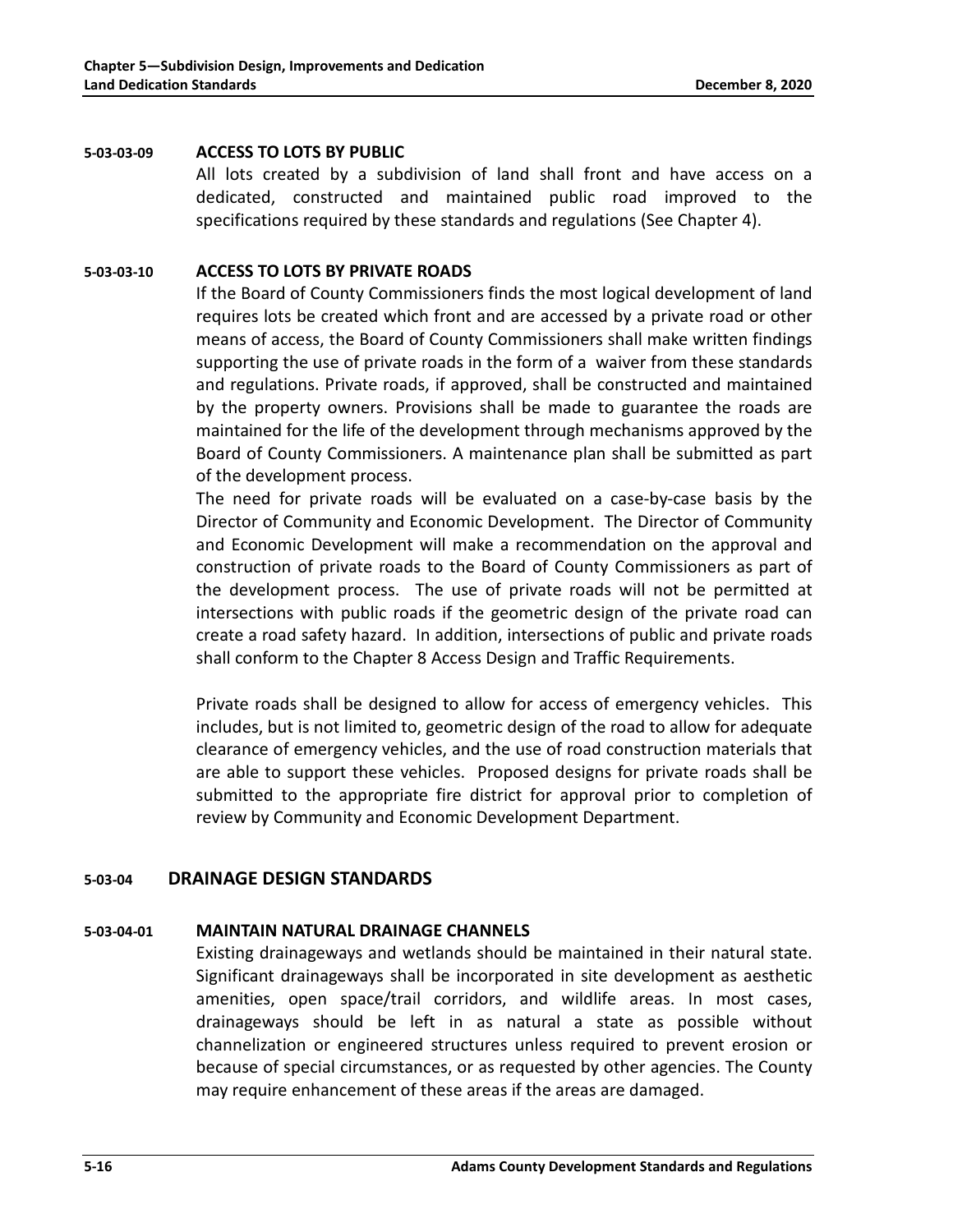#### 5-03-03-09 ACCESS TO LOTS BY PUBLIC

All lots created by a subdivision of land shall front and have access on a dedicated, constructed and maintained public road improved to the specifications required by these standards and regulations (See Chapter 4).

#### 5-03-03-10 ACCESS TO LOTS BY PRIVATE ROADS

If the Board of County Commissioners finds the most logical development of land requires lots be created which front and are accessed by a private road or other means of access, the Board of County Commissioners shall make written findings supporting the use of private roads in the form of a waiver from these standards and regulations. Private roads, if approved, shall be constructed and maintained by the property owners. Provisions shall be made to guarantee the roads are maintained for the life of the development through mechanisms approved by the Board of County Commissioners. A maintenance plan shall be submitted as part of the development process.

The need for private roads will be evaluated on a case-by-case basis by the Director of Community and Economic Development. The Director of Community and Economic Development will make a recommendation on the approval and construction of private roads to the Board of County Commissioners as part of the development process. The use of private roads will not be permitted at intersections with public roads if the geometric design of the private road can create a road safety hazard. In addition, intersections of public and private roads shall conform to the Chapter 8 Access Design and Traffic Requirements.

Private roads shall be designed to allow for access of emergency vehicles. This includes, but is not limited to, geometric design of the road to allow for adequate clearance of emergency vehicles, and the use of road construction materials that are able to support these vehicles. Proposed designs for private roads shall be submitted to the appropriate fire district for approval prior to completion of review by Community and Economic Development Department.

### 5-03-04 DRAINAGE DESIGN STANDARDS

#### 5-03-04-01 MAINTAIN NATURAL DRAINAGE CHANNELS

Existing drainageways and wetlands should be maintained in their natural state. Significant drainageways shall be incorporated in site development as aesthetic amenities, open space/trail corridors, and wildlife areas. In most cases, drainageways should be left in as natural a state as possible without channelization or engineered structures unless required to prevent erosion or because of special circumstances, or as requested by other agencies. The County may require enhancement of these areas if the areas are damaged.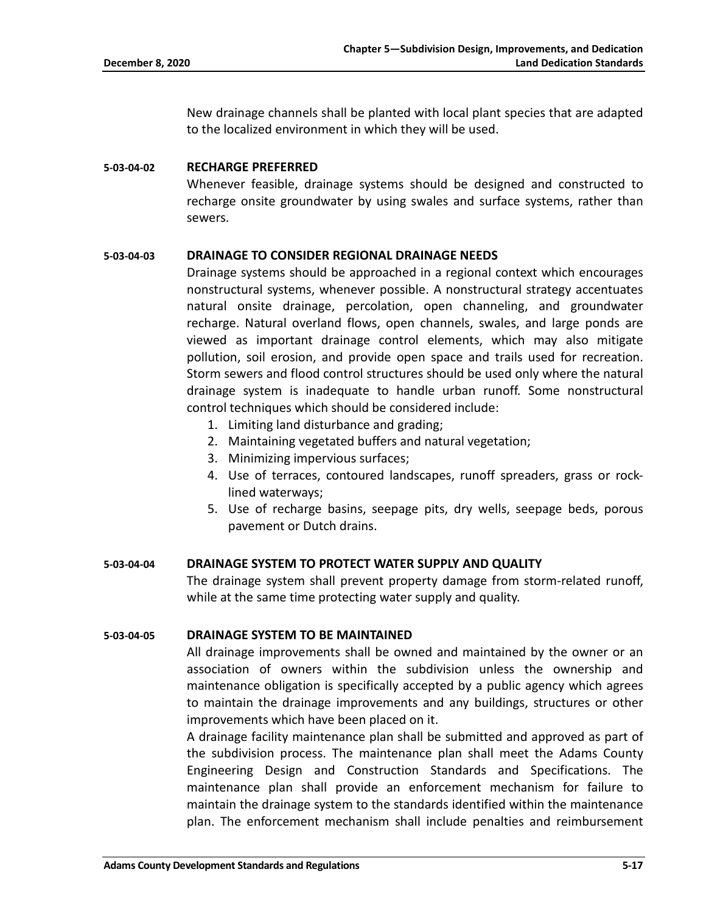New drainage channels shall be planted with local plant species that are adapted to the localized environment in which they will be used.

**5-03-04-02 RECHARGE PREFERRED**

Whenever feasible, drainage systems should be designed and constructed to recharge onsite groundwater by using swales and surface systems, rather than sewers.

**5-03-04-03 DRAINAGE TO CONSIDER REGIONAL DRAINAGE NEEDS**

Drainage systems should be approached in a regional context which encourages nonstructural systems, whenever possible. A nonstructural strategy accentuates natural onsite drainage, percolation, open channeling, and groundwater recharge. Natural overland flows, open channels, swales, and large ponds are viewed as important drainage control elements, which may also mitigate pollution, soil erosion, and provide open space and trails used for recreation. Storm sewers and flood control structures should be used only where the natural drainage system is inadequate to handle urban runoff. Some nonstructural control techniques which should be considered include:

1. Limiting land disturbance and grading;
2. Maintaining vegetated buffers and natural vegetation;
3. Minimizing impervious surfaces;
4. Use of terraces, contoured landscapes, runoff spreaders, grass or rock-lined waterways;
5. Use of recharge basins, seepage pits, dry wells, seepage beds, porous pavement or Dutch drains.

**5-03-04-04 DRAINAGE SYSTEM TO PROTECT WATER SUPPLY AND QUALITY**

The drainage system shall prevent property damage from storm-related runoff, while at the same time protecting water supply and quality.

**5-03-04-05 DRAINAGE SYSTEM TO BE MAINTAINED**

All drainage improvements shall be owned and maintained by the owner or an association of owners within the subdivision unless the ownership and maintenance obligation is specifically accepted by a public agency which agrees to maintain the drainage improvements and any buildings, structures or other improvements which have been placed on it.

A drainage facility maintenance plan shall be submitted and approved as part of the subdivision process. The maintenance plan shall meet the Adams County Engineering Design and Construction Standards and Specifications. The maintenance plan shall provide an enforcement mechanism for failure to maintain the drainage system to the standards identified within the maintenance plan. The enforcement mechanism shall include penalties and reimbursement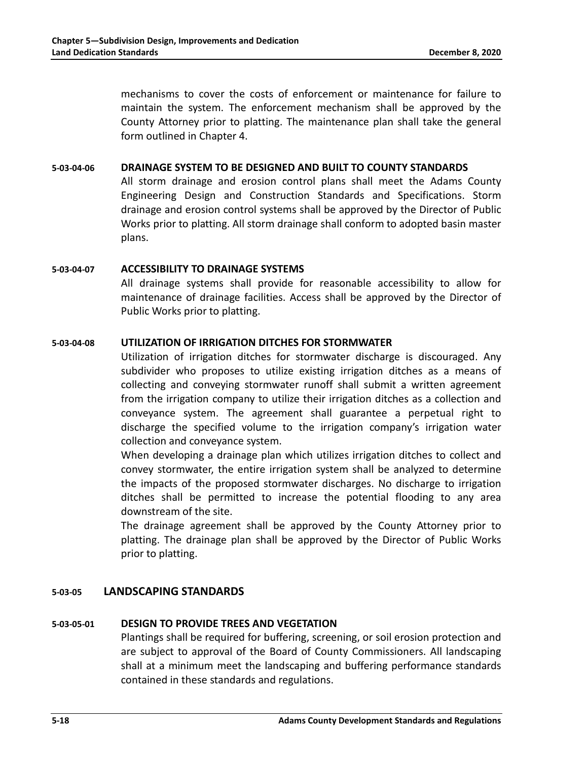mechanisms to cover the costs of enforcement or maintenance for failure to maintain the system. The enforcement mechanism shall be approved by the County Attorney prior to platting. The maintenance plan shall take the general form outlined in Chapter 4.

#### 5-03-04-06 DRAINAGE SYSTEM TO BE DESIGNED AND BUILT TO COUNTY STANDARDS

All storm drainage and erosion control plans shall meet the Adams County Engineering Design and Construction Standards and Specifications. Storm drainage and erosion control systems shall be approved by the Director of Public Works prior to platting. All storm drainage shall conform to adopted basin master plans.

#### 5-03-04-07 ACCESSIBILITY TO DRAINAGE SYSTEMS

All drainage systems shall provide for reasonable accessibility to allow for maintenance of drainage facilities. Access shall be approved by the Director of Public Works prior to platting.

#### 5-03-04-08 UTILIZATION OF IRRIGATION DITCHES FOR STORMWATER

Utilization of irrigation ditches for stormwater discharge is discouraged. Any subdivider who proposes to utilize existing irrigation ditches as a means of collecting and conveying stormwater runoff shall submit a written agreement from the irrigation company to utilize their irrigation ditches as a collection and conveyance system. The agreement shall guarantee a perpetual right to discharge the specified volume to the irrigation company's irrigation water collection and conveyance system.

When developing a drainage plan which utilizes irrigation ditches to collect and convey stormwater, the entire irrigation system shall be analyzed to determine the impacts of the proposed stormwater discharges. No discharge to irrigation ditches shall be permitted to increase the potential flooding to any area downstream of the site.

The drainage agreement shall be approved by the County Attorney prior to platting. The drainage plan shall be approved by the Director of Public Works prior to platting.

### 5-03-05 LANDSCAPING STANDARDS

#### 5-03-05-01 DESIGN TO PROVIDE TREES AND VEGETATION

Plantings shall be required for buffering, screening, or soil erosion protection and are subject to approval of the Board of County Commissioners. All landscaping shall at a minimum meet the landscaping and buffering performance standards contained in these standards and regulations.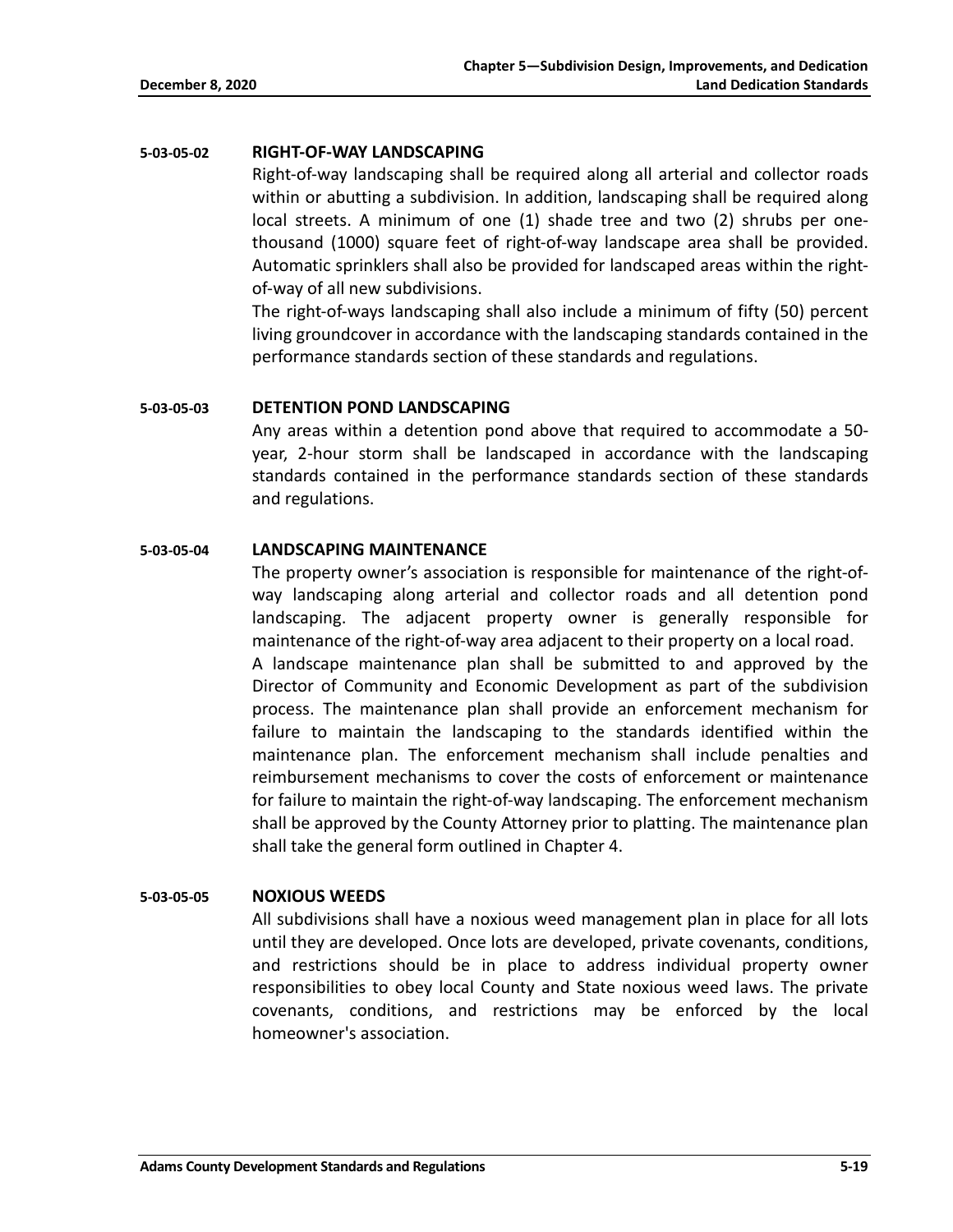#### 5-03-05-02 RIGHT-OF-WAY LANDSCAPING

Right-of-way landscaping shall be required along all arterial and collector roads within or abutting a subdivision. In addition, landscaping shall be required along local streets. A minimum of one (1) shade tree and two (2) shrubs per one-thousand (1000) square feet of right-of-way landscape area shall be provided. Automatic sprinklers shall also be provided for landscaped areas within the right-of-way of all new subdivisions.

The right-of-ways landscaping shall also include a minimum of fifty (50) percent living groundcover in accordance with the landscaping standards contained in the performance standards section of these standards and regulations.

#### 5-03-05-03 DETENTION POND LANDSCAPING

Any areas within a detention pond above that required to accommodate a 50-year, 2-hour storm shall be landscaped in accordance with the landscaping standards contained in the performance standards section of these standards and regulations.

#### 5-03-05-04 LANDSCAPING MAINTENANCE

The property owner's association is responsible for maintenance of the right-of-way landscaping along arterial and collector roads and all detention pond landscaping. The adjacent property owner is generally responsible for maintenance of the right-of-way area adjacent to their property on a local road.

A landscape maintenance plan shall be submitted to and approved by the Director of Community and Economic Development as part of the subdivision process. The maintenance plan shall provide an enforcement mechanism for failure to maintain the landscaping to the standards identified within the maintenance plan. The enforcement mechanism shall include penalties and reimbursement mechanisms to cover the costs of enforcement or maintenance for failure to maintain the right-of-way landscaping. The enforcement mechanism shall be approved by the County Attorney prior to platting. The maintenance plan shall take the general form outlined in Chapter 4.

#### 5-03-05-05 NOXIOUS WEEDS

All subdivisions shall have a noxious weed management plan in place for all lots until they are developed. Once lots are developed, private covenants, conditions, and restrictions should be in place to address individual property owner responsibilities to obey local County and State noxious weed laws. The private covenants, conditions, and restrictions may be enforced by the local homeowner's association.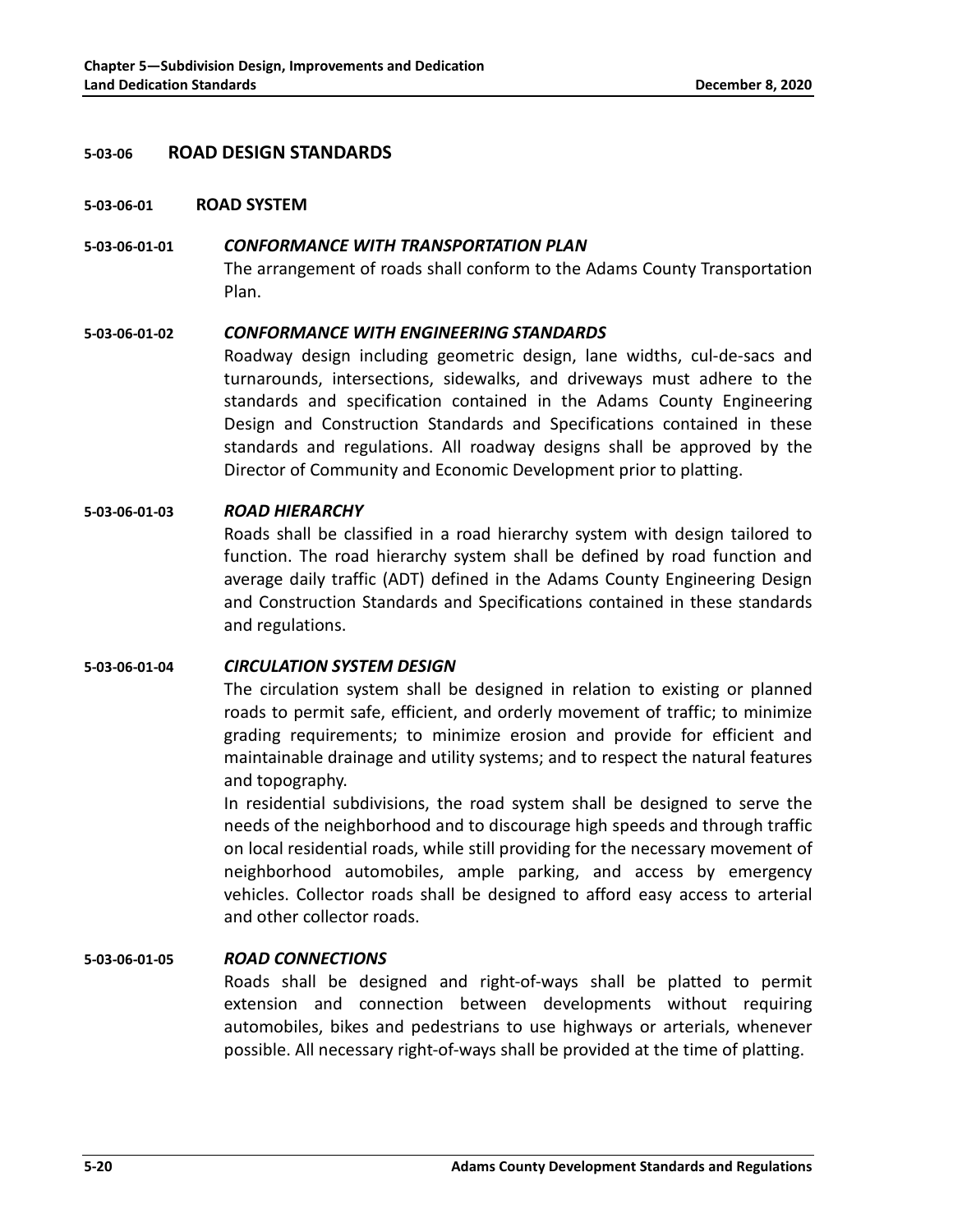## 5-03-06 ROAD DESIGN STANDARDS

### 5-03-06-01 ROAD SYSTEM

#### 5-03-06-01-01 *CONFORMANCE WITH TRANSPORTATION PLAN*

The arrangement of roads shall conform to the Adams County Transportation Plan.

#### 5-03-06-01-02 *CONFORMANCE WITH ENGINEERING STANDARDS*

Roadway design including geometric design, lane widths, cul-de-sacs and turnarounds, intersections, sidewalks, and driveways must adhere to the standards and specification contained in the Adams County Engineering Design and Construction Standards and Specifications contained in these standards and regulations. All roadway designs shall be approved by the Director of Community and Economic Development prior to platting.

#### 5-03-06-01-03 *ROAD HIERARCHY*

Roads shall be classified in a road hierarchy system with design tailored to function. The road hierarchy system shall be defined by road function and average daily traffic (ADT) defined in the Adams County Engineering Design and Construction Standards and Specifications contained in these standards and regulations.

#### 5-03-06-01-04 *CIRCULATION SYSTEM DESIGN*

The circulation system shall be designed in relation to existing or planned roads to permit safe, efficient, and orderly movement of traffic; to minimize grading requirements; to minimize erosion and provide for efficient and maintainable drainage and utility systems; and to respect the natural features and topography.

In residential subdivisions, the road system shall be designed to serve the needs of the neighborhood and to discourage high speeds and through traffic on local residential roads, while still providing for the necessary movement of neighborhood automobiles, ample parking, and access by emergency vehicles. Collector roads shall be designed to afford easy access to arterial and other collector roads.

#### 5-03-06-01-05 *ROAD CONNECTIONS*

Roads shall be designed and right-of-ways shall be platted to permit extension and connection between developments without requiring automobiles, bikes and pedestrians to use highways or arterials, whenever possible. All necessary right-of-ways shall be provided at the time of platting.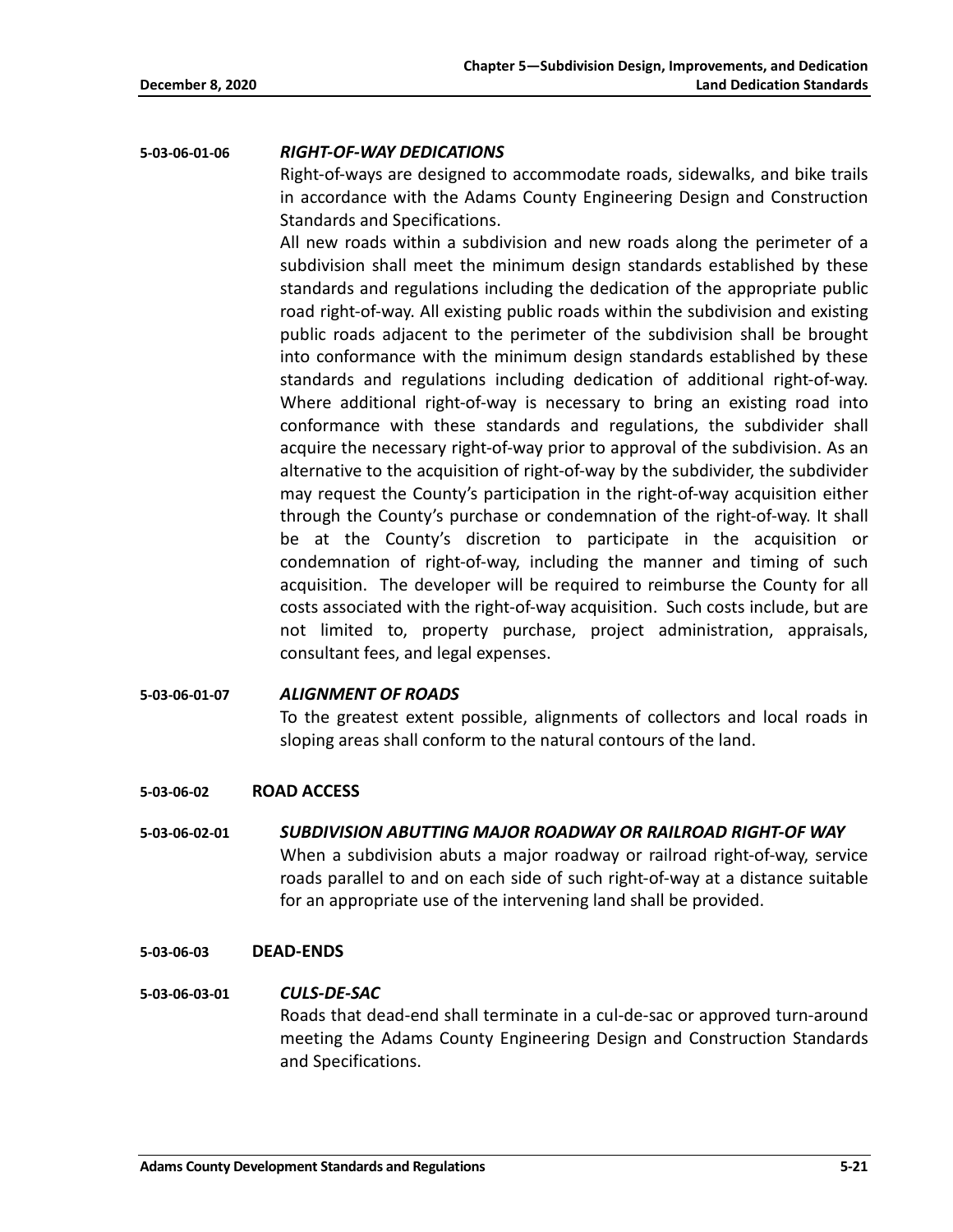**5-03-06-01-06** ***RIGHT-OF-WAY DEDICATIONS***

Right-of-ways are designed to accommodate roads, sidewalks, and bike trails in accordance with the Adams County Engineering Design and Construction Standards and Specifications.

All new roads within a subdivision and new roads along the perimeter of a subdivision shall meet the minimum design standards established by these standards and regulations including the dedication of the appropriate public road right-of-way. All existing public roads within the subdivision and existing public roads adjacent to the perimeter of the subdivision shall be brought into conformance with the minimum design standards established by these standards and regulations including dedication of additional right-of-way. Where additional right-of-way is necessary to bring an existing road into conformance with these standards and regulations, the subdivider shall acquire the necessary right-of-way prior to approval of the subdivision. As an alternative to the acquisition of right-of-way by the subdivider, the subdivider may request the County's participation in the right-of-way acquisition either through the County's purchase or condemnation of the right-of-way. It shall be at the County's discretion to participate in the acquisition or condemnation of right-of-way, including the manner and timing of such acquisition. The developer will be required to reimburse the County for all costs associated with the right-of-way acquisition. Such costs include, but are not limited to, property purchase, project administration, appraisals, consultant fees, and legal expenses.

**5-03-06-01-07** ***ALIGNMENT OF ROADS***

To the greatest extent possible, alignments of collectors and local roads in sloping areas shall conform to the natural contours of the land.

## 5-03-06-02 ROAD ACCESS

**5-03-06-02-01** ***SUBDIVISION ABUTTING MAJOR ROADWAY OR RAILROAD RIGHT-OF WAY***

When a subdivision abuts a major roadway or railroad right-of-way, service roads parallel to and on each side of such right-of-way at a distance suitable for an appropriate use of the intervening land shall be provided.

## 5-03-06-03 DEAD-ENDS

**5-03-06-03-01** ***CULS-DE-SAC***

Roads that dead-end shall terminate in a cul-de-sac or approved turn-around meeting the Adams County Engineering Design and Construction Standards and Specifications.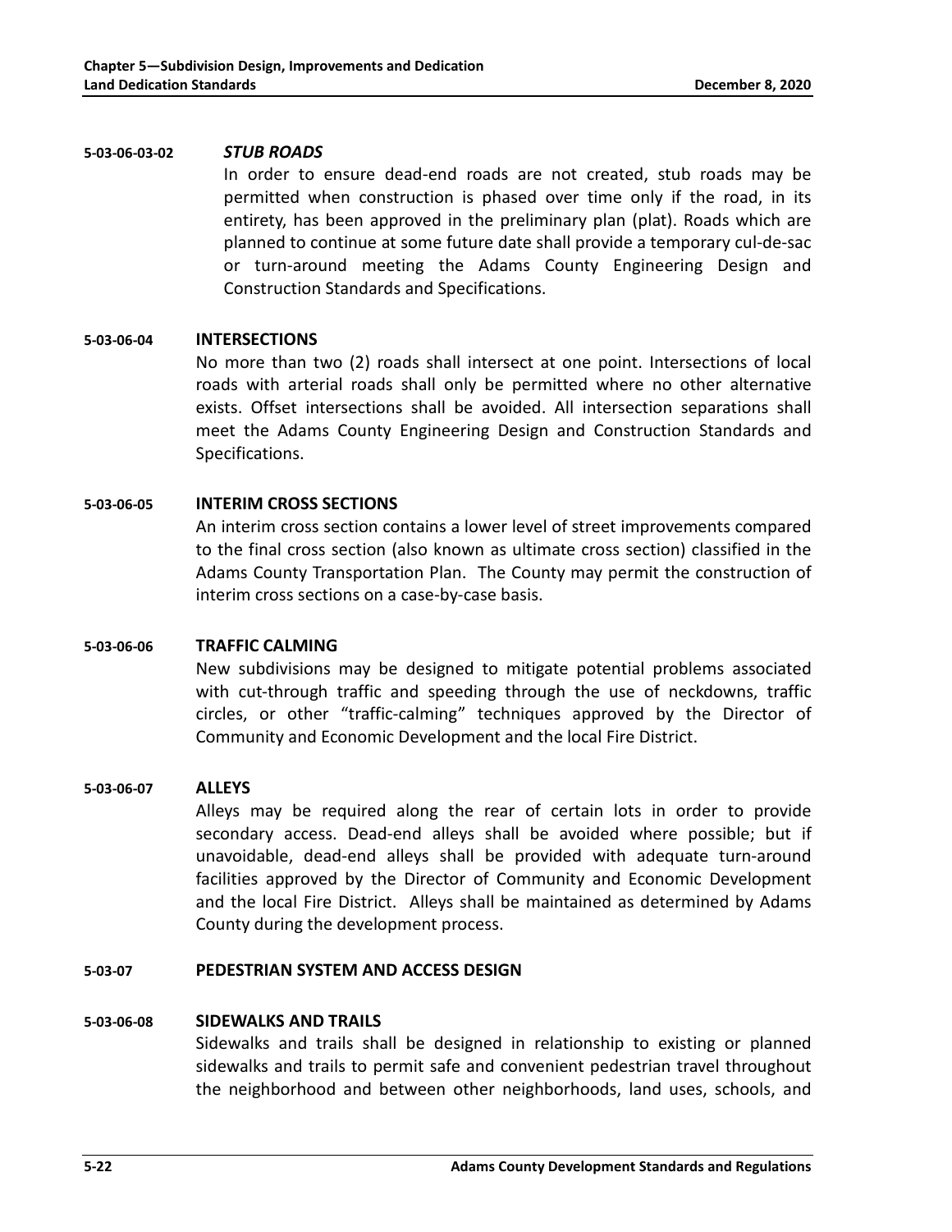**5-03-06-03-02** ***STUB ROADS***

In order to ensure dead-end roads are not created, stub roads may be permitted when construction is phased over time only if the road, in its entirety, has been approved in the preliminary plan (plat). Roads which are planned to continue at some future date shall provide a temporary cul-de-sac or turn-around meeting the Adams County Engineering Design and Construction Standards and Specifications.

**5-03-06-04** **INTERSECTIONS**

No more than two (2) roads shall intersect at one point. Intersections of local roads with arterial roads shall only be permitted where no other alternative exists. Offset intersections shall be avoided. All intersection separations shall meet the Adams County Engineering Design and Construction Standards and Specifications.

**5-03-06-05** **INTERIM CROSS SECTIONS**

An interim cross section contains a lower level of street improvements compared to the final cross section (also known as ultimate cross section) classified in the Adams County Transportation Plan. The County may permit the construction of interim cross sections on a case-by-case basis.

**5-03-06-06** **TRAFFIC CALMING**

New subdivisions may be designed to mitigate potential problems associated with cut-through traffic and speeding through the use of neckdowns, traffic circles, or other "traffic-calming" techniques approved by the Director of Community and Economic Development and the local Fire District.

**5-03-06-07** **ALLEYS**

Alleys may be required along the rear of certain lots in order to provide secondary access. Dead-end alleys shall be avoided where possible; but if unavoidable, dead-end alleys shall be provided with adequate turn-around facilities approved by the Director of Community and Economic Development and the local Fire District. Alleys shall be maintained as determined by Adams County during the development process.

**5-03-07** **PEDESTRIAN SYSTEM AND ACCESS DESIGN**

**5-03-06-08** **SIDEWALKS AND TRAILS**

Sidewalks and trails shall be designed in relationship to existing or planned sidewalks and trails to permit safe and convenient pedestrian travel throughout the neighborhood and between other neighborhoods, land uses, schools, and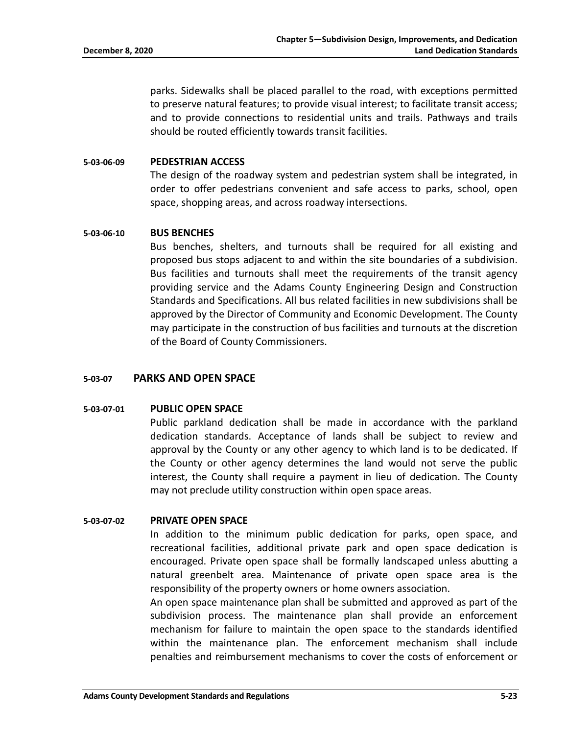parks. Sidewalks shall be placed parallel to the road, with exceptions permitted to preserve natural features; to provide visual interest; to facilitate transit access; and to provide connections to residential units and trails. Pathways and trails should be routed efficiently towards transit facilities.

#### 5-03-06-09 PEDESTRIAN ACCESS

The design of the roadway system and pedestrian system shall be integrated, in order to offer pedestrians convenient and safe access to parks, school, open space, shopping areas, and across roadway intersections.

#### 5-03-06-10 BUS BENCHES

Bus benches, shelters, and turnouts shall be required for all existing and proposed bus stops adjacent to and within the site boundaries of a subdivision. Bus facilities and turnouts shall meet the requirements of the transit agency providing service and the Adams County Engineering Design and Construction Standards and Specifications. All bus related facilities in new subdivisions shall be approved by the Director of Community and Economic Development. The County may participate in the construction of bus facilities and turnouts at the discretion of the Board of County Commissioners.

### 5-03-07 PARKS AND OPEN SPACE

#### 5-03-07-01 PUBLIC OPEN SPACE

Public parkland dedication shall be made in accordance with the parkland dedication standards. Acceptance of lands shall be subject to review and approval by the County or any other agency to which land is to be dedicated. If the County or other agency determines the land would not serve the public interest, the County shall require a payment in lieu of dedication. The County may not preclude utility construction within open space areas.

#### 5-03-07-02 PRIVATE OPEN SPACE

In addition to the minimum public dedication for parks, open space, and recreational facilities, additional private park and open space dedication is encouraged. Private open space shall be formally landscaped unless abutting a natural greenbelt area. Maintenance of private open space area is the responsibility of the property owners or home owners association.

An open space maintenance plan shall be submitted and approved as part of the subdivision process. The maintenance plan shall provide an enforcement mechanism for failure to maintain the open space to the standards identified within the maintenance plan. The enforcement mechanism shall include penalties and reimbursement mechanisms to cover the costs of enforcement or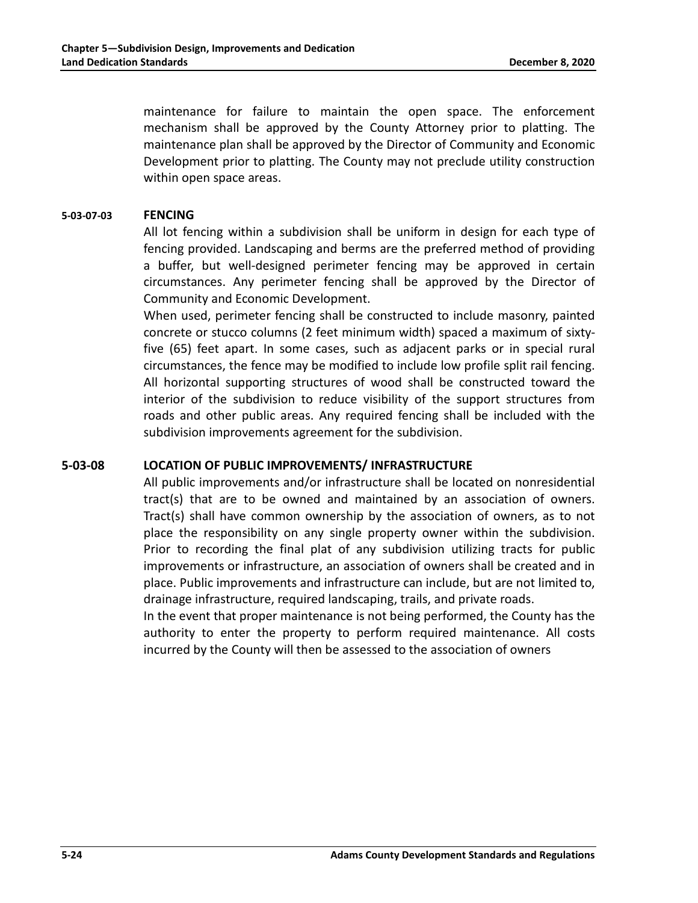maintenance for failure to maintain the open space. The enforcement mechanism shall be approved by the County Attorney prior to platting. The maintenance plan shall be approved by the Director of Community and Economic Development prior to platting. The County may not preclude utility construction within open space areas.

#### 5-03-07-03 FENCING

All lot fencing within a subdivision shall be uniform in design for each type of fencing provided. Landscaping and berms are the preferred method of providing a buffer, but well-designed perimeter fencing may be approved in certain circumstances. Any perimeter fencing shall be approved by the Director of Community and Economic Development.

When used, perimeter fencing shall be constructed to include masonry, painted concrete or stucco columns (2 feet minimum width) spaced a maximum of sixty-five (65) feet apart. In some cases, such as adjacent parks or in special rural circumstances, the fence may be modified to include low profile split rail fencing. All horizontal supporting structures of wood shall be constructed toward the interior of the subdivision to reduce visibility of the support structures from roads and other public areas. Any required fencing shall be included with the subdivision improvements agreement for the subdivision.

### 5-03-08 LOCATION OF PUBLIC IMPROVEMENTS/ INFRASTRUCTURE

All public improvements and/or infrastructure shall be located on nonresidential tract(s) that are to be owned and maintained by an association of owners. Tract(s) shall have common ownership by the association of owners, as to not place the responsibility on any single property owner within the subdivision. Prior to recording the final plat of any subdivision utilizing tracts for public improvements or infrastructure, an association of owners shall be created and in place. Public improvements and infrastructure can include, but are not limited to, drainage infrastructure, required landscaping, trails, and private roads.

In the event that proper maintenance is not being performed, the County has the authority to enter the property to perform required maintenance. All costs incurred by the County will then be assessed to the association of owners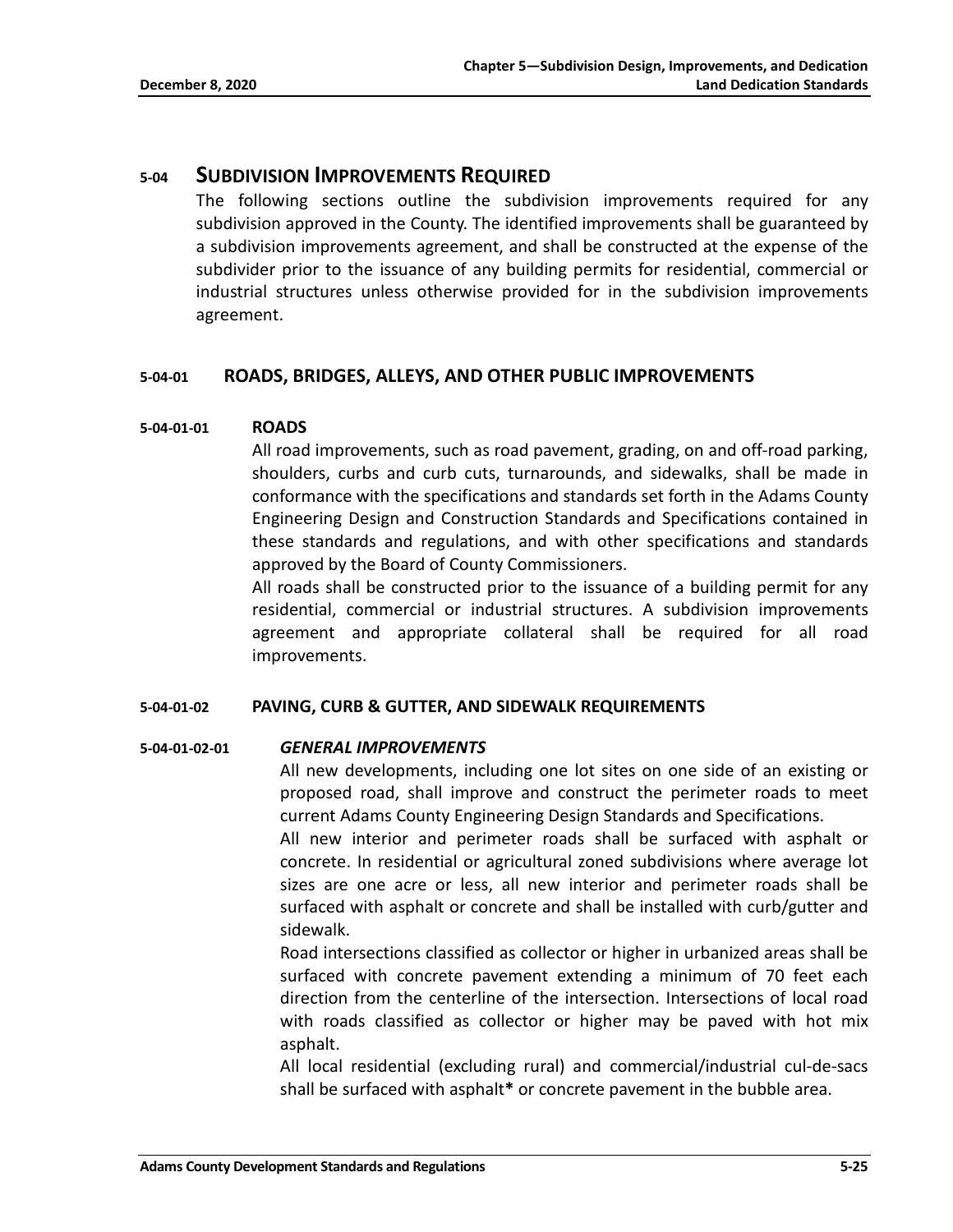## 5-04 SUBDIVISION IMPROVEMENTS REQUIRED

The following sections outline the subdivision improvements required for any subdivision approved in the County. The identified improvements shall be guaranteed by a subdivision improvements agreement, and shall be constructed at the expense of the subdivider prior to the issuance of any building permits for residential, commercial or industrial structures unless otherwise provided for in the subdivision improvements agreement.

### 5-04-01 ROADS, BRIDGES, ALLEYS, AND OTHER PUBLIC IMPROVEMENTS

#### 5-04-01-01 ROADS

All road improvements, such as road pavement, grading, on and off-road parking, shoulders, curbs and curb cuts, turnarounds, and sidewalks, shall be made in conformance with the specifications and standards set forth in the Adams County Engineering Design and Construction Standards and Specifications contained in these standards and regulations, and with other specifications and standards approved by the Board of County Commissioners.

All roads shall be constructed prior to the issuance of a building permit for any residential, commercial or industrial structures. A subdivision improvements agreement and appropriate collateral shall be required for all road improvements.

#### 5-04-01-02 PAVING, CURB & GUTTER, AND SIDEWALK REQUIREMENTS

##### 5-04-01-02-01 *GENERAL IMPROVEMENTS*

All new developments, including one lot sites on one side of an existing or proposed road, shall improve and construct the perimeter roads to meet current Adams County Engineering Design Standards and Specifications.

All new interior and perimeter roads shall be surfaced with asphalt or concrete. In residential or agricultural zoned subdivisions where average lot sizes are one acre or less, all new interior and perimeter roads shall be surfaced with asphalt or concrete and shall be installed with curb/gutter and sidewalk.

Road intersections classified as collector or higher in urbanized areas shall be surfaced with concrete pavement extending a minimum of 70 feet each direction from the centerline of the intersection. Intersections of local road with roads classified as collector or higher may be paved with hot mix asphalt.

All local residential (excluding rural) and commercial/industrial cul-de-sacs shall be surfaced with asphalt* or concrete pavement in the bubble area.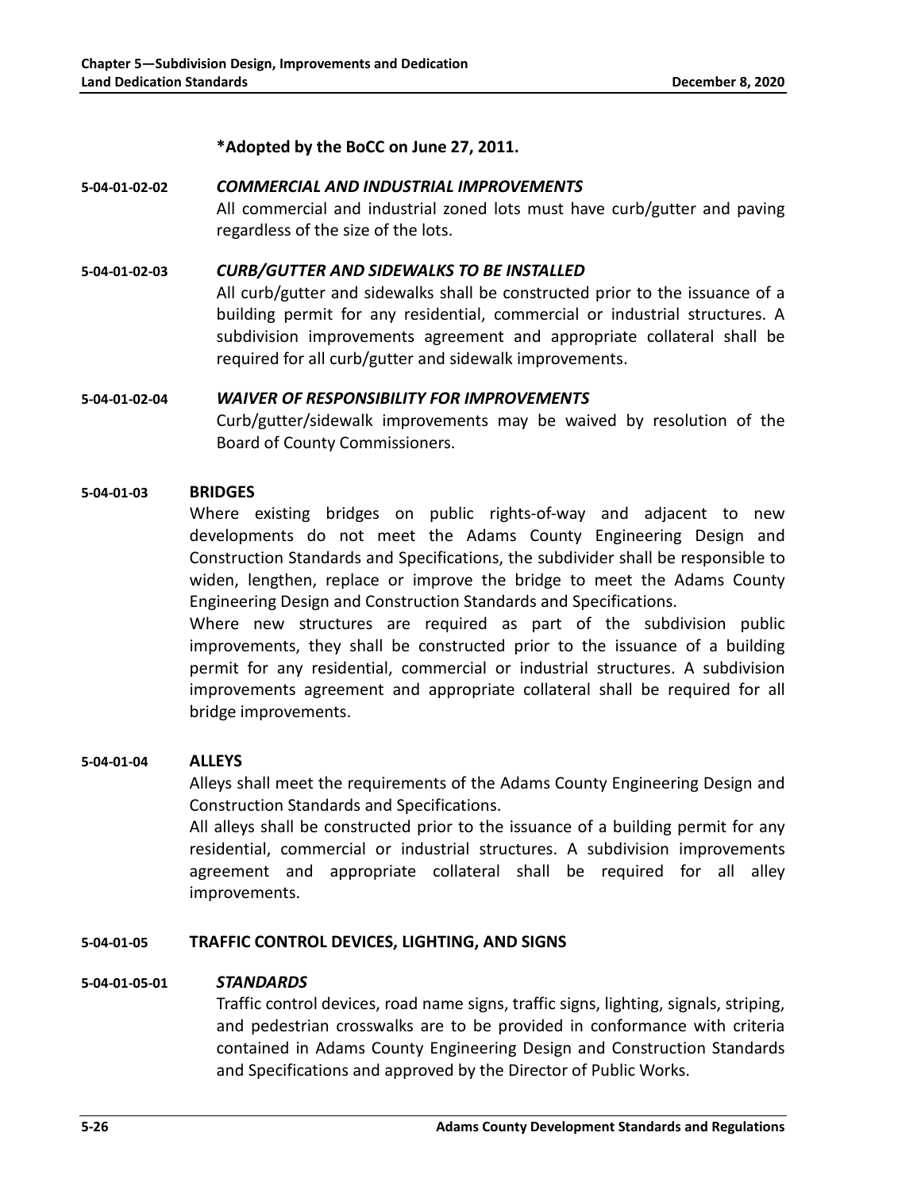**\*Adopted by the BoCC on June 27, 2011.**

**5-04-01-02-02** ***COMMERCIAL AND INDUSTRIAL IMPROVEMENTS***

All commercial and industrial zoned lots must have curb/gutter and paving regardless of the size of the lots.

**5-04-01-02-03** ***CURB/GUTTER AND SIDEWALKS TO BE INSTALLED***

All curb/gutter and sidewalks shall be constructed prior to the issuance of a building permit for any residential, commercial or industrial structures. A subdivision improvements agreement and appropriate collateral shall be required for all curb/gutter and sidewalk improvements.

**5-04-01-02-04** ***WAIVER OF RESPONSIBILITY FOR IMPROVEMENTS***

Curb/gutter/sidewalk improvements may be waived by resolution of the Board of County Commissioners.

**5-04-01-03** **BRIDGES**

Where existing bridges on public rights-of-way and adjacent to new developments do not meet the Adams County Engineering Design and Construction Standards and Specifications, the subdivider shall be responsible to widen, lengthen, replace or improve the bridge to meet the Adams County Engineering Design and Construction Standards and Specifications.

Where new structures are required as part of the subdivision public improvements, they shall be constructed prior to the issuance of a building permit for any residential, commercial or industrial structures. A subdivision improvements agreement and appropriate collateral shall be required for all bridge improvements.

**5-04-01-04** **ALLEYS**

Alleys shall meet the requirements of the Adams County Engineering Design and Construction Standards and Specifications.

All alleys shall be constructed prior to the issuance of a building permit for any residential, commercial or industrial structures. A subdivision improvements agreement and appropriate collateral shall be required for all alley improvements.

**5-04-01-05** **TRAFFIC CONTROL DEVICES, LIGHTING, AND SIGNS**

**5-04-01-05-01** ***STANDARDS***

Traffic control devices, road name signs, traffic signs, lighting, signals, striping, and pedestrian crosswalks are to be provided in conformance with criteria contained in Adams County Engineering Design and Construction Standards and Specifications and approved by the Director of Public Works.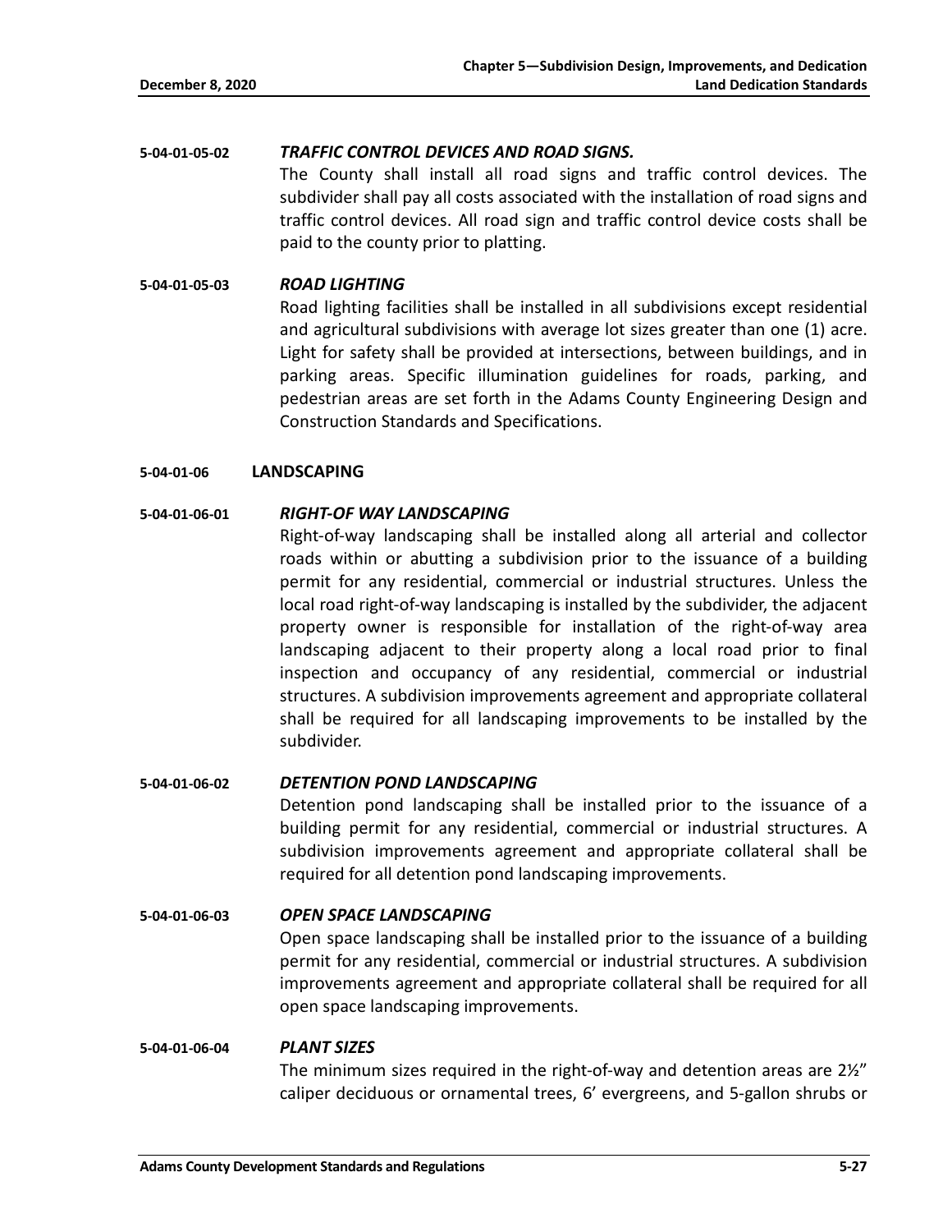**5-04-01-05-02** ***TRAFFIC CONTROL DEVICES AND ROAD SIGNS.***

The County shall install all road signs and traffic control devices. The subdivider shall pay all costs associated with the installation of road signs and traffic control devices. All road sign and traffic control device costs shall be paid to the county prior to platting.

**5-04-01-05-03** ***ROAD LIGHTING***

Road lighting facilities shall be installed in all subdivisions except residential and agricultural subdivisions with average lot sizes greater than one (1) acre. Light for safety shall be provided at intersections, between buildings, and in parking areas. Specific illumination guidelines for roads, parking, and pedestrian areas are set forth in the Adams County Engineering Design and Construction Standards and Specifications.

**5-04-01-06 LANDSCAPING**

**5-04-01-06-01** ***RIGHT-OF WAY LANDSCAPING***

Right-of-way landscaping shall be installed along all arterial and collector roads within or abutting a subdivision prior to the issuance of a building permit for any residential, commercial or industrial structures. Unless the local road right-of-way landscaping is installed by the subdivider, the adjacent property owner is responsible for installation of the right-of-way area landscaping adjacent to their property along a local road prior to final inspection and occupancy of any residential, commercial or industrial structures. A subdivision improvements agreement and appropriate collateral shall be required for all landscaping improvements to be installed by the subdivider.

**5-04-01-06-02** ***DETENTION POND LANDSCAPING***

Detention pond landscaping shall be installed prior to the issuance of a building permit for any residential, commercial or industrial structures. A subdivision improvements agreement and appropriate collateral shall be required for all detention pond landscaping improvements.

**5-04-01-06-03** ***OPEN SPACE LANDSCAPING***

Open space landscaping shall be installed prior to the issuance of a building permit for any residential, commercial or industrial structures. A subdivision improvements agreement and appropriate collateral shall be required for all open space landscaping improvements.

**5-04-01-06-04** ***PLANT SIZES***

The minimum sizes required in the right-of-way and detention areas are 2½" caliper deciduous or ornamental trees, 6' evergreens, and 5-gallon shrubs or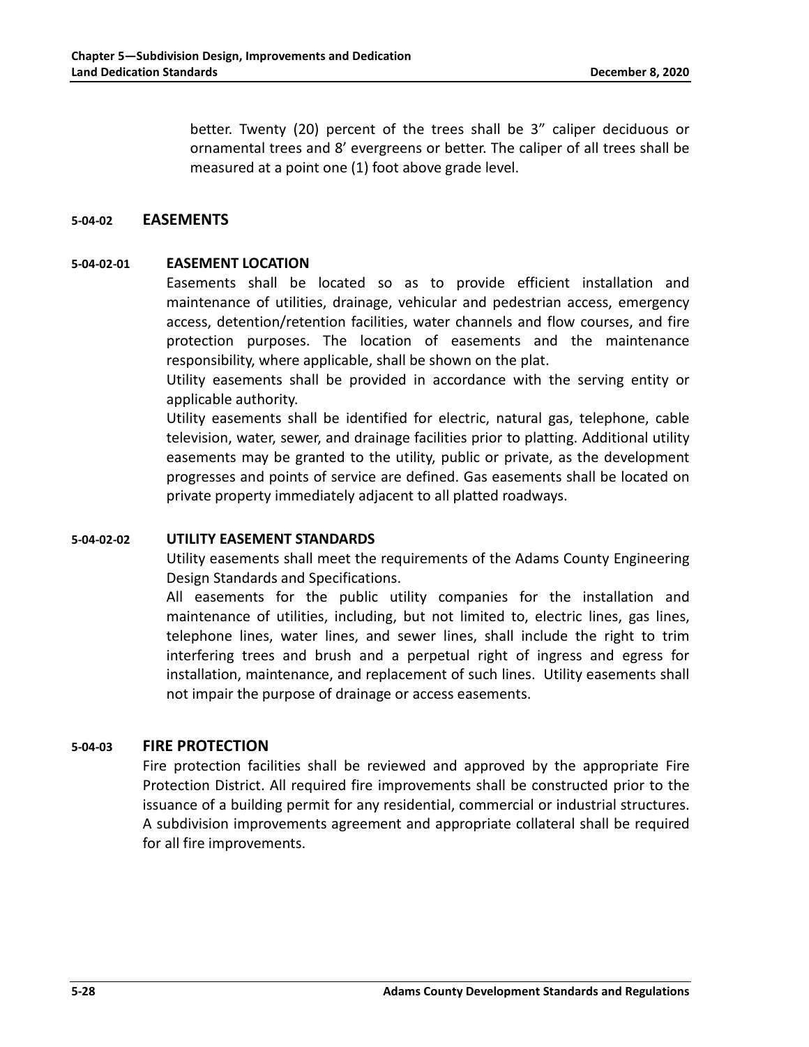better. Twenty (20) percent of the trees shall be 3” caliper deciduous or ornamental trees and 8’ evergreens or better. The caliper of all trees shall be measured at a point one (1) foot above grade level.

## 5-04-02 EASEMENTS

### 5-04-02-01 EASEMENT LOCATION

Easements shall be located so as to provide efficient installation and maintenance of utilities, drainage, vehicular and pedestrian access, emergency access, detention/retention facilities, water channels and flow courses, and fire protection purposes. The location of easements and the maintenance responsibility, where applicable, shall be shown on the plat.

Utility easements shall be provided in accordance with the serving entity or applicable authority.

Utility easements shall be identified for electric, natural gas, telephone, cable television, water, sewer, and drainage facilities prior to platting. Additional utility easements may be granted to the utility, public or private, as the development progresses and points of service are defined. Gas easements shall be located on private property immediately adjacent to all platted roadways.

### 5-04-02-02 UTILITY EASEMENT STANDARDS

Utility easements shall meet the requirements of the Adams County Engineering Design Standards and Specifications.

All easements for the public utility companies for the installation and maintenance of utilities, including, but not limited to, electric lines, gas lines, telephone lines, water lines, and sewer lines, shall include the right to trim interfering trees and brush and a perpetual right of ingress and egress for installation, maintenance, and replacement of such lines. Utility easements shall not impair the purpose of drainage or access easements.

## 5-04-03 FIRE PROTECTION

Fire protection facilities shall be reviewed and approved by the appropriate Fire Protection District. All required fire improvements shall be constructed prior to the issuance of a building permit for any residential, commercial or industrial structures. A subdivision improvements agreement and appropriate collateral shall be required for all fire improvements.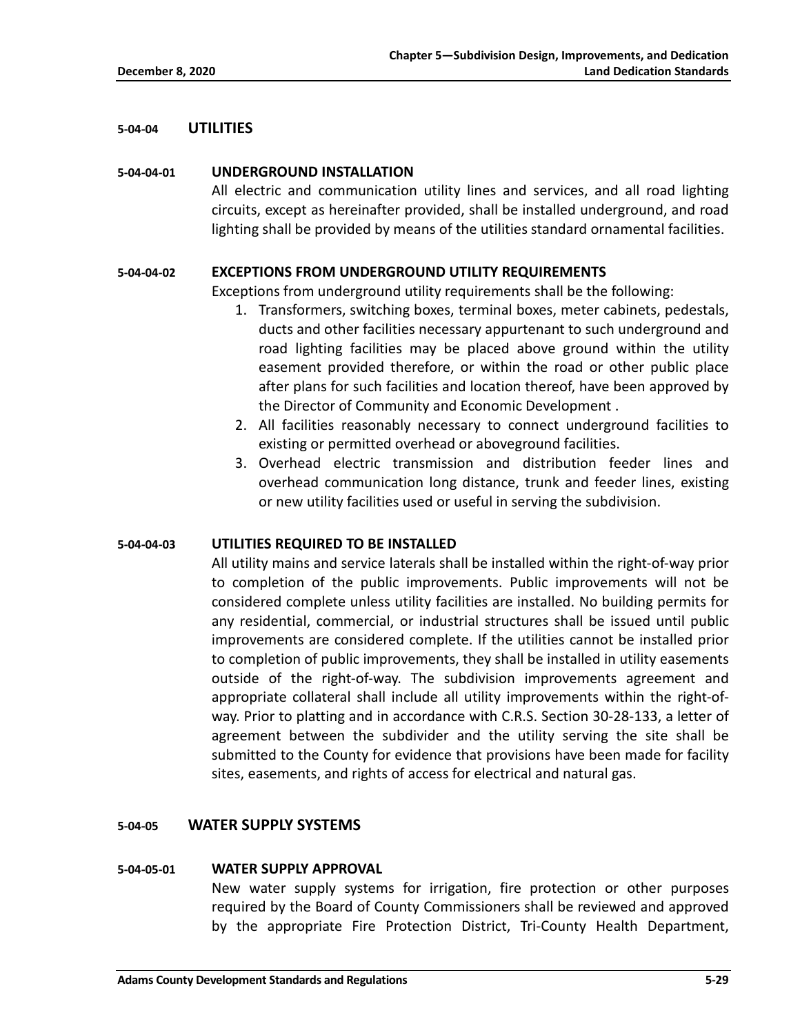## 5-04-04 UTILITIES

### 5-04-04-01 UNDERGROUND INSTALLATION

All electric and communication utility lines and services, and all road lighting circuits, except as hereinafter provided, shall be installed underground, and road lighting shall be provided by means of the utilities standard ornamental facilities.

### 5-04-04-02 EXCEPTIONS FROM UNDERGROUND UTILITY REQUIREMENTS

Exceptions from underground utility requirements shall be the following:

1. Transformers, switching boxes, terminal boxes, meter cabinets, pedestals, ducts and other facilities necessary appurtenant to such underground and road lighting facilities may be placed above ground within the utility easement provided therefore, or within the road or other public place after plans for such facilities and location thereof, have been approved by the Director of Community and Economic Development .
2. All facilities reasonably necessary to connect underground facilities to existing or permitted overhead or aboveground facilities.
3. Overhead electric transmission and distribution feeder lines and overhead communication long distance, trunk and feeder lines, existing or new utility facilities used or useful in serving the subdivision.

### 5-04-04-03 UTILITIES REQUIRED TO BE INSTALLED

All utility mains and service laterals shall be installed within the right-of-way prior to completion of the public improvements. Public improvements will not be considered complete unless utility facilities are installed. No building permits for any residential, commercial, or industrial structures shall be issued until public improvements are considered complete. If the utilities cannot be installed prior to completion of public improvements, they shall be installed in utility easements outside of the right-of-way. The subdivision improvements agreement and appropriate collateral shall include all utility improvements within the right-of-way. Prior to platting and in accordance with C.R.S. Section 30-28-133, a letter of agreement between the subdivider and the utility serving the site shall be submitted to the County for evidence that provisions have been made for facility sites, easements, and rights of access for electrical and natural gas.

## 5-04-05 WATER SUPPLY SYSTEMS

### 5-04-05-01 WATER SUPPLY APPROVAL

New water supply systems for irrigation, fire protection or other purposes required by the Board of County Commissioners shall be reviewed and approved by the appropriate Fire Protection District, Tri-County Health Department,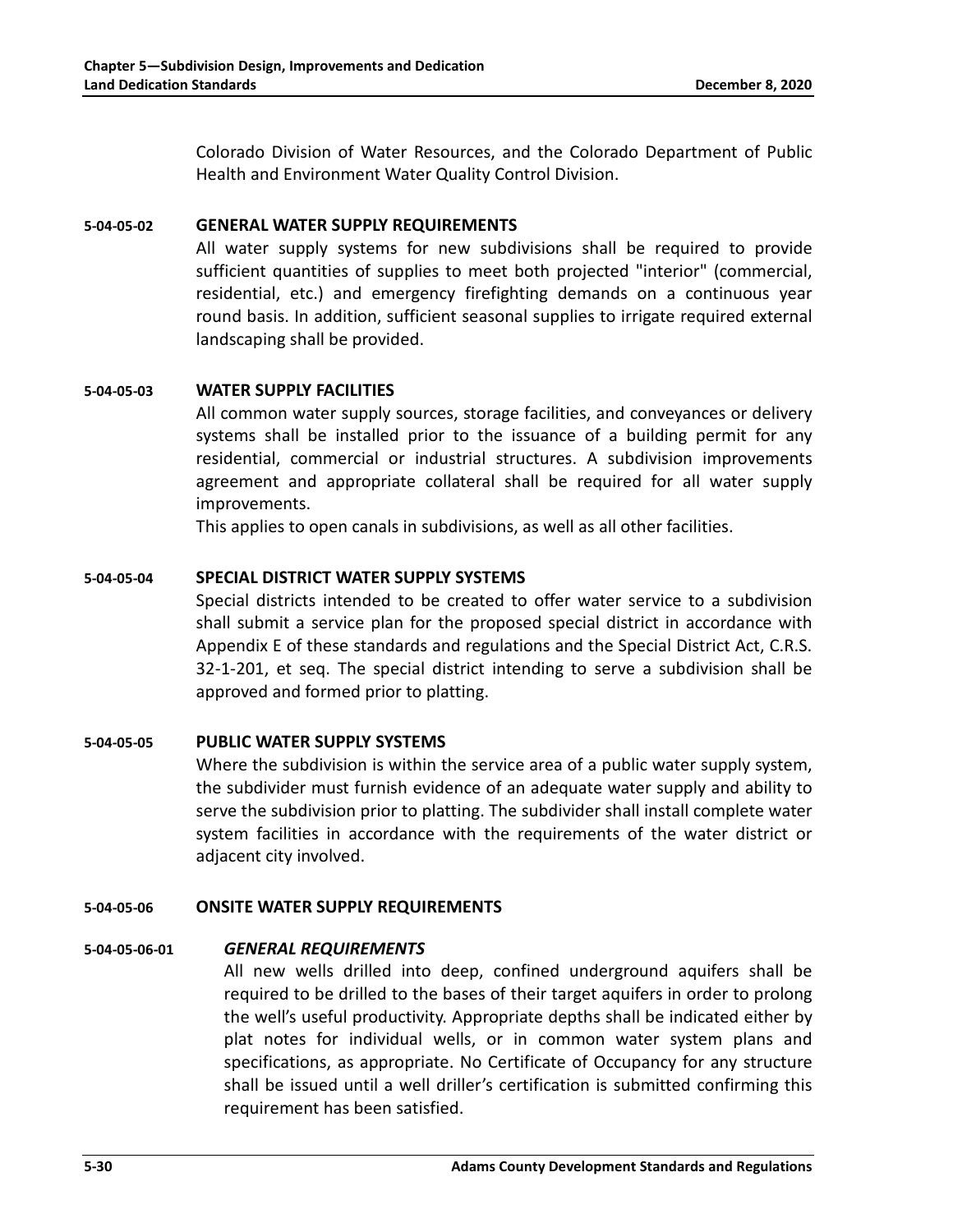Colorado Division of Water Resources, and the Colorado Department of Public Health and Environment Water Quality Control Division.

#### 5-04-05-02 GENERAL WATER SUPPLY REQUIREMENTS

All water supply systems for new subdivisions shall be required to provide sufficient quantities of supplies to meet both projected "interior" (commercial, residential, etc.) and emergency firefighting demands on a continuous year round basis. In addition, sufficient seasonal supplies to irrigate required external landscaping shall be provided.

#### 5-04-05-03 WATER SUPPLY FACILITIES

All common water supply sources, storage facilities, and conveyances or delivery systems shall be installed prior to the issuance of a building permit for any residential, commercial or industrial structures. A subdivision improvements agreement and appropriate collateral shall be required for all water supply improvements.

This applies to open canals in subdivisions, as well as all other facilities.

#### 5-04-05-04 SPECIAL DISTRICT WATER SUPPLY SYSTEMS

Special districts intended to be created to offer water service to a subdivision shall submit a service plan for the proposed special district in accordance with Appendix E of these standards and regulations and the Special District Act, C.R.S. 32-1-201, et seq. The special district intending to serve a subdivision shall be approved and formed prior to platting.

#### 5-04-05-05 PUBLIC WATER SUPPLY SYSTEMS

Where the subdivision is within the service area of a public water supply system, the subdivider must furnish evidence of an adequate water supply and ability to serve the subdivision prior to platting. The subdivider shall install complete water system facilities in accordance with the requirements of the water district or adjacent city involved.

#### 5-04-05-06 ONSITE WATER SUPPLY REQUIREMENTS

##### 5-04-05-06-01 *GENERAL REQUIREMENTS*

All new wells drilled into deep, confined underground aquifers shall be required to be drilled to the bases of their target aquifers in order to prolong the well's useful productivity. Appropriate depths shall be indicated either by plat notes for individual wells, or in common water system plans and specifications, as appropriate. No Certificate of Occupancy for any structure shall be issued until a well driller's certification is submitted confirming this requirement has been satisfied.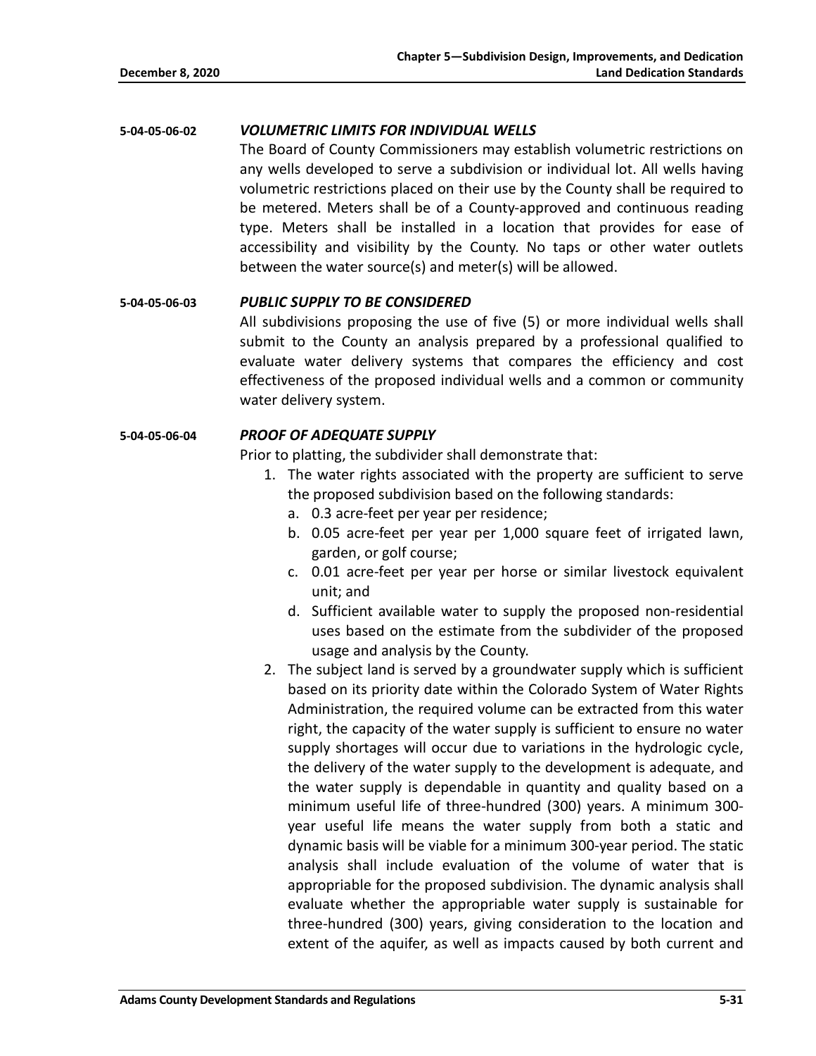#### 5-04-05-06-02 *VOLUMETRIC LIMITS FOR INDIVIDUAL WELLS*

The Board of County Commissioners may establish volumetric restrictions on any wells developed to serve a subdivision or individual lot. All wells having volumetric restrictions placed on their use by the County shall be required to be metered. Meters shall be of a County-approved and continuous reading type. Meters shall be installed in a location that provides for ease of accessibility and visibility by the County. No taps or other water outlets between the water source(s) and meter(s) will be allowed.

#### 5-04-05-06-03 *PUBLIC SUPPLY TO BE CONSIDERED*

All subdivisions proposing the use of five (5) or more individual wells shall submit to the County an analysis prepared by a professional qualified to evaluate water delivery systems that compares the efficiency and cost effectiveness of the proposed individual wells and a common or community water delivery system.

#### 5-04-05-06-04 *PROOF OF ADEQUATE SUPPLY*

Prior to platting, the subdivider shall demonstrate that:

1. The water rights associated with the property are sufficient to serve the proposed subdivision based on the following standards:
   a. 0.3 acre-feet per year per residence;
   b. 0.05 acre-feet per year per 1,000 square feet of irrigated lawn, garden, or golf course;
   c. 0.01 acre-feet per year per horse or similar livestock equivalent unit; and
   d. Sufficient available water to supply the proposed non-residential uses based on the estimate from the subdivider of the proposed usage and analysis by the County.
2. The subject land is served by a groundwater supply which is sufficient based on its priority date within the Colorado System of Water Rights Administration, the required volume can be extracted from this water right, the capacity of the water supply is sufficient to ensure no water supply shortages will occur due to variations in the hydrologic cycle, the delivery of the water supply to the development is adequate, and the water supply is dependable in quantity and quality based on a minimum useful life of three-hundred (300) years. A minimum 300-year useful life means the water supply from both a static and dynamic basis will be viable for a minimum 300-year period. The static analysis shall include evaluation of the volume of water that is appropriable for the proposed subdivision. The dynamic analysis shall evaluate whether the appropriable water supply is sustainable for three-hundred (300) years, giving consideration to the location and extent of the aquifer, as well as impacts caused by both current and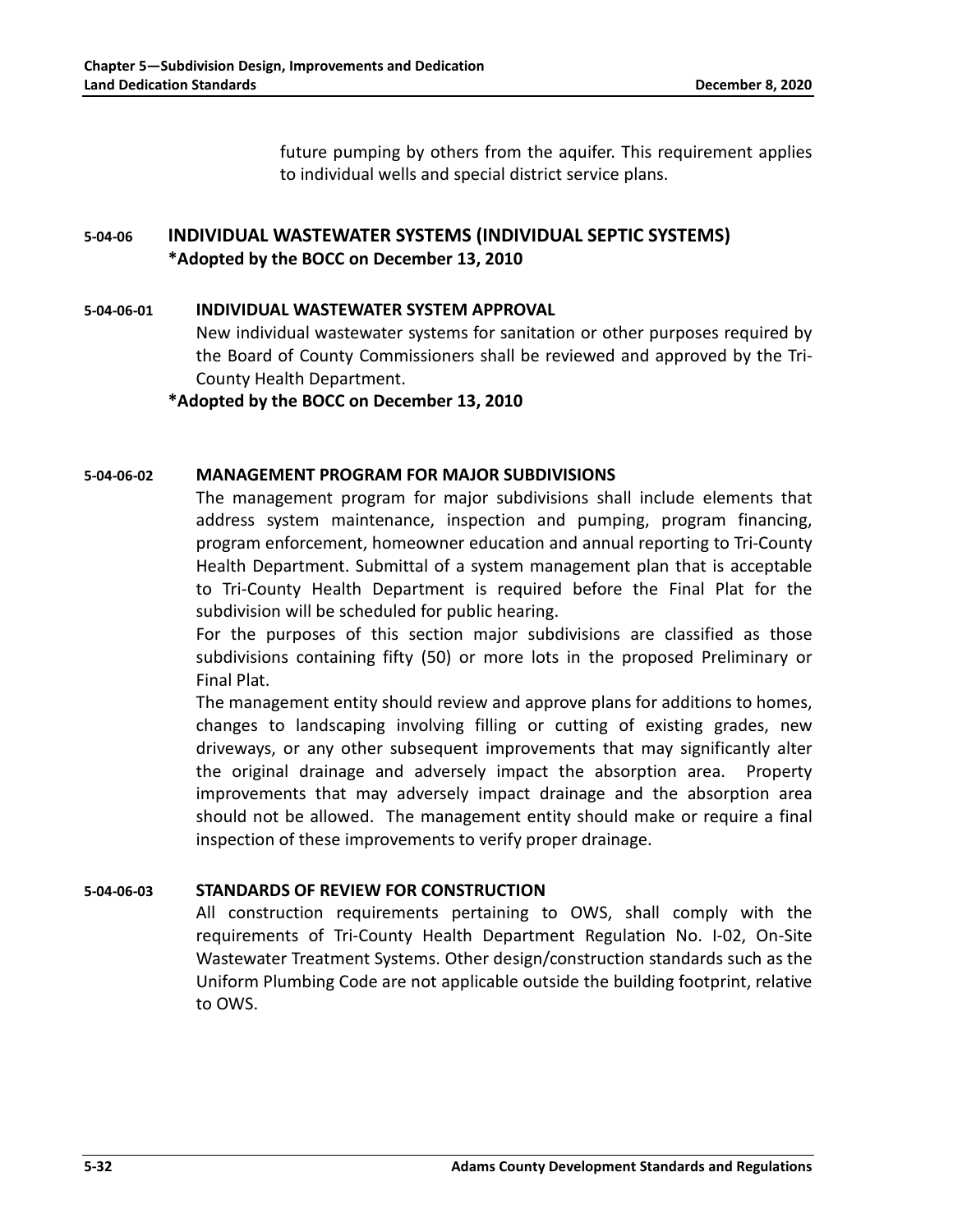future pumping by others from the aquifer. This requirement applies to individual wells and special district service plans.

## 5-04-06 INDIVIDUAL WASTEWATER SYSTEMS (INDIVIDUAL SEPTIC SYSTEMS)

**\*Adopted by the BOCC on December 13, 2010**

### 5-04-06-01 INDIVIDUAL WASTEWATER SYSTEM APPROVAL

New individual wastewater systems for sanitation or other purposes required by the Board of County Commissioners shall be reviewed and approved by the Tri-County Health Department.

**\*Adopted by the BOCC on December 13, 2010**

### 5-04-06-02 MANAGEMENT PROGRAM FOR MAJOR SUBDIVISIONS

The management program for major subdivisions shall include elements that address system maintenance, inspection and pumping, program financing, program enforcement, homeowner education and annual reporting to Tri-County Health Department. Submittal of a system management plan that is acceptable to Tri-County Health Department is required before the Final Plat for the subdivision will be scheduled for public hearing.

For the purposes of this section major subdivisions are classified as those subdivisions containing fifty (50) or more lots in the proposed Preliminary or Final Plat.

The management entity should review and approve plans for additions to homes, changes to landscaping involving filling or cutting of existing grades, new driveways, or any other subsequent improvements that may significantly alter the original drainage and adversely impact the absorption area. Property improvements that may adversely impact drainage and the absorption area should not be allowed. The management entity should make or require a final inspection of these improvements to verify proper drainage.

### 5-04-06-03 STANDARDS OF REVIEW FOR CONSTRUCTION

All construction requirements pertaining to OWS, shall comply with the requirements of Tri-County Health Department Regulation No. I-02, On-Site Wastewater Treatment Systems. Other design/construction standards such as the Uniform Plumbing Code are not applicable outside the building footprint, relative to OWS.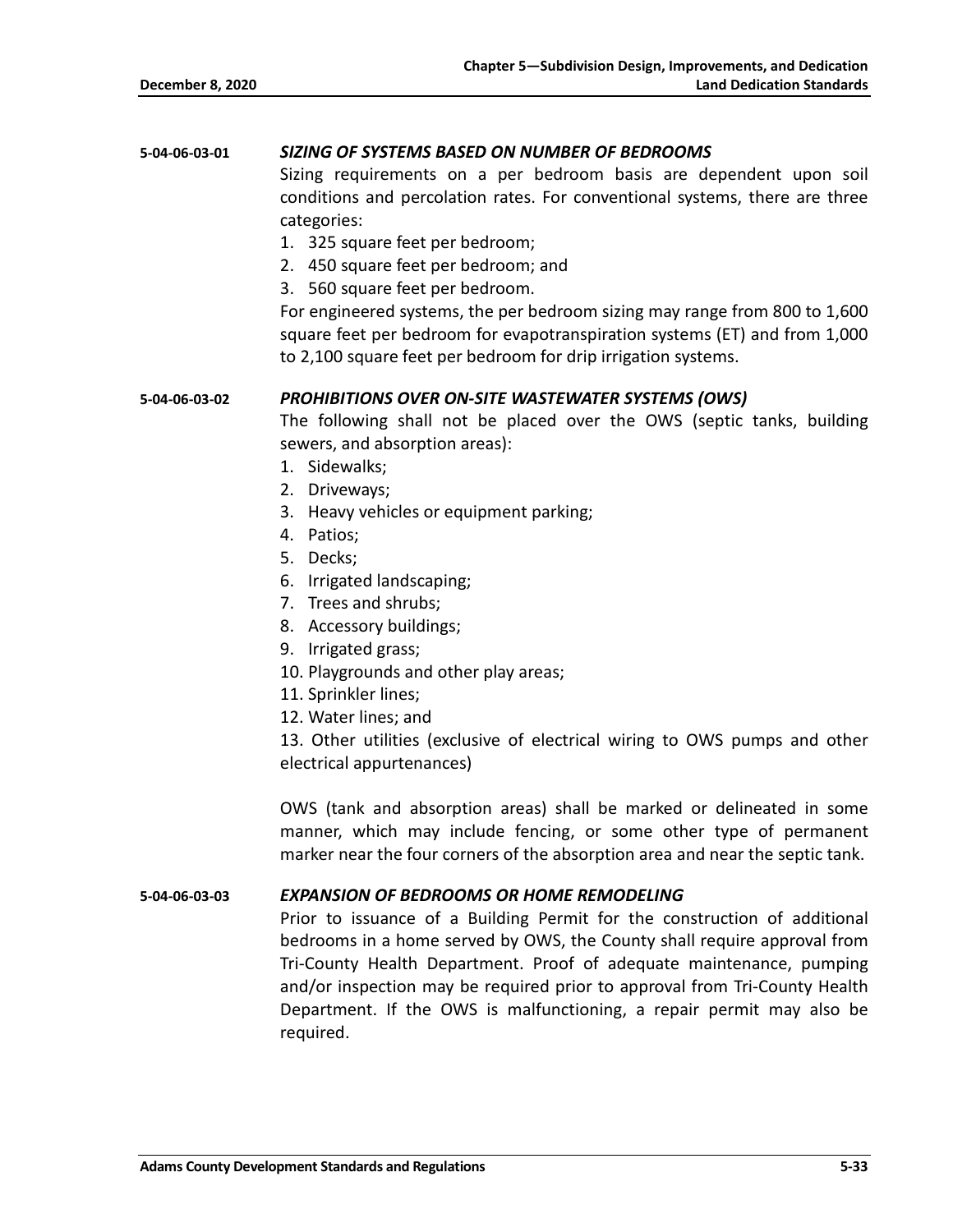#### 5-04-06-03-01 *SIZING OF SYSTEMS BASED ON NUMBER OF BEDROOMS*

Sizing requirements on a per bedroom basis are dependent upon soil conditions and percolation rates. For conventional systems, there are three categories:

1. 325 square feet per bedroom;
2. 450 square feet per bedroom; and
3. 560 square feet per bedroom.

For engineered systems, the per bedroom sizing may range from 800 to 1,600 square feet per bedroom for evapotranspiration systems (ET) and from 1,000 to 2,100 square feet per bedroom for drip irrigation systems.

#### 5-04-06-03-02 *PROHIBITIONS OVER ON-SITE WASTEWATER SYSTEMS (OWS)*

The following shall not be placed over the OWS (septic tanks, building sewers, and absorption areas):

1. Sidewalks;
2. Driveways;
3. Heavy vehicles or equipment parking;
4. Patios;
5. Decks;
6. Irrigated landscaping;
7. Trees and shrubs;
8. Accessory buildings;
9. Irrigated grass;
10. Playgrounds and other play areas;
11. Sprinkler lines;
12. Water lines; and
13. Other utilities (exclusive of electrical wiring to OWS pumps and other electrical appurtenances)

OWS (tank and absorption areas) shall be marked or delineated in some manner, which may include fencing, or some other type of permanent marker near the four corners of the absorption area and near the septic tank.

#### 5-04-06-03-03 *EXPANSION OF BEDROOMS OR HOME REMODELING*

Prior to issuance of a Building Permit for the construction of additional bedrooms in a home served by OWS, the County shall require approval from Tri-County Health Department. Proof of adequate maintenance, pumping and/or inspection may be required prior to approval from Tri-County Health Department. If the OWS is malfunctioning, a repair permit may also be required.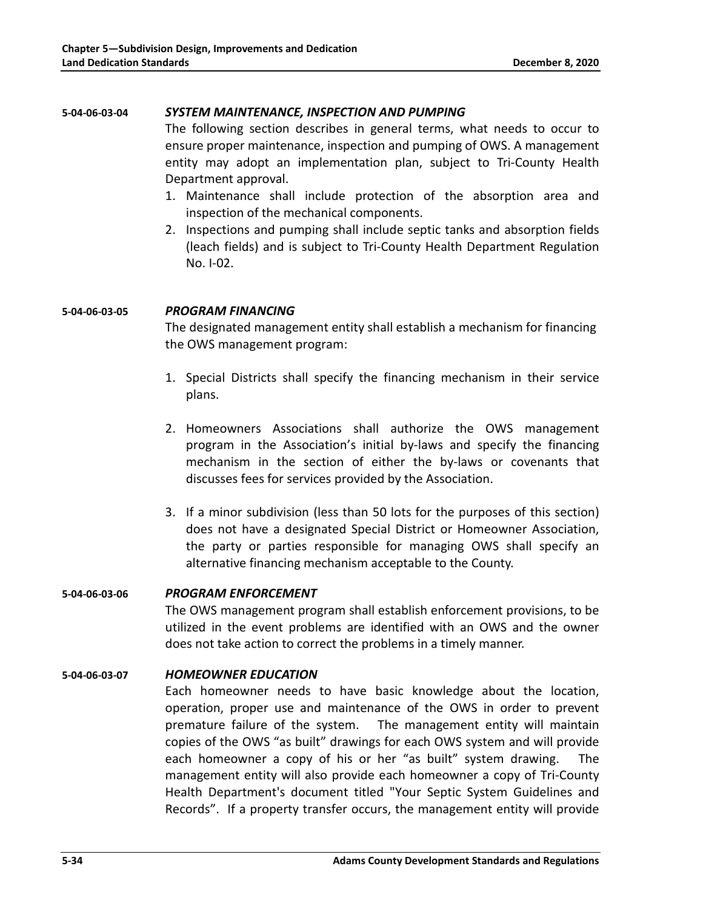#### 5-04-06-03-04 *SYSTEM MAINTENANCE, INSPECTION AND PUMPING*

The following section describes in general terms, what needs to occur to ensure proper maintenance, inspection and pumping of OWS. A management entity may adopt an implementation plan, subject to Tri-County Health Department approval.

1. Maintenance shall include protection of the absorption area and inspection of the mechanical components.
2. Inspections and pumping shall include septic tanks and absorption fields (leach fields) and is subject to Tri-County Health Department Regulation No. I-02.

#### 5-04-06-03-05 *PROGRAM FINANCING*

The designated management entity shall establish a mechanism for financing the OWS management program:

1. Special Districts shall specify the financing mechanism in their service plans.

2. Homeowners Associations shall authorize the OWS management program in the Association's initial by-laws and specify the financing mechanism in the section of either the by-laws or covenants that discusses fees for services provided by the Association.

3. If a minor subdivision (less than 50 lots for the purposes of this section) does not have a designated Special District or Homeowner Association, the party or parties responsible for managing OWS shall specify an alternative financing mechanism acceptable to the County.

#### 5-04-06-03-06 *PROGRAM ENFORCEMENT*

The OWS management program shall establish enforcement provisions, to be utilized in the event problems are identified with an OWS and the owner does not take action to correct the problems in a timely manner.

#### 5-04-06-03-07 *HOMEOWNER EDUCATION*

Each homeowner needs to have basic knowledge about the location, operation, proper use and maintenance of the OWS in order to prevent premature failure of the system. The management entity will maintain copies of the OWS "as built" drawings for each OWS system and will provide each homeowner a copy of his or her "as built" system drawing. The management entity will also provide each homeowner a copy of Tri-County Health Department's document titled "Your Septic System Guidelines and Records". If a property transfer occurs, the management entity will provide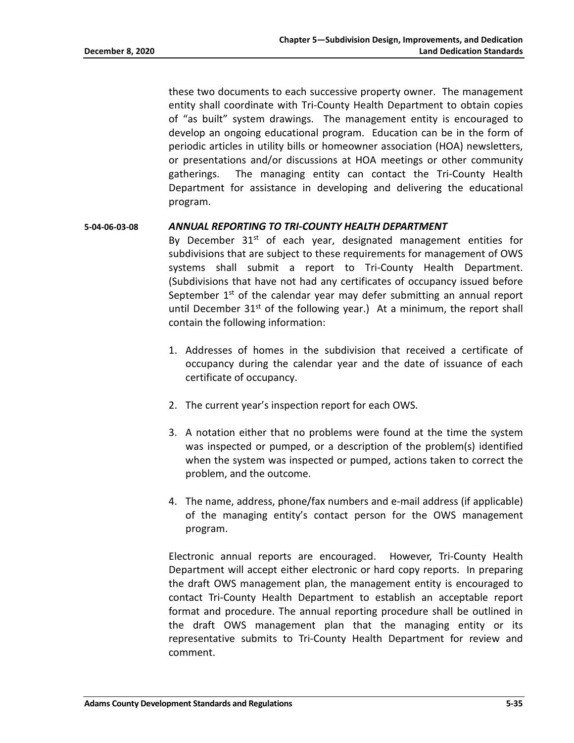these two documents to each successive property owner. The management entity shall coordinate with Tri-County Health Department to obtain copies of "as built" system drawings. The management entity is encouraged to develop an ongoing educational program. Education can be in the form of periodic articles in utility bills or homeowner association (HOA) newsletters, or presentations and/or discussions at HOA meetings or other community gatherings. The managing entity can contact the Tri-County Health Department for assistance in developing and delivering the educational program.

### 5-04-06-03-08 *ANNUAL REPORTING TO TRI-COUNTY HEALTH DEPARTMENT*

By December 31st of each year, designated management entities for subdivisions that are subject to these requirements for management of OWS systems shall submit a report to Tri-County Health Department. (Subdivisions that have not had any certificates of occupancy issued before September 1st of the calendar year may defer submitting an annual report until December 31st of the following year.) At a minimum, the report shall contain the following information:

1. Addresses of homes in the subdivision that received a certificate of occupancy during the calendar year and the date of issuance of each certificate of occupancy.

2. The current year's inspection report for each OWS.

3. A notation either that no problems were found at the time the system was inspected or pumped, or a description of the problem(s) identified when the system was inspected or pumped, actions taken to correct the problem, and the outcome.

4. The name, address, phone/fax numbers and e-mail address (if applicable) of the managing entity's contact person for the OWS management program.

Electronic annual reports are encouraged. However, Tri-County Health Department will accept either electronic or hard copy reports. In preparing the draft OWS management plan, the management entity is encouraged to contact Tri-County Health Department to establish an acceptable report format and procedure. The annual reporting procedure shall be outlined in the draft OWS management plan that the managing entity or its representative submits to Tri-County Health Department for review and comment.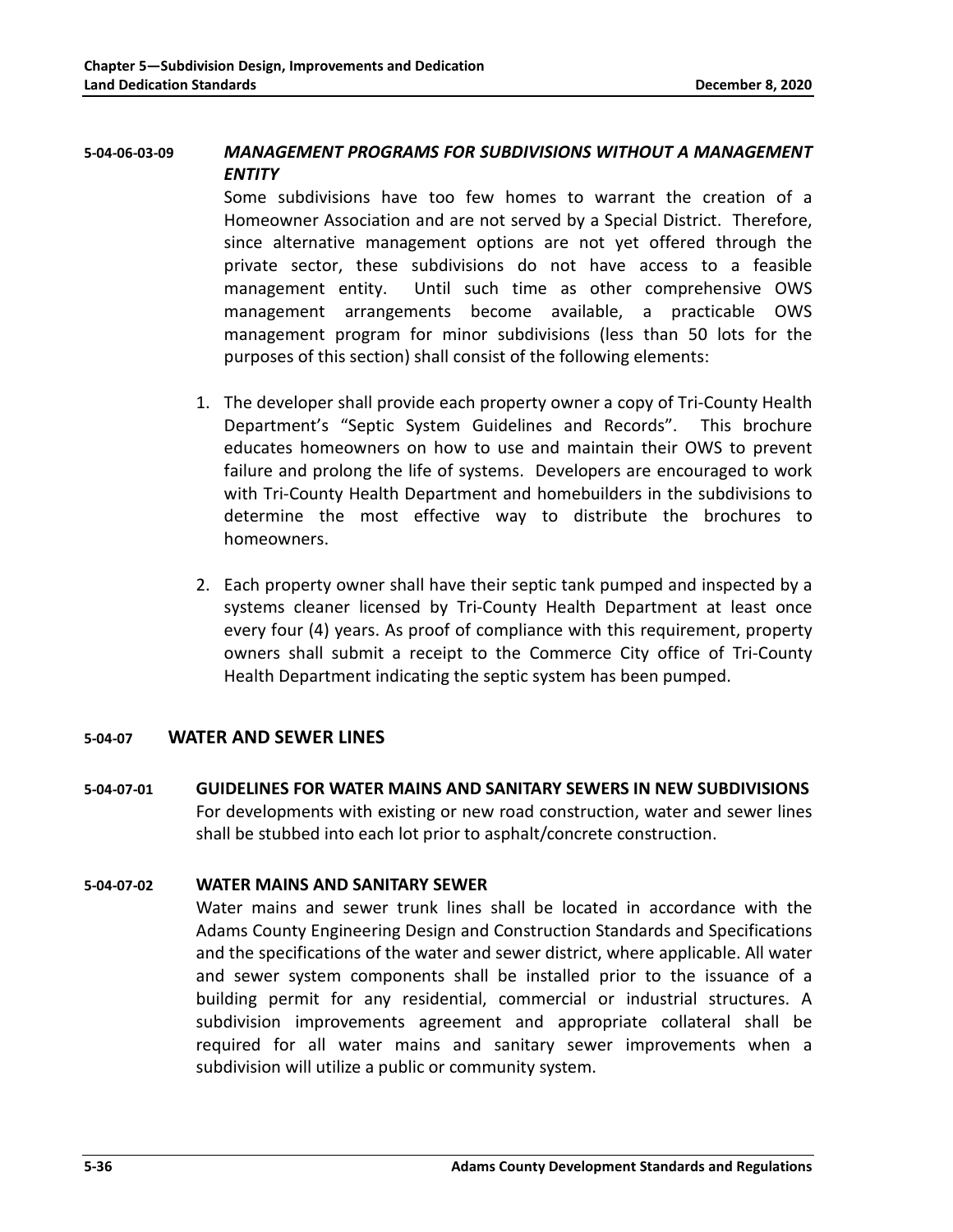**5-04-06-03-09** ***MANAGEMENT PROGRAMS FOR SUBDIVISIONS WITHOUT A MANAGEMENT ENTITY***

Some subdivisions have too few homes to warrant the creation of a Homeowner Association and are not served by a Special District. Therefore, since alternative management options are not yet offered through the private sector, these subdivisions do not have access to a feasible management entity. Until such time as other comprehensive OWS management arrangements become available, a practicable OWS management program for minor subdivisions (less than 50 lots for the purposes of this section) shall consist of the following elements:

1. The developer shall provide each property owner a copy of Tri-County Health Department's "Septic System Guidelines and Records". This brochure educates homeowners on how to use and maintain their OWS to prevent failure and prolong the life of systems. Developers are encouraged to work with Tri-County Health Department and homebuilders in the subdivisions to determine the most effective way to distribute the brochures to homeowners.

2. Each property owner shall have their septic tank pumped and inspected by a systems cleaner licensed by Tri-County Health Department at least once every four (4) years. As proof of compliance with this requirement, property owners shall submit a receipt to the Commerce City office of Tri-County Health Department indicating the septic system has been pumped.

## 5-04-07 WATER AND SEWER LINES

**5-04-07-01 GUIDELINES FOR WATER MAINS AND SANITARY SEWERS IN NEW SUBDIVISIONS**

For developments with existing or new road construction, water and sewer lines shall be stubbed into each lot prior to asphalt/concrete construction.

**5-04-07-02 WATER MAINS AND SANITARY SEWER**

Water mains and sewer trunk lines shall be located in accordance with the Adams County Engineering Design and Construction Standards and Specifications and the specifications of the water and sewer district, where applicable. All water and sewer system components shall be installed prior to the issuance of a building permit for any residential, commercial or industrial structures. A subdivision improvements agreement and appropriate collateral shall be required for all water mains and sanitary sewer improvements when a subdivision will utilize a public or community system.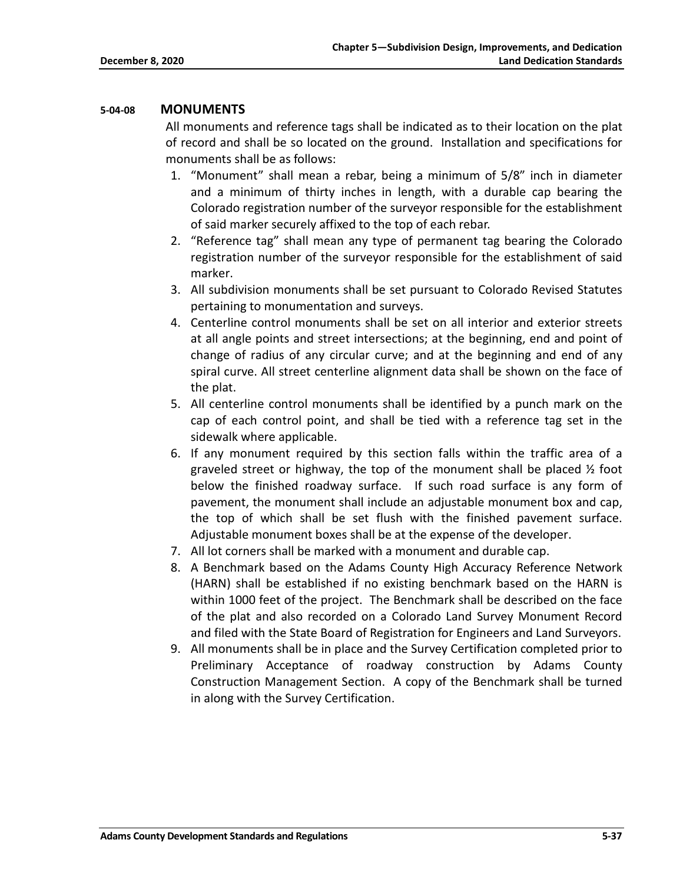### 5-04-08 MONUMENTS

All monuments and reference tags shall be indicated as to their location on the plat of record and shall be so located on the ground. Installation and specifications for monuments shall be as follows:

1. "Monument" shall mean a rebar, being a minimum of 5/8" inch in diameter and a minimum of thirty inches in length, with a durable cap bearing the Colorado registration number of the surveyor responsible for the establishment of said marker securely affixed to the top of each rebar.
2. "Reference tag" shall mean any type of permanent tag bearing the Colorado registration number of the surveyor responsible for the establishment of said marker.
3. All subdivision monuments shall be set pursuant to Colorado Revised Statutes pertaining to monumentation and surveys.
4. Centerline control monuments shall be set on all interior and exterior streets at all angle points and street intersections; at the beginning, end and point of change of radius of any circular curve; and at the beginning and end of any spiral curve. All street centerline alignment data shall be shown on the face of the plat.
5. All centerline control monuments shall be identified by a punch mark on the cap of each control point, and shall be tied with a reference tag set in the sidewalk where applicable.
6. If any monument required by this section falls within the traffic area of a graveled street or highway, the top of the monument shall be placed ½ foot below the finished roadway surface. If such road surface is any form of pavement, the monument shall include an adjustable monument box and cap, the top of which shall be set flush with the finished pavement surface. Adjustable monument boxes shall be at the expense of the developer.
7. All lot corners shall be marked with a monument and durable cap.
8. A Benchmark based on the Adams County High Accuracy Reference Network (HARN) shall be established if no existing benchmark based on the HARN is within 1000 feet of the project. The Benchmark shall be described on the face of the plat and also recorded on a Colorado Land Survey Monument Record and filed with the State Board of Registration for Engineers and Land Surveyors.
9. All monuments shall be in place and the Survey Certification completed prior to Preliminary Acceptance of roadway construction by Adams County Construction Management Section. A copy of the Benchmark shall be turned in along with the Survey Certification.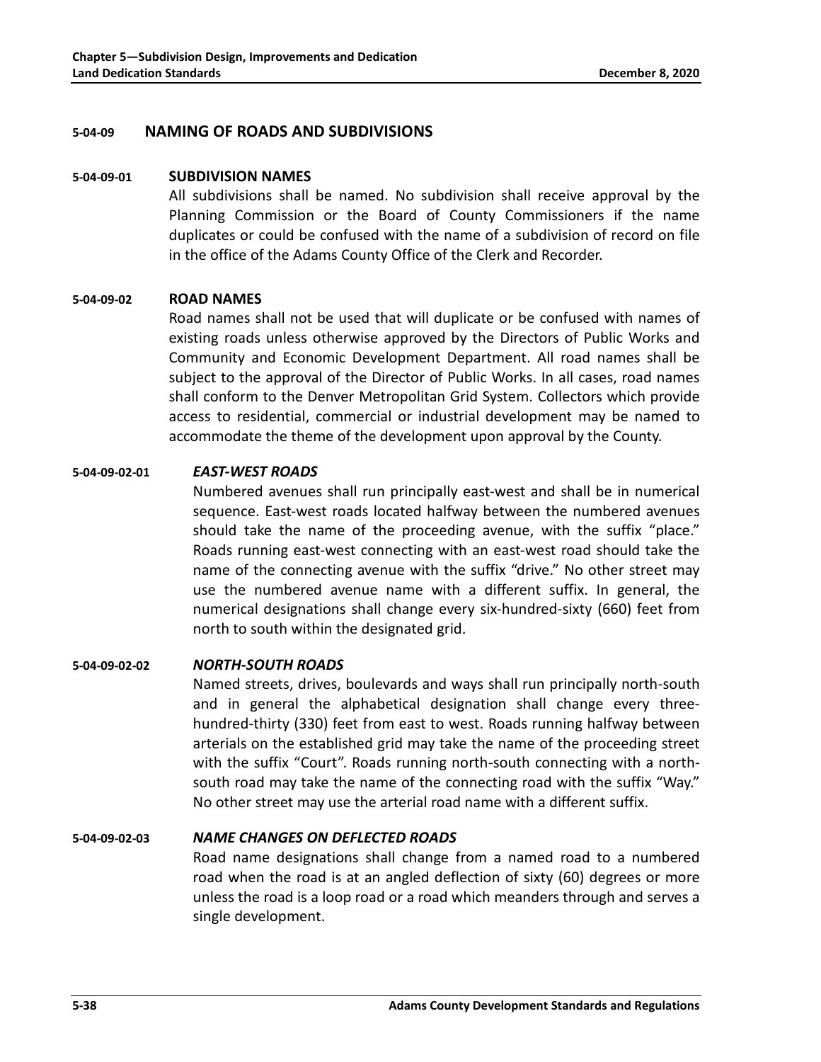## 5-04-09 NAMING OF ROADS AND SUBDIVISIONS

### 5-04-09-01 SUBDIVISION NAMES

All subdivisions shall be named. No subdivision shall receive approval by the Planning Commission or the Board of County Commissioners if the name duplicates or could be confused with the name of a subdivision of record on file in the office of the Adams County Office of the Clerk and Recorder.

### 5-04-09-02 ROAD NAMES

Road names shall not be used that will duplicate or be confused with names of existing roads unless otherwise approved by the Directors of Public Works and Community and Economic Development Department. All road names shall be subject to the approval of the Director of Public Works. In all cases, road names shall conform to the Denver Metropolitan Grid System. Collectors which provide access to residential, commercial or industrial development may be named to accommodate the theme of the development upon approval by the County.

#### 5-04-09-02-01 *EAST-WEST ROADS*

Numbered avenues shall run principally east-west and shall be in numerical sequence. East-west roads located halfway between the numbered avenues should take the name of the proceeding avenue, with the suffix "place." Roads running east-west connecting with an east-west road should take the name of the connecting avenue with the suffix "drive." No other street may use the numbered avenue name with a different suffix. In general, the numerical designations shall change every six-hundred-sixty (660) feet from north to south within the designated grid.

#### 5-04-09-02-02 *NORTH-SOUTH ROADS*

Named streets, drives, boulevards and ways shall run principally north-south and in general the alphabetical designation shall change every three-hundred-thirty (330) feet from east to west. Roads running halfway between arterials on the established grid may take the name of the proceeding street with the suffix "Court". Roads running north-south connecting with a north-south road may take the name of the connecting road with the suffix "Way." No other street may use the arterial road name with a different suffix.

#### 5-04-09-02-03 *NAME CHANGES ON DEFLECTED ROADS*

Road name designations shall change from a named road to a numbered road when the road is at an angled deflection of sixty (60) degrees or more unless the road is a loop road or a road which meanders through and serves a single development.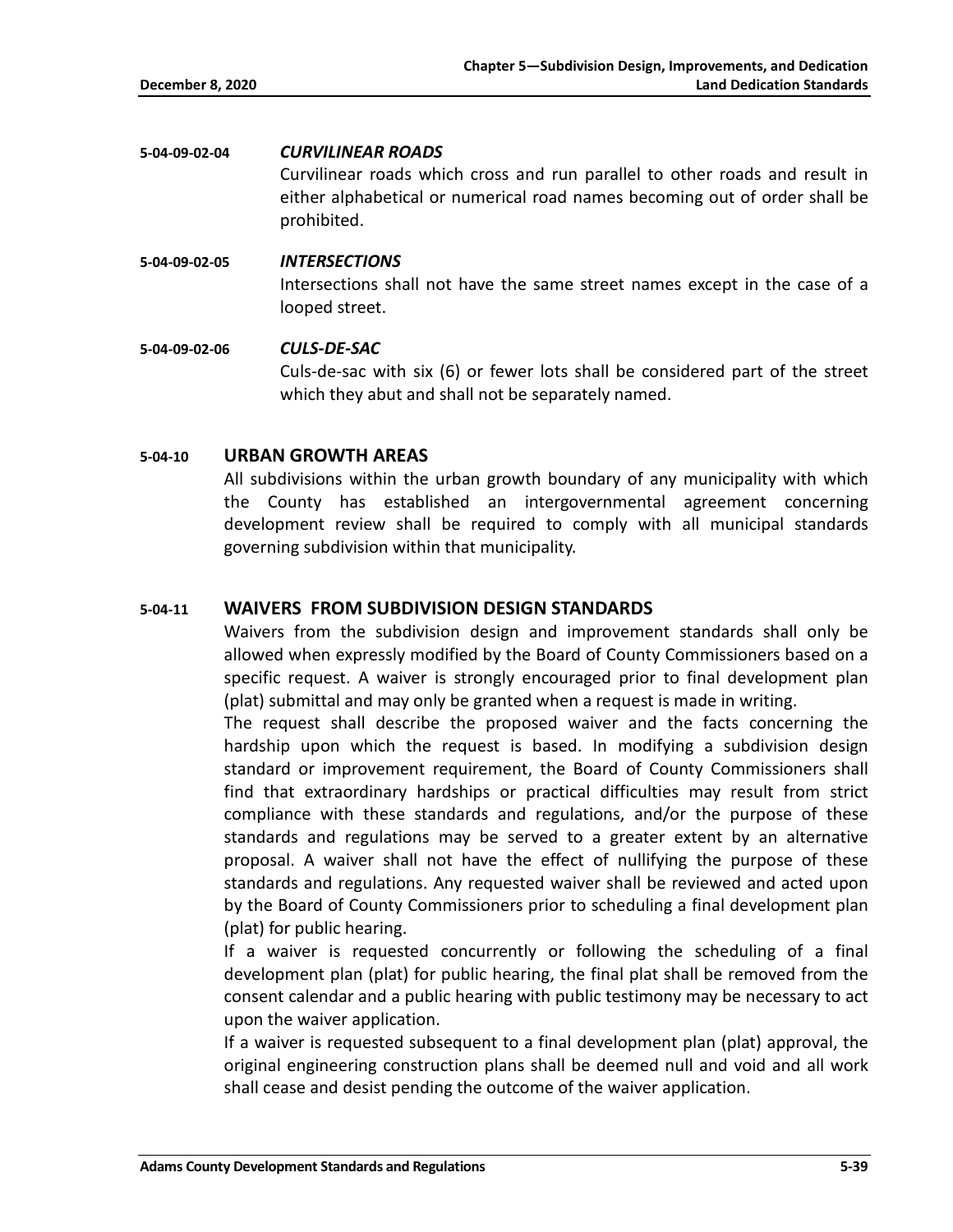**5-04-09-02-04** ***CURVILINEAR ROADS***

Curvilinear roads which cross and run parallel to other roads and result in either alphabetical or numerical road names becoming out of order shall be prohibited.

**5-04-09-02-05** ***INTERSECTIONS***

Intersections shall not have the same street names except in the case of a looped street.

**5-04-09-02-06** ***CULS-DE-SAC***

Culs-de-sac with six (6) or fewer lots shall be considered part of the street which they abut and shall not be separately named.

## 5-04-10 URBAN GROWTH AREAS

All subdivisions within the urban growth boundary of any municipality with which the County has established an intergovernmental agreement concerning development review shall be required to comply with all municipal standards governing subdivision within that municipality.

## 5-04-11 WAIVERS FROM SUBDIVISION DESIGN STANDARDS

Waivers from the subdivision design and improvement standards shall only be allowed when expressly modified by the Board of County Commissioners based on a specific request. A waiver is strongly encouraged prior to final development plan (plat) submittal and may only be granted when a request is made in writing.

The request shall describe the proposed waiver and the facts concerning the hardship upon which the request is based. In modifying a subdivision design standard or improvement requirement, the Board of County Commissioners shall find that extraordinary hardships or practical difficulties may result from strict compliance with these standards and regulations, and/or the purpose of these standards and regulations may be served to a greater extent by an alternative proposal. A waiver shall not have the effect of nullifying the purpose of these standards and regulations. Any requested waiver shall be reviewed and acted upon by the Board of County Commissioners prior to scheduling a final development plan (plat) for public hearing.

If a waiver is requested concurrently or following the scheduling of a final development plan (plat) for public hearing, the final plat shall be removed from the consent calendar and a public hearing with public testimony may be necessary to act upon the waiver application.

If a waiver is requested subsequent to a final development plan (plat) approval, the original engineering construction plans shall be deemed null and void and all work shall cease and desist pending the outcome of the waiver application.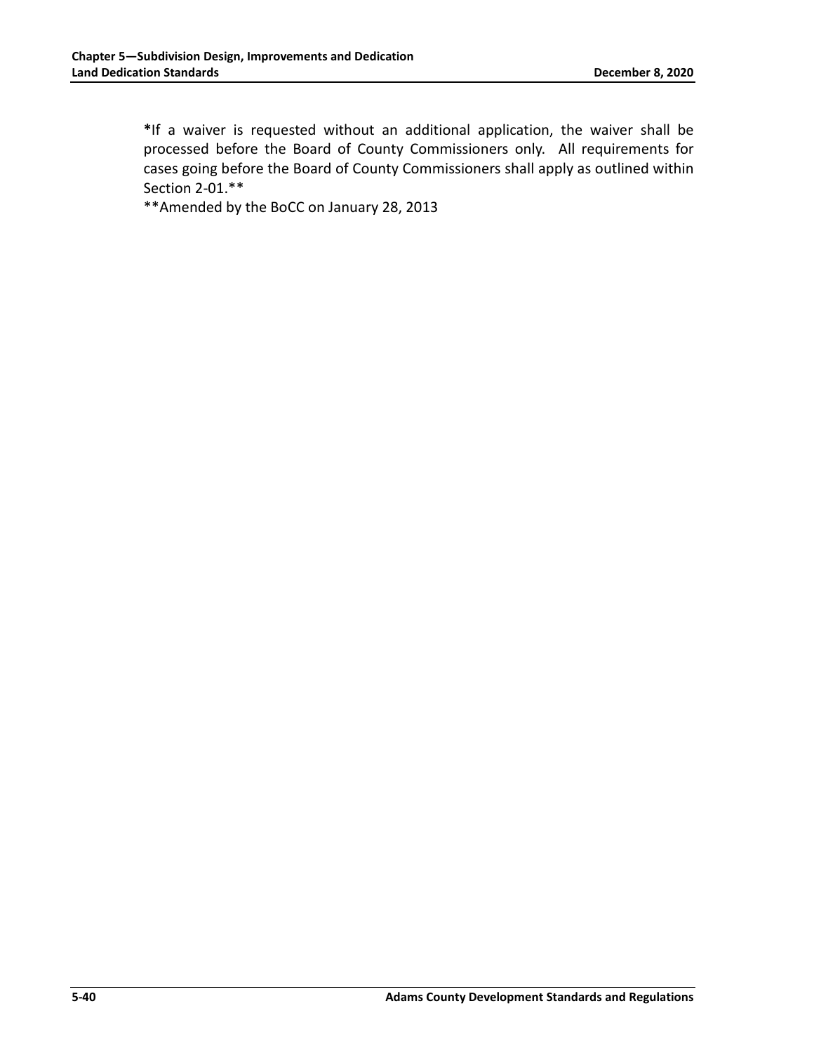*If a waiver is requested without an additional application, the waiver shall be processed before the Board of County Commissioners only. All requirements for cases going before the Board of County Commissioners shall apply as outlined within Section 2-01.**

**Amended by the BoCC on January 28, 2013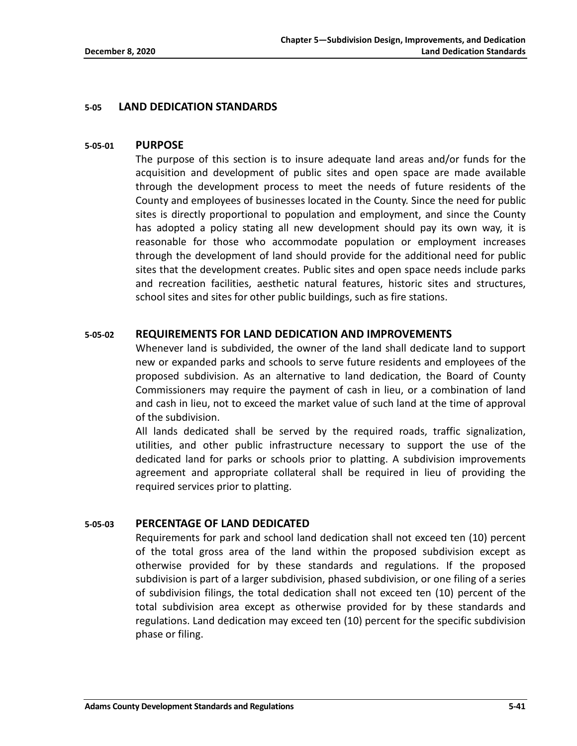## 5-05 LAND DEDICATION STANDARDS

### 5-05-01 PURPOSE

The purpose of this section is to insure adequate land areas and/or funds for the acquisition and development of public sites and open space are made available through the development process to meet the needs of future residents of the County and employees of businesses located in the County. Since the need for public sites is directly proportional to population and employment, and since the County has adopted a policy stating all new development should pay its own way, it is reasonable for those who accommodate population or employment increases through the development of land should provide for the additional need for public sites that the development creates. Public sites and open space needs include parks and recreation facilities, aesthetic natural features, historic sites and structures, school sites and sites for other public buildings, such as fire stations.

### 5-05-02 REQUIREMENTS FOR LAND DEDICATION AND IMPROVEMENTS

Whenever land is subdivided, the owner of the land shall dedicate land to support new or expanded parks and schools to serve future residents and employees of the proposed subdivision. As an alternative to land dedication, the Board of County Commissioners may require the payment of cash in lieu, or a combination of land and cash in lieu, not to exceed the market value of such land at the time of approval of the subdivision.

All lands dedicated shall be served by the required roads, traffic signalization, utilities, and other public infrastructure necessary to support the use of the dedicated land for parks or schools prior to platting. A subdivision improvements agreement and appropriate collateral shall be required in lieu of providing the required services prior to platting.

### 5-05-03 PERCENTAGE OF LAND DEDICATED

Requirements for park and school land dedication shall not exceed ten (10) percent of the total gross area of the land within the proposed subdivision except as otherwise provided for by these standards and regulations. If the proposed subdivision is part of a larger subdivision, phased subdivision, or one filing of a series of subdivision filings, the total dedication shall not exceed ten (10) percent of the total subdivision area except as otherwise provided for by these standards and regulations. Land dedication may exceed ten (10) percent for the specific subdivision phase or filing.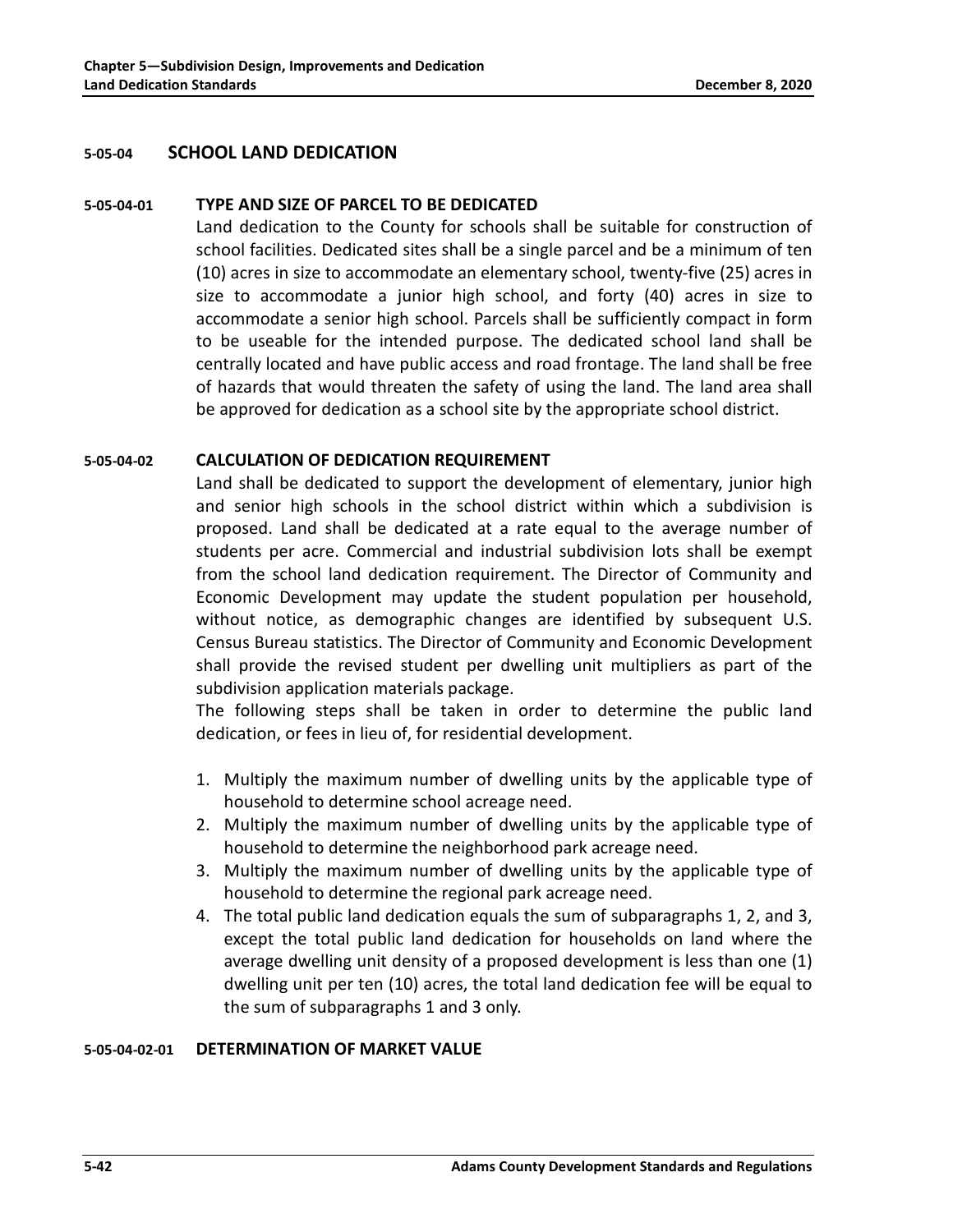## 5-05-04 SCHOOL LAND DEDICATION

### 5-05-04-01 TYPE AND SIZE OF PARCEL TO BE DEDICATED

Land dedication to the County for schools shall be suitable for construction of school facilities. Dedicated sites shall be a single parcel and be a minimum of ten (10) acres in size to accommodate an elementary school, twenty-five (25) acres in size to accommodate a junior high school, and forty (40) acres in size to accommodate a senior high school. Parcels shall be sufficiently compact in form to be useable for the intended purpose. The dedicated school land shall be centrally located and have public access and road frontage. The land shall be free of hazards that would threaten the safety of using the land. The land area shall be approved for dedication as a school site by the appropriate school district.

### 5-05-04-02 CALCULATION OF DEDICATION REQUIREMENT

Land shall be dedicated to support the development of elementary, junior high and senior high schools in the school district within which a subdivision is proposed. Land shall be dedicated at a rate equal to the average number of students per acre. Commercial and industrial subdivision lots shall be exempt from the school land dedication requirement. The Director of Community and Economic Development may update the student population per household, without notice, as demographic changes are identified by subsequent U.S. Census Bureau statistics. The Director of Community and Economic Development shall provide the revised student per dwelling unit multipliers as part of the subdivision application materials package.

The following steps shall be taken in order to determine the public land dedication, or fees in lieu of, for residential development.

1. Multiply the maximum number of dwelling units by the applicable type of household to determine school acreage need.
2. Multiply the maximum number of dwelling units by the applicable type of household to determine the neighborhood park acreage need.
3. Multiply the maximum number of dwelling units by the applicable type of household to determine the regional park acreage need.
4. The total public land dedication equals the sum of subparagraphs 1, 2, and 3, except the total public land dedication for households on land where the average dwelling unit density of a proposed development is less than one (1) dwelling unit per ten (10) acres, the total land dedication fee will be equal to the sum of subparagraphs 1 and 3 only.

#### 5-05-04-02-01 DETERMINATION OF MARKET VALUE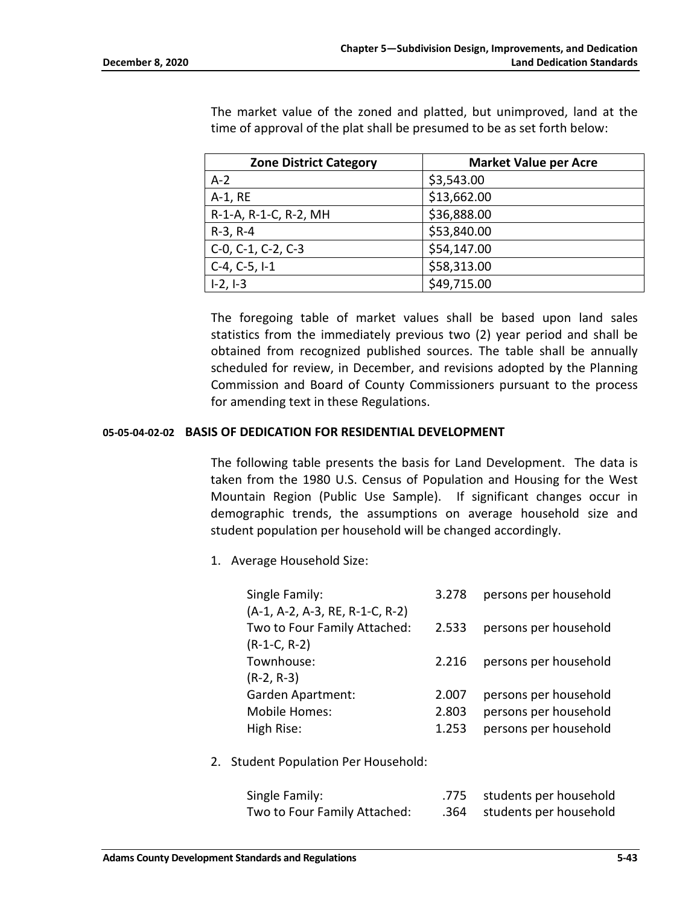The market value of the zoned and platted, but unimproved, land at the time of approval of the plat shall be presumed to be as set forth below:

| Zone District Category | Market Value per Acre |
|---|---|
| A-2 | $3,543.00 |
| A-1, RE | $13,662.00 |
| R-1-A, R-1-C, R-2, MH | $36,888.00 |
| R-3, R-4 | $53,840.00 |
| C-0, C-1, C-2, C-3 | $54,147.00 |
| C-4, C-5, I-1 | $58,313.00 |
| I-2, I-3 | $49,715.00 |

The foregoing table of market values shall be based upon land sales statistics from the immediately previous two (2) year period and shall be obtained from recognized published sources. The table shall be annually scheduled for review, in December, and revisions adopted by the Planning Commission and Board of County Commissioners pursuant to the process for amending text in these Regulations.

#### 05-05-04-02-02 BASIS OF DEDICATION FOR RESIDENTIAL DEVELOPMENT

The following table presents the basis for Land Development. The data is taken from the 1980 U.S. Census of Population and Housing for the West Mountain Region (Public Use Sample). If significant changes occur in demographic trends, the assumptions on average household size and student population per household will be changed accordingly.

1. Average Household Size:

| | | |
|---|---|---|
| Single Family: (A-1, A-2, A-3, RE, R-1-C, R-2) | 3.278 | persons per household |
| Two to Four Family Attached: (R-1-C, R-2) | 2.533 | persons per household |
| Townhouse: (R-2, R-3) | 2.216 | persons per household |
| Garden Apartment: | 2.007 | persons per household |
| Mobile Homes: | 2.803 | persons per household |
| High Rise: | 1.253 | persons per household |

2. Student Population Per Household:

| | | |
|---|---|---|
| Single Family: | .775 | students per household |
| Two to Four Family Attached: | .364 | students per household |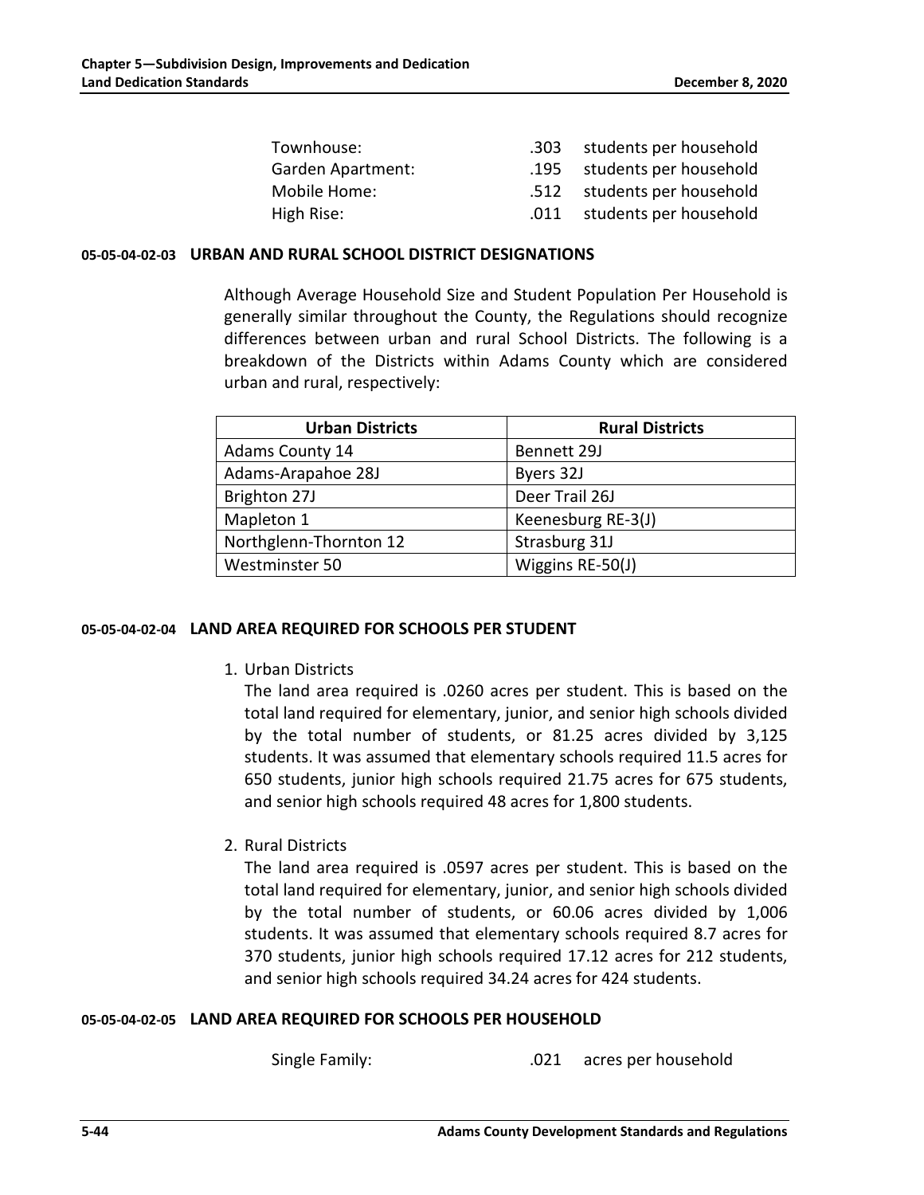| | | |
|---|---|---|
| Townhouse: | .303 | students per household |
| Garden Apartment: | .195 | students per household |
| Mobile Home: | .512 | students per household |
| High Rise: | .011 | students per household |

#### 05-05-04-02-03 URBAN AND RURAL SCHOOL DISTRICT DESIGNATIONS

Although Average Household Size and Student Population Per Household is generally similar throughout the County, the Regulations should recognize differences between urban and rural School Districts. The following is a breakdown of the Districts within Adams County which are considered urban and rural, respectively:

| Urban Districts | Rural Districts |
|---|---|
| Adams County 14 | Bennett 29J |
| Adams-Arapahoe 28J | Byers 32J |
| Brighton 27J | Deer Trail 26J |
| Mapleton 1 | Keenesburg RE-3(J) |
| Northglenn-Thornton 12 | Strasburg 31J |
| Westminster 50 | Wiggins RE-50(J) |

#### 05-05-04-02-04 LAND AREA REQUIRED FOR SCHOOLS PER STUDENT

1. Urban Districts
   The land area required is .0260 acres per student. This is based on the total land required for elementary, junior, and senior high schools divided by the total number of students, or 81.25 acres divided by 3,125 students. It was assumed that elementary schools required 11.5 acres for 650 students, junior high schools required 21.75 acres for 675 students, and senior high schools required 48 acres for 1,800 students.

2. Rural Districts
   The land area required is .0597 acres per student. This is based on the total land required for elementary, junior, and senior high schools divided by the total number of students, or 60.06 acres divided by 1,006 students. It was assumed that elementary schools required 8.7 acres for 370 students, junior high schools required 17.12 acres for 212 students, and senior high schools required 34.24 acres for 424 students.

#### 05-05-04-02-05 LAND AREA REQUIRED FOR SCHOOLS PER HOUSEHOLD

| | | |
|---|---|---|
| Single Family: | .021 | acres per household |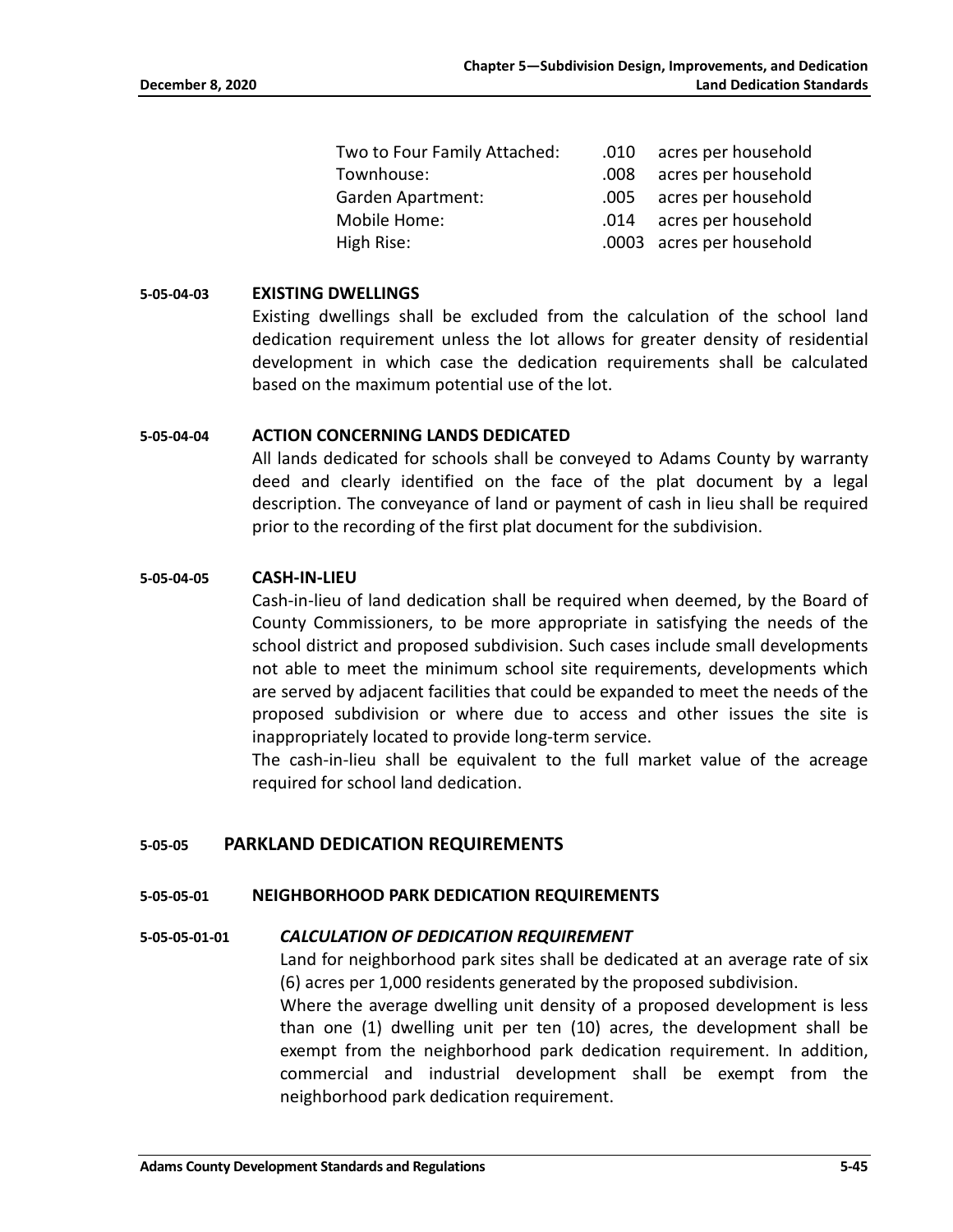| | | |
|---|---|---|
| Two to Four Family Attached: | .010 | acres per household |
| Townhouse: | .008 | acres per household |
| Garden Apartment: | .005 | acres per household |
| Mobile Home: | .014 | acres per household |
| High Rise: | .0003 | acres per household |

**5-05-04-03 EXISTING DWELLINGS**

Existing dwellings shall be excluded from the calculation of the school land dedication requirement unless the lot allows for greater density of residential development in which case the dedication requirements shall be calculated based on the maximum potential use of the lot.

**5-05-04-04 ACTION CONCERNING LANDS DEDICATED**

All lands dedicated for schools shall be conveyed to Adams County by warranty deed and clearly identified on the face of the plat document by a legal description. The conveyance of land or payment of cash in lieu shall be required prior to the recording of the first plat document for the subdivision.

**5-05-04-05 CASH-IN-LIEU**

Cash-in-lieu of land dedication shall be required when deemed, by the Board of County Commissioners, to be more appropriate in satisfying the needs of the school district and proposed subdivision. Such cases include small developments not able to meet the minimum school site requirements, developments which are served by adjacent facilities that could be expanded to meet the needs of the proposed subdivision or where due to access and other issues the site is inappropriately located to provide long-term service.

The cash-in-lieu shall be equivalent to the full market value of the acreage required for school land dedication.

## 5-05-05 PARKLAND DEDICATION REQUIREMENTS

**5-05-05-01 NEIGHBORHOOD PARK DEDICATION REQUIREMENTS**

**5-05-05-01-01 *CALCULATION OF DEDICATION REQUIREMENT***

Land for neighborhood park sites shall be dedicated at an average rate of six (6) acres per 1,000 residents generated by the proposed subdivision.

Where the average dwelling unit density of a proposed development is less than one (1) dwelling unit per ten (10) acres, the development shall be exempt from the neighborhood park dedication requirement. In addition, commercial and industrial development shall be exempt from the neighborhood park dedication requirement.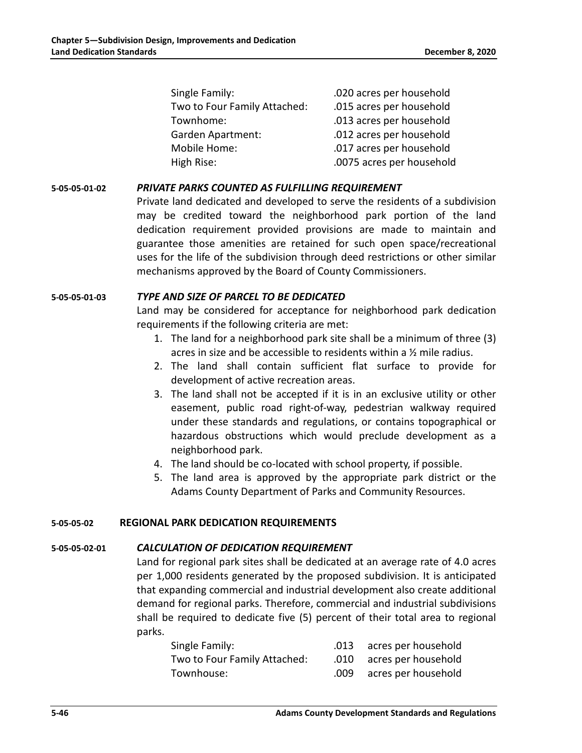| | |
|---|---|
| Single Family: | .020 acres per household |
| Two to Four Family Attached: | .015 acres per household |
| Townhome: | .013 acres per household |
| Garden Apartment: | .012 acres per household |
| Mobile Home: | .017 acres per household |
| High Rise: | .0075 acres per household |

**5-05-05-01-02** ***PRIVATE PARKS COUNTED AS FULFILLING REQUIREMENT***

Private land dedicated and developed to serve the residents of a subdivision may be credited toward the neighborhood park portion of the land dedication requirement provided provisions are made to maintain and guarantee those amenities are retained for such open space/recreational uses for the life of the subdivision through deed restrictions or other similar mechanisms approved by the Board of County Commissioners.

**5-05-05-01-03** ***TYPE AND SIZE OF PARCEL TO BE DEDICATED***

Land may be considered for acceptance for neighborhood park dedication requirements if the following criteria are met:

1. The land for a neighborhood park site shall be a minimum of three (3) acres in size and be accessible to residents within a ½ mile radius.
2. The land shall contain sufficient flat surface to provide for development of active recreation areas.
3. The land shall not be accepted if it is in an exclusive utility or other easement, public road right-of-way, pedestrian walkway required under these standards and regulations, or contains topographical or hazardous obstructions which would preclude development as a neighborhood park.
4. The land should be co-located with school property, if possible.
5. The land area is approved by the appropriate park district or the Adams County Department of Parks and Community Resources.

**5-05-05-02 REGIONAL PARK DEDICATION REQUIREMENTS**

**5-05-05-02-01** ***CALCULATION OF DEDICATION REQUIREMENT***

Land for regional park sites shall be dedicated at an average rate of 4.0 acres per 1,000 residents generated by the proposed subdivision. It is anticipated that expanding commercial and industrial development also create additional demand for regional parks. Therefore, commercial and industrial subdivisions shall be required to dedicate five (5) percent of their total area to regional parks.

| | | |
|---|---|---|
| Single Family: | .013 | acres per household |
| Two to Four Family Attached: | .010 | acres per household |
| Townhouse: | .009 | acres per household |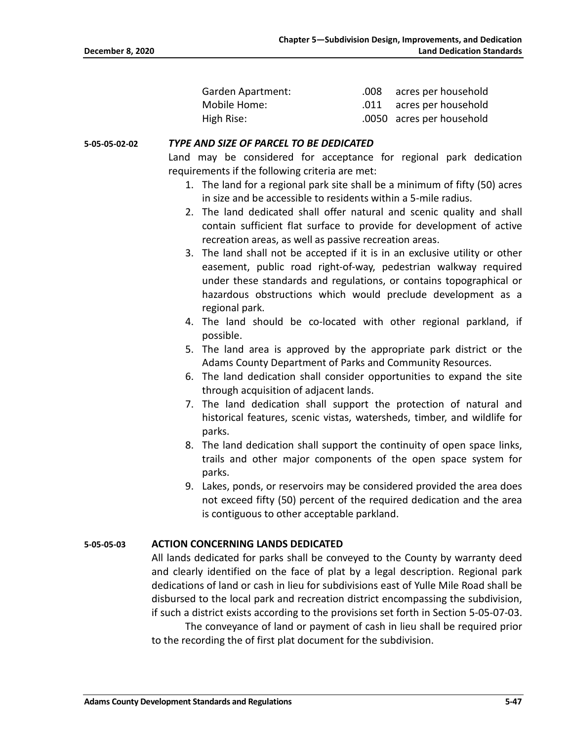| | | |
|---|---|---|
| Garden Apartment: | .008 | acres per household |
| Mobile Home: | .011 | acres per household |
| High Rise: | .0050 | acres per household |

**5-05-05-02-02** ***TYPE AND SIZE OF PARCEL TO BE DEDICATED***

Land may be considered for acceptance for regional park dedication requirements if the following criteria are met:

1. The land for a regional park site shall be a minimum of fifty (50) acres in size and be accessible to residents within a 5-mile radius.
2. The land dedicated shall offer natural and scenic quality and shall contain sufficient flat surface to provide for development of active recreation areas, as well as passive recreation areas.
3. The land shall not be accepted if it is in an exclusive utility or other easement, public road right-of-way, pedestrian walkway required under these standards and regulations, or contains topographical or hazardous obstructions which would preclude development as a regional park.
4. The land should be co-located with other regional parkland, if possible.
5. The land area is approved by the appropriate park district or the Adams County Department of Parks and Community Resources.
6. The land dedication shall consider opportunities to expand the site through acquisition of adjacent lands.
7. The land dedication shall support the protection of natural and historical features, scenic vistas, watersheds, timber, and wildlife for parks.
8. The land dedication shall support the continuity of open space links, trails and other major components of the open space system for parks.
9. Lakes, ponds, or reservoirs may be considered provided the area does not exceed fifty (50) percent of the required dedication and the area is contiguous to other acceptable parkland.

**5-05-05-03** **ACTION CONCERNING LANDS DEDICATED**

All lands dedicated for parks shall be conveyed to the County by warranty deed and clearly identified on the face of plat by a legal description. Regional park dedications of land or cash in lieu for subdivisions east of Yulle Mile Road shall be disbursed to the local park and recreation district encompassing the subdivision, if such a district exists according to the provisions set forth in Section 5-05-07-03.

The conveyance of land or payment of cash in lieu shall be required prior to the recording the of first plat document for the subdivision.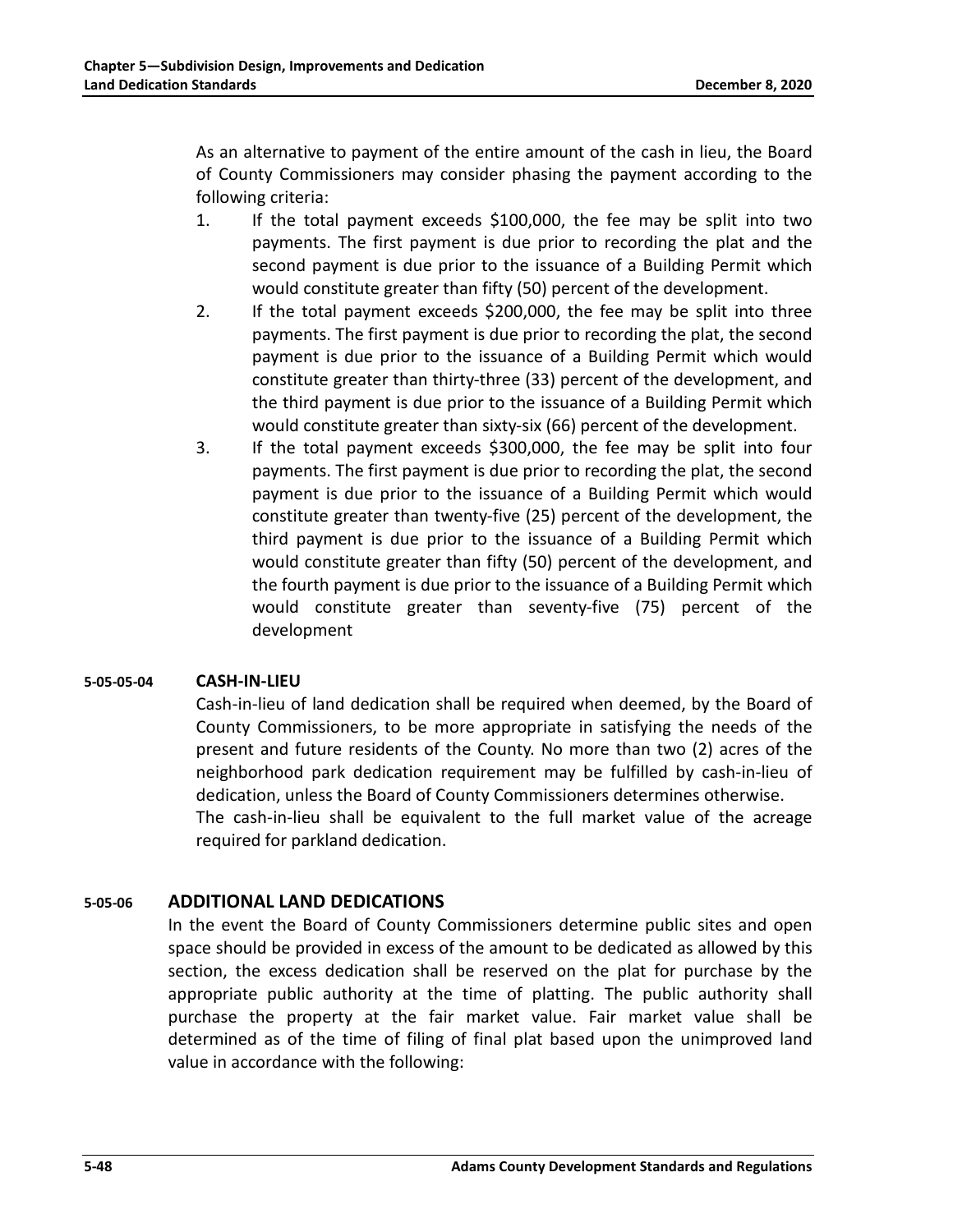As an alternative to payment of the entire amount of the cash in lieu, the Board of County Commissioners may consider phasing the payment according to the following criteria:

1. If the total payment exceeds $100,000, the fee may be split into two payments. The first payment is due prior to recording the plat and the second payment is due prior to the issuance of a Building Permit which would constitute greater than fifty (50) percent of the development.
2. If the total payment exceeds $200,000, the fee may be split into three payments. The first payment is due prior to recording the plat, the second payment is due prior to the issuance of a Building Permit which would constitute greater than thirty-three (33) percent of the development, and the third payment is due prior to the issuance of a Building Permit which would constitute greater than sixty-six (66) percent of the development.
3. If the total payment exceeds $300,000, the fee may be split into four payments. The first payment is due prior to recording the plat, the second payment is due prior to the issuance of a Building Permit which would constitute greater than twenty-five (25) percent of the development, the third payment is due prior to the issuance of a Building Permit which would constitute greater than fifty (50) percent of the development, and the fourth payment is due prior to the issuance of a Building Permit which would constitute greater than seventy-five (75) percent of the development

#### 5-05-05-04 CASH-IN-LIEU

Cash-in-lieu of land dedication shall be required when deemed, by the Board of County Commissioners, to be more appropriate in satisfying the needs of the present and future residents of the County. No more than two (2) acres of the neighborhood park dedication requirement may be fulfilled by cash-in-lieu of dedication, unless the Board of County Commissioners determines otherwise.

The cash-in-lieu shall be equivalent to the full market value of the acreage required for parkland dedication.

### 5-05-06 ADDITIONAL LAND DEDICATIONS

In the event the Board of County Commissioners determine public sites and open space should be provided in excess of the amount to be dedicated as allowed by this section, the excess dedication shall be reserved on the plat for purchase by the appropriate public authority at the time of platting. The public authority shall purchase the property at the fair market value. Fair market value shall be determined as of the time of filing of final plat based upon the unimproved land value in accordance with the following: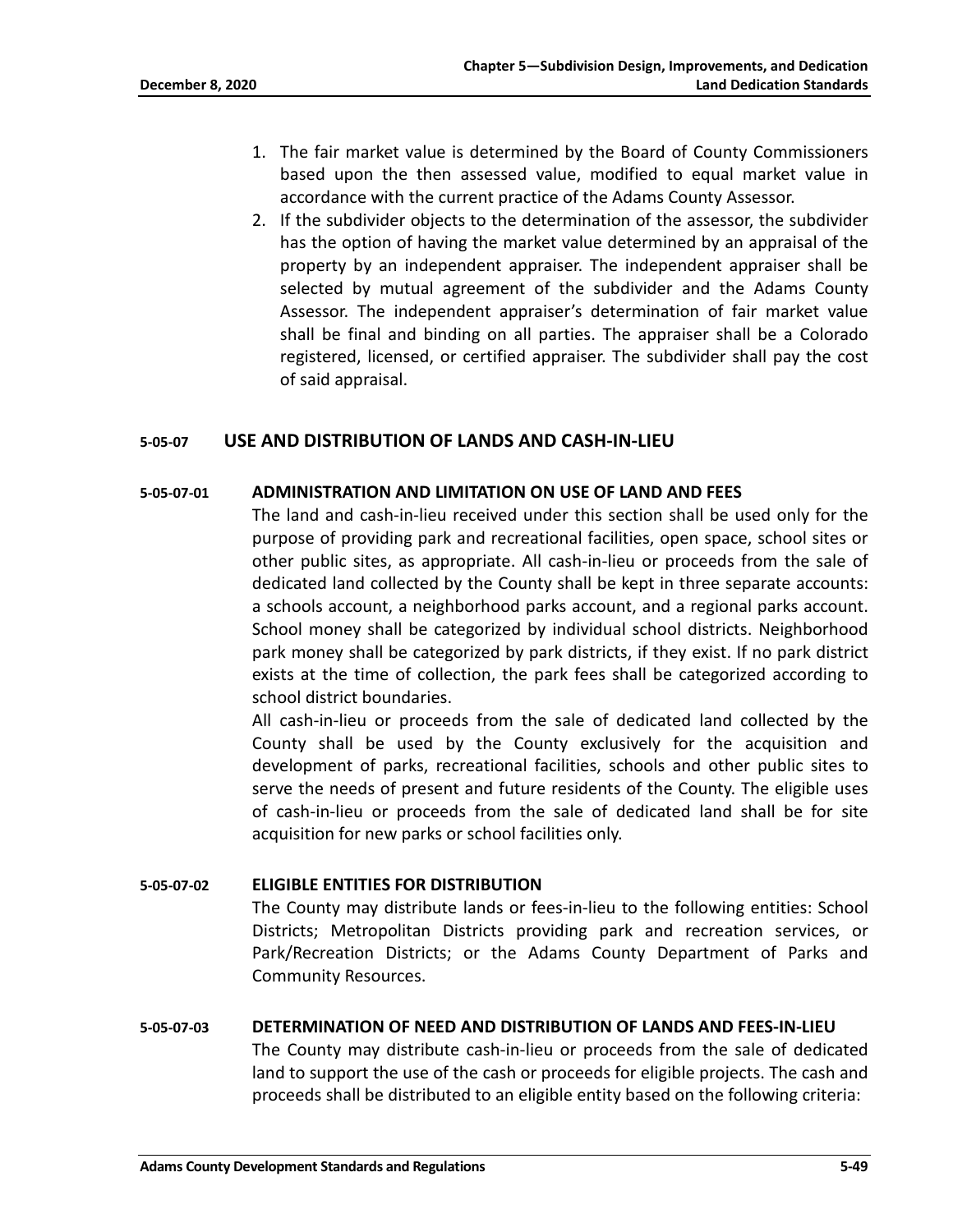1. The fair market value is determined by the Board of County Commissioners based upon the then assessed value, modified to equal market value in accordance with the current practice of the Adams County Assessor.
2. If the subdivider objects to the determination of the assessor, the subdivider has the option of having the market value determined by an appraisal of the property by an independent appraiser. The independent appraiser shall be selected by mutual agreement of the subdivider and the Adams County Assessor. The independent appraiser's determination of fair market value shall be final and binding on all parties. The appraiser shall be a Colorado registered, licensed, or certified appraiser. The subdivider shall pay the cost of said appraisal.

## 5-05-07 USE AND DISTRIBUTION OF LANDS AND CASH-IN-LIEU

### 5-05-07-01 ADMINISTRATION AND LIMITATION ON USE OF LAND AND FEES

The land and cash-in-lieu received under this section shall be used only for the purpose of providing park and recreational facilities, open space, school sites or other public sites, as appropriate. All cash-in-lieu or proceeds from the sale of dedicated land collected by the County shall be kept in three separate accounts: a schools account, a neighborhood parks account, and a regional parks account. School money shall be categorized by individual school districts. Neighborhood park money shall be categorized by park districts, if they exist. If no park district exists at the time of collection, the park fees shall be categorized according to school district boundaries.

All cash-in-lieu or proceeds from the sale of dedicated land collected by the County shall be used by the County exclusively for the acquisition and development of parks, recreational facilities, schools and other public sites to serve the needs of present and future residents of the County. The eligible uses of cash-in-lieu or proceeds from the sale of dedicated land shall be for site acquisition for new parks or school facilities only.

### 5-05-07-02 ELIGIBLE ENTITIES FOR DISTRIBUTION

The County may distribute lands or fees-in-lieu to the following entities: School Districts; Metropolitan Districts providing park and recreation services, or Park/Recreation Districts; or the Adams County Department of Parks and Community Resources.

### 5-05-07-03 DETERMINATION OF NEED AND DISTRIBUTION OF LANDS AND FEES-IN-LIEU

The County may distribute cash-in-lieu or proceeds from the sale of dedicated land to support the use of the cash or proceeds for eligible projects. The cash and proceeds shall be distributed to an eligible entity based on the following criteria: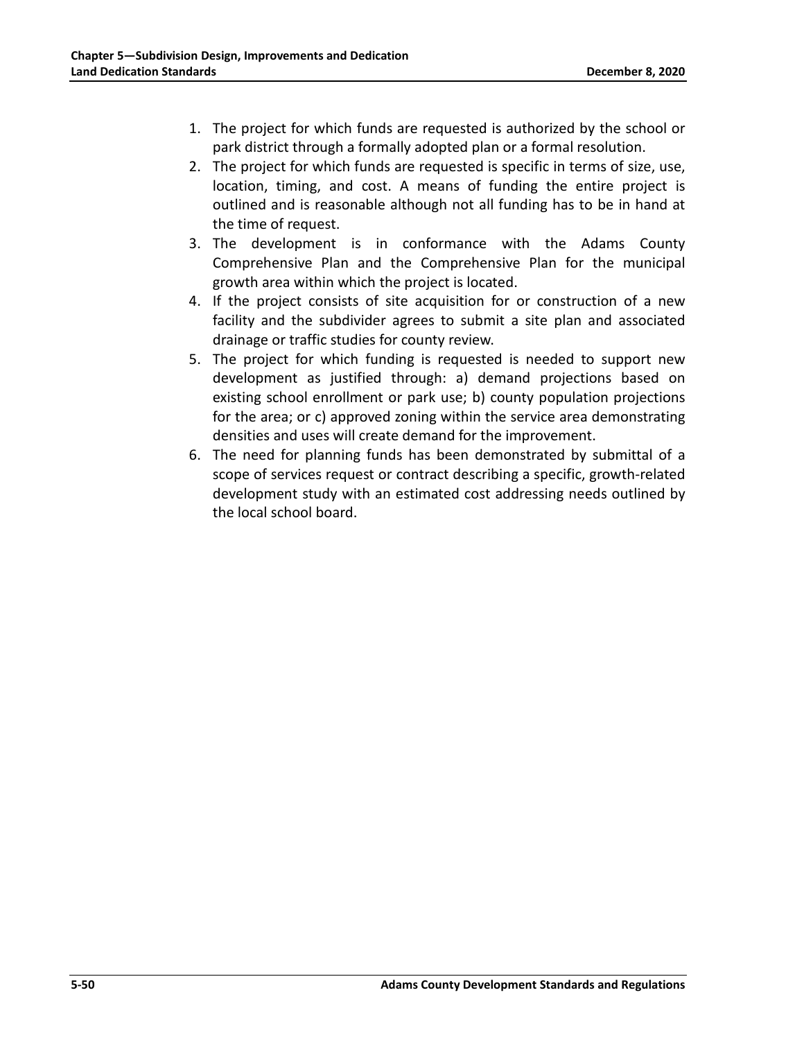1. The project for which funds are requested is authorized by the school or park district through a formally adopted plan or a formal resolution.
2. The project for which funds are requested is specific in terms of size, use, location, timing, and cost. A means of funding the entire project is outlined and is reasonable although not all funding has to be in hand at the time of request.
3. The development is in conformance with the Adams County Comprehensive Plan and the Comprehensive Plan for the municipal growth area within which the project is located.
4. If the project consists of site acquisition for or construction of a new facility and the subdivider agrees to submit a site plan and associated drainage or traffic studies for county review.
5. The project for which funding is requested is needed to support new development as justified through: a) demand projections based on existing school enrollment or park use; b) county population projections for the area; or c) approved zoning within the service area demonstrating densities and uses will create demand for the improvement.
6. The need for planning funds has been demonstrated by submittal of a scope of services request or contract describing a specific, growth-related development study with an estimated cost addressing needs outlined by the local school board.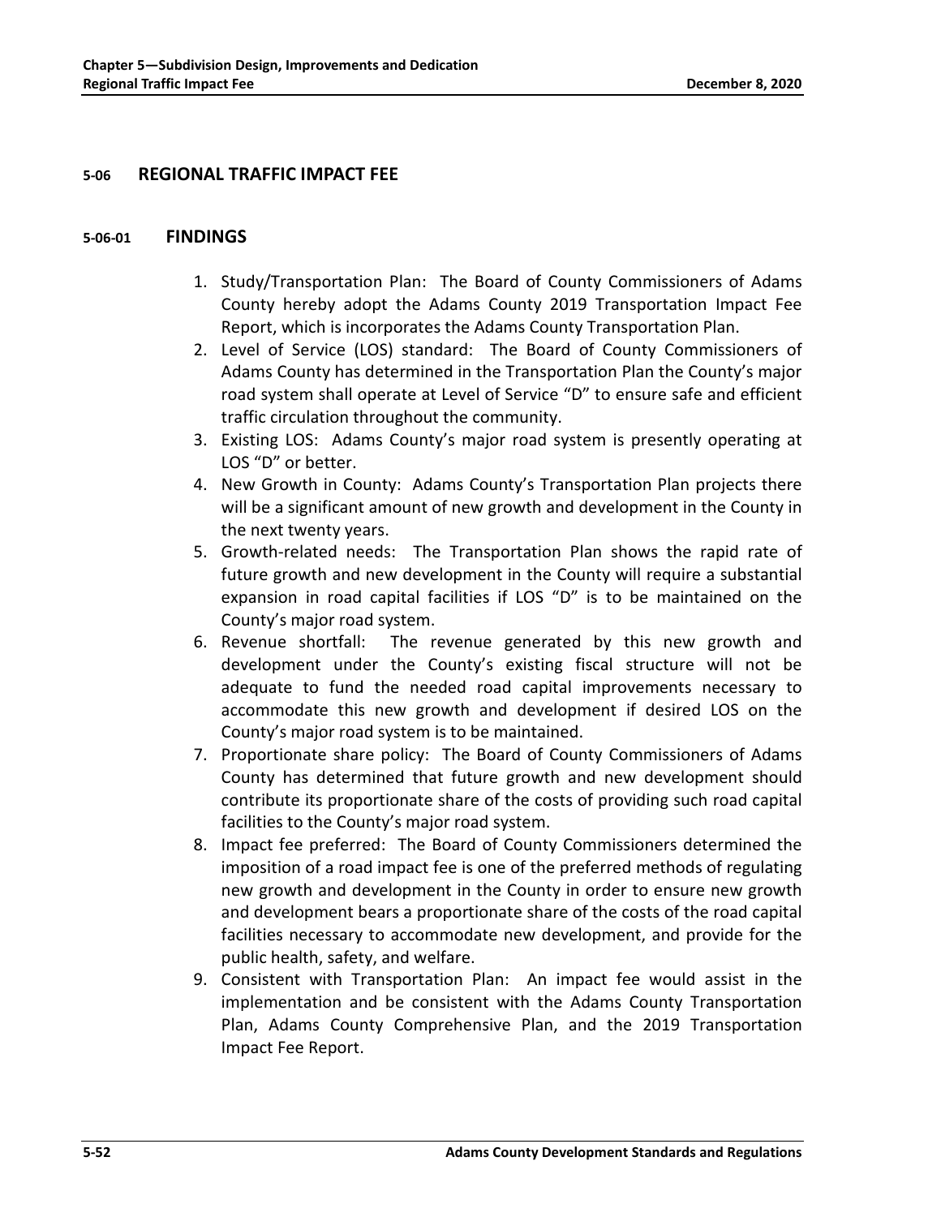# 5-06 REGIONAL TRAFFIC IMPACT FEE

## 5-06-01 FINDINGS

1. Study/Transportation Plan: The Board of County Commissioners of Adams County hereby adopt the Adams County 2019 Transportation Impact Fee Report, which is incorporates the Adams County Transportation Plan.
2. Level of Service (LOS) standard: The Board of County Commissioners of Adams County has determined in the Transportation Plan the County's major road system shall operate at Level of Service "D" to ensure safe and efficient traffic circulation throughout the community.
3. Existing LOS: Adams County's major road system is presently operating at LOS "D" or better.
4. New Growth in County: Adams County's Transportation Plan projects there will be a significant amount of new growth and development in the County in the next twenty years.
5. Growth-related needs: The Transportation Plan shows the rapid rate of future growth and new development in the County will require a substantial expansion in road capital facilities if LOS "D" is to be maintained on the County's major road system.
6. Revenue shortfall: The revenue generated by this new growth and development under the County's existing fiscal structure will not be adequate to fund the needed road capital improvements necessary to accommodate this new growth and development if desired LOS on the County's major road system is to be maintained.
7. Proportionate share policy: The Board of County Commissioners of Adams County has determined that future growth and new development should contribute its proportionate share of the costs of providing such road capital facilities to the County's major road system.
8. Impact fee preferred: The Board of County Commissioners determined the imposition of a road impact fee is one of the preferred methods of regulating new growth and development in the County in order to ensure new growth and development bears a proportionate share of the costs of the road capital facilities necessary to accommodate new development, and provide for the public health, safety, and welfare.
9. Consistent with Transportation Plan: An impact fee would assist in the implementation and be consistent with the Adams County Transportation Plan, Adams County Comprehensive Plan, and the 2019 Transportation Impact Fee Report.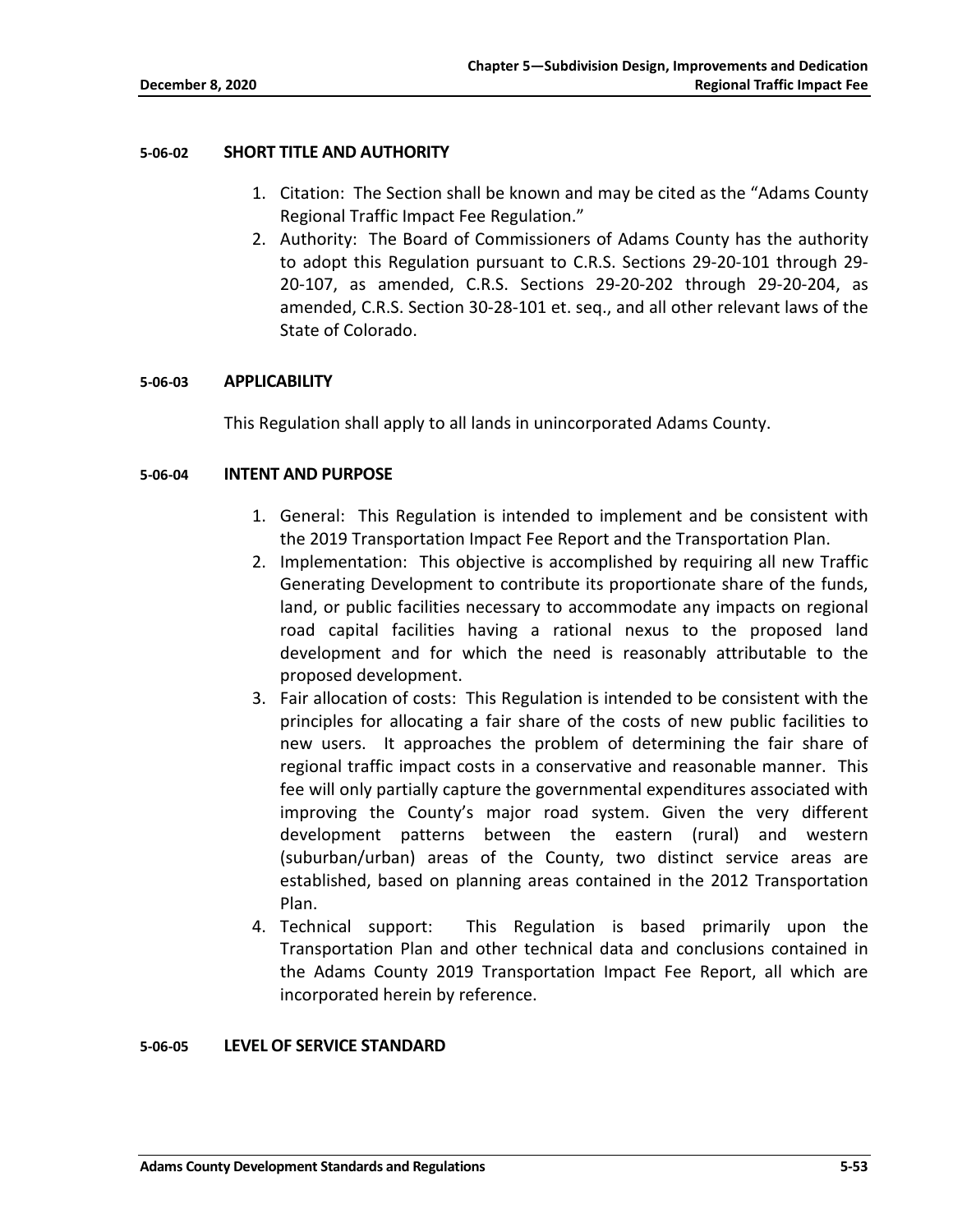### 5-06-02 SHORT TITLE AND AUTHORITY

1. Citation: The Section shall be known and may be cited as the "Adams County Regional Traffic Impact Fee Regulation."
2. Authority: The Board of Commissioners of Adams County has the authority to adopt this Regulation pursuant to C.R.S. Sections 29-20-101 through 29-20-107, as amended, C.R.S. Sections 29-20-202 through 29-20-204, as amended, C.R.S. Section 30-28-101 et. seq., and all other relevant laws of the State of Colorado.

### 5-06-03 APPLICABILITY

This Regulation shall apply to all lands in unincorporated Adams County.

### 5-06-04 INTENT AND PURPOSE

1. General: This Regulation is intended to implement and be consistent with the 2019 Transportation Impact Fee Report and the Transportation Plan.
2. Implementation: This objective is accomplished by requiring all new Traffic Generating Development to contribute its proportionate share of the funds, land, or public facilities necessary to accommodate any impacts on regional road capital facilities having a rational nexus to the proposed land development and for which the need is reasonably attributable to the proposed development.
3. Fair allocation of costs: This Regulation is intended to be consistent with the principles for allocating a fair share of the costs of new public facilities to new users. It approaches the problem of determining the fair share of regional traffic impact costs in a conservative and reasonable manner. This fee will only partially capture the governmental expenditures associated with improving the County's major road system. Given the very different development patterns between the eastern (rural) and western (suburban/urban) areas of the County, two distinct service areas are established, based on planning areas contained in the 2012 Transportation Plan.
4. Technical support: This Regulation is based primarily upon the Transportation Plan and other technical data and conclusions contained in the Adams County 2019 Transportation Impact Fee Report, all which are incorporated herein by reference.

### 5-06-05 LEVEL OF SERVICE STANDARD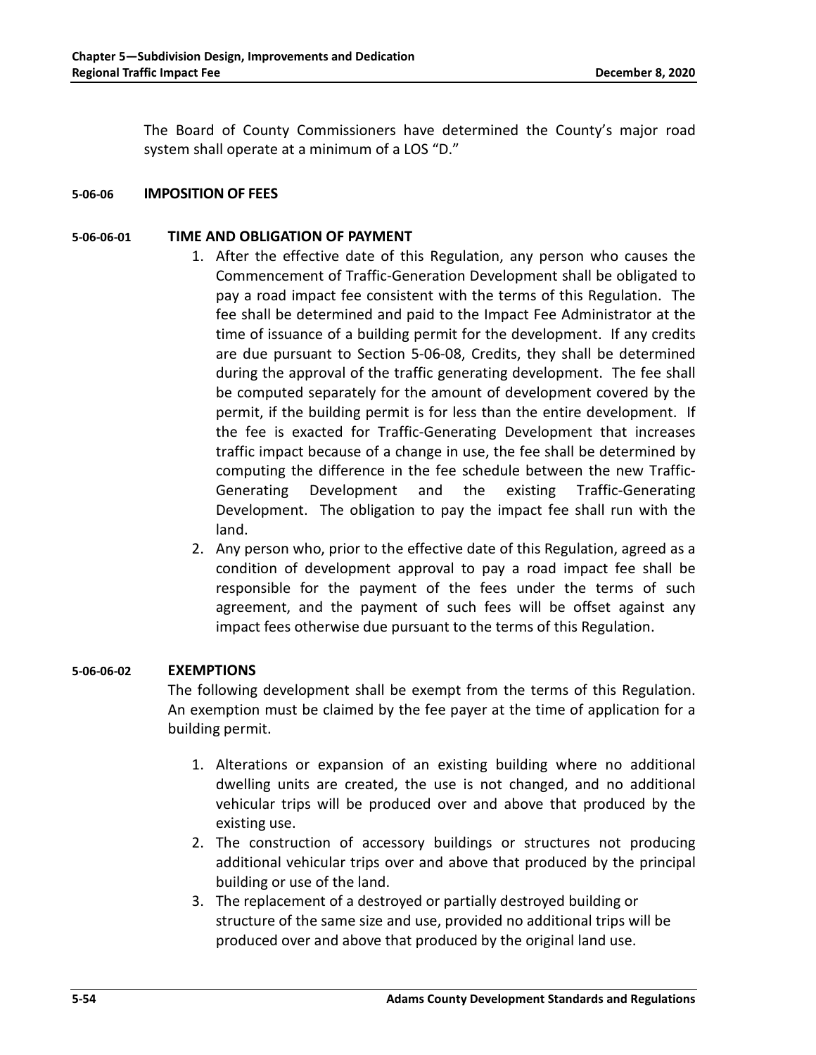The Board of County Commissioners have determined the County's major road system shall operate at a minimum of a LOS "D."

### 5-06-06 IMPOSITION OF FEES

#### 5-06-06-01 TIME AND OBLIGATION OF PAYMENT

1. After the effective date of this Regulation, any person who causes the Commencement of Traffic-Generation Development shall be obligated to pay a road impact fee consistent with the terms of this Regulation. The fee shall be determined and paid to the Impact Fee Administrator at the time of issuance of a building permit for the development. If any credits are due pursuant to Section 5-06-08, Credits, they shall be determined during the approval of the traffic generating development. The fee shall be computed separately for the amount of development covered by the permit, if the building permit is for less than the entire development. If the fee is exacted for Traffic-Generating Development that increases traffic impact because of a change in use, the fee shall be determined by computing the difference in the fee schedule between the new Traffic-Generating Development and the existing Traffic-Generating Development. The obligation to pay the impact fee shall run with the land.
2. Any person who, prior to the effective date of this Regulation, agreed as a condition of development approval to pay a road impact fee shall be responsible for the payment of the fees under the terms of such agreement, and the payment of such fees will be offset against any impact fees otherwise due pursuant to the terms of this Regulation.

#### 5-06-06-02 EXEMPTIONS

The following development shall be exempt from the terms of this Regulation. An exemption must be claimed by the fee payer at the time of application for a building permit.

1. Alterations or expansion of an existing building where no additional dwelling units are created, the use is not changed, and no additional vehicular trips will be produced over and above that produced by the existing use.
2. The construction of accessory buildings or structures not producing additional vehicular trips over and above that produced by the principal building or use of the land.
3. The replacement of a destroyed or partially destroyed building or structure of the same size and use, provided no additional trips will be produced over and above that produced by the original land use.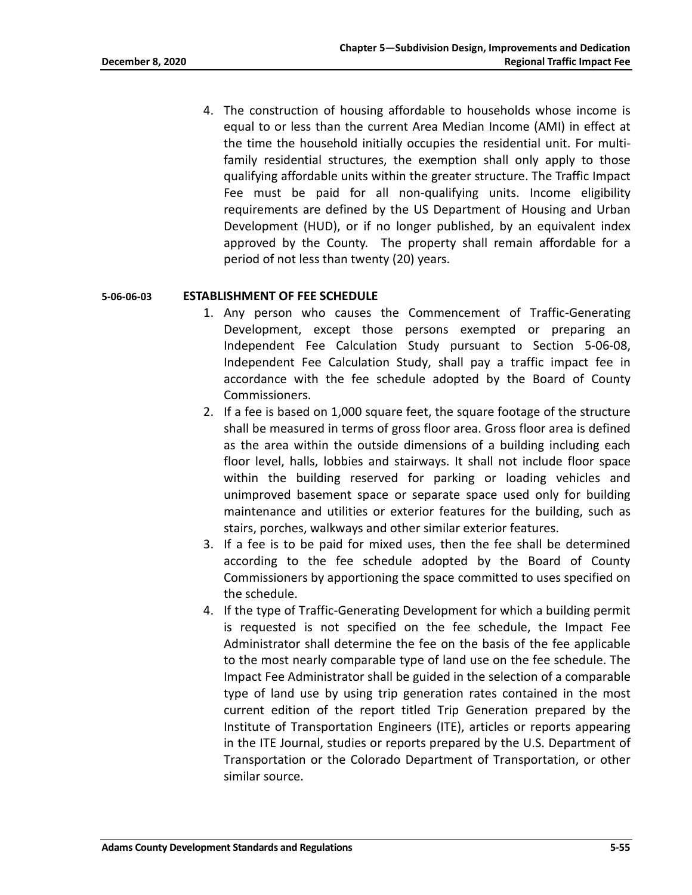4. The construction of housing affordable to households whose income is equal to or less than the current Area Median Income (AMI) in effect at the time the household initially occupies the residential unit. For multi-family residential structures, the exemption shall only apply to those qualifying affordable units within the greater structure. The Traffic Impact Fee must be paid for all non-qualifying units. Income eligibility requirements are defined by the US Department of Housing and Urban Development (HUD), or if no longer published, by an equivalent index approved by the County. The property shall remain affordable for a period of not less than twenty (20) years.

### 5-06-06-03 ESTABLISHMENT OF FEE SCHEDULE

1. Any person who causes the Commencement of Traffic-Generating Development, except those persons exempted or preparing an Independent Fee Calculation Study pursuant to Section 5-06-08, Independent Fee Calculation Study, shall pay a traffic impact fee in accordance with the fee schedule adopted by the Board of County Commissioners.
2. If a fee is based on 1,000 square feet, the square footage of the structure shall be measured in terms of gross floor area. Gross floor area is defined as the area within the outside dimensions of a building including each floor level, halls, lobbies and stairways. It shall not include floor space within the building reserved for parking or loading vehicles and unimproved basement space or separate space used only for building maintenance and utilities or exterior features for the building, such as stairs, porches, walkways and other similar exterior features.
3. If a fee is to be paid for mixed uses, then the fee shall be determined according to the fee schedule adopted by the Board of County Commissioners by apportioning the space committed to uses specified on the schedule.
4. If the type of Traffic-Generating Development for which a building permit is requested is not specified on the fee schedule, the Impact Fee Administrator shall determine the fee on the basis of the fee applicable to the most nearly comparable type of land use on the fee schedule. The Impact Fee Administrator shall be guided in the selection of a comparable type of land use by using trip generation rates contained in the most current edition of the report titled Trip Generation prepared by the Institute of Transportation Engineers (ITE), articles or reports appearing in the ITE Journal, studies or reports prepared by the U.S. Department of Transportation or the Colorado Department of Transportation, or other similar source.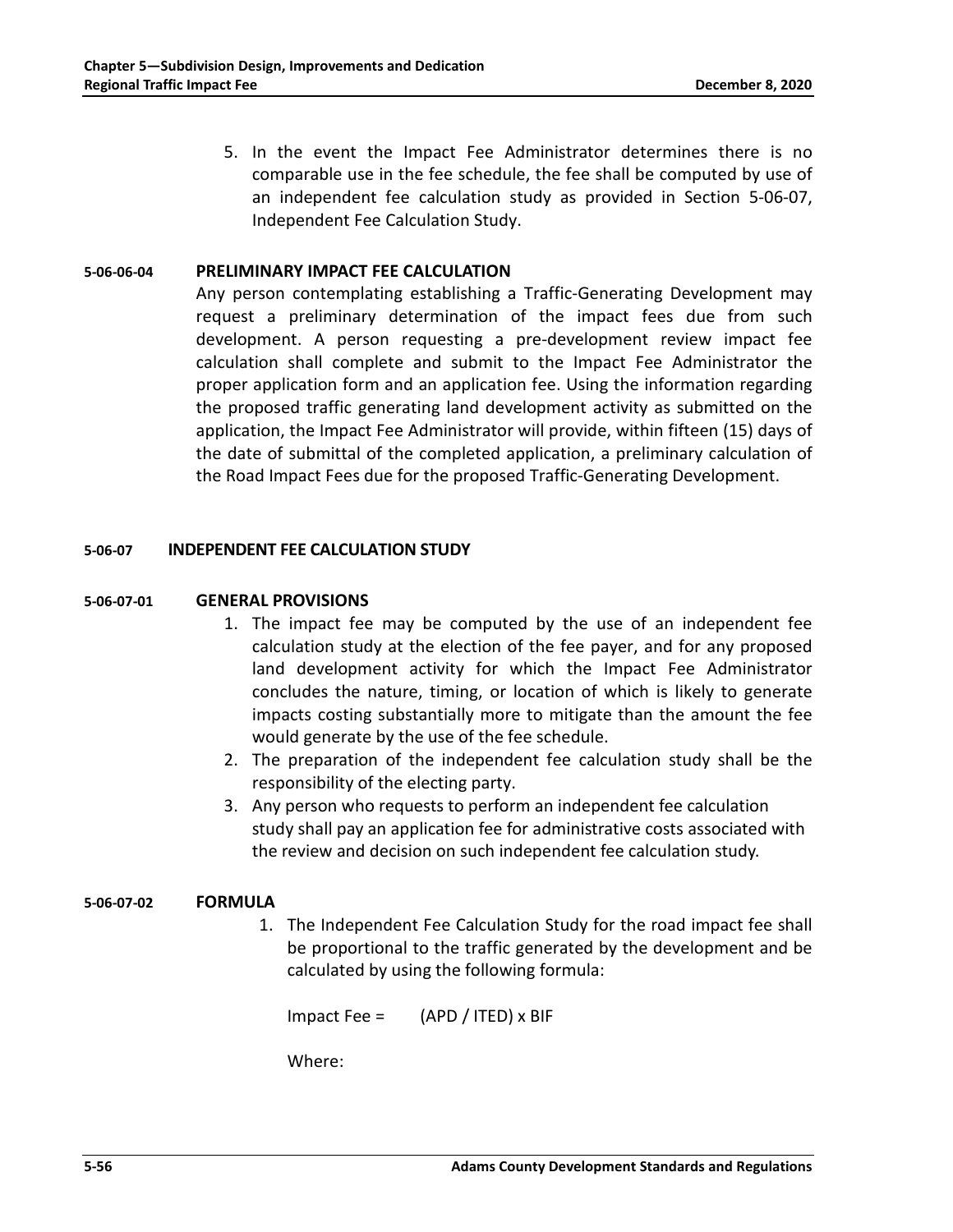5. In the event the Impact Fee Administrator determines there is no comparable use in the fee schedule, the fee shall be computed by use of an independent fee calculation study as provided in Section 5-06-07, Independent Fee Calculation Study.

#### 5-06-06-04 PRELIMINARY IMPACT FEE CALCULATION

Any person contemplating establishing a Traffic-Generating Development may request a preliminary determination of the impact fees due from such development. A person requesting a pre-development review impact fee calculation shall complete and submit to the Impact Fee Administrator the proper application form and an application fee. Using the information regarding the proposed traffic generating land development activity as submitted on the application, the Impact Fee Administrator will provide, within fifteen (15) days of the date of submittal of the completed application, a preliminary calculation of the Road Impact Fees due for the proposed Traffic-Generating Development.

### 5-06-07 INDEPENDENT FEE CALCULATION STUDY

#### 5-06-07-01 GENERAL PROVISIONS

1. The impact fee may be computed by the use of an independent fee calculation study at the election of the fee payer, and for any proposed land development activity for which the Impact Fee Administrator concludes the nature, timing, or location of which is likely to generate impacts costing substantially more to mitigate than the amount the fee would generate by the use of the fee schedule.
2. The preparation of the independent fee calculation study shall be the responsibility of the electing party.
3. Any person who requests to perform an independent fee calculation study shall pay an application fee for administrative costs associated with the review and decision on such independent fee calculation study.

#### 5-06-07-02 FORMULA

1. The Independent Fee Calculation Study for the road impact fee shall be proportional to the traffic generated by the development and be calculated by using the following formula:

   Impact Fee = (APD / ITED) x BIF

   Where: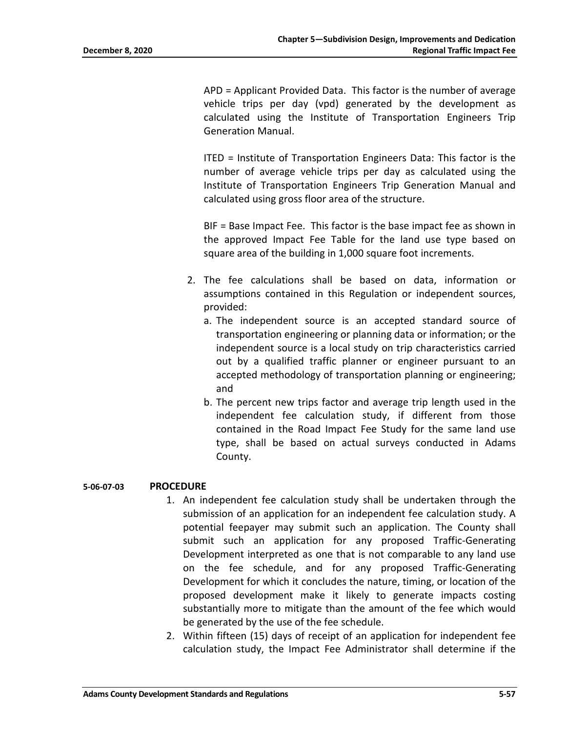APD = Applicant Provided Data. This factor is the number of average vehicle trips per day (vpd) generated by the development as calculated using the Institute of Transportation Engineers Trip Generation Manual.

ITED = Institute of Transportation Engineers Data: This factor is the number of average vehicle trips per day as calculated using the Institute of Transportation Engineers Trip Generation Manual and calculated using gross floor area of the structure.

BIF = Base Impact Fee. This factor is the base impact fee as shown in the approved Impact Fee Table for the land use type based on square area of the building in 1,000 square foot increments.

2. The fee calculations shall be based on data, information or assumptions contained in this Regulation or independent sources, provided:
   a. The independent source is an accepted standard source of transportation engineering or planning data or information; or the independent source is a local study on trip characteristics carried out by a qualified traffic planner or engineer pursuant to an accepted methodology of transportation planning or engineering; and
   b. The percent new trips factor and average trip length used in the independent fee calculation study, if different from those contained in the Road Impact Fee Study for the same land use type, shall be based on actual surveys conducted in Adams County.

**5-06-07-03 PROCEDURE**

1. An independent fee calculation study shall be undertaken through the submission of an application for an independent fee calculation study. A potential feepayer may submit such an application. The County shall submit such an application for any proposed Traffic-Generating Development interpreted as one that is not comparable to any land use on the fee schedule, and for any proposed Traffic-Generating Development for which it concludes the nature, timing, or location of the proposed development make it likely to generate impacts costing substantially more to mitigate than the amount of the fee which would be generated by the use of the fee schedule.
2. Within fifteen (15) days of receipt of an application for independent fee calculation study, the Impact Fee Administrator shall determine if the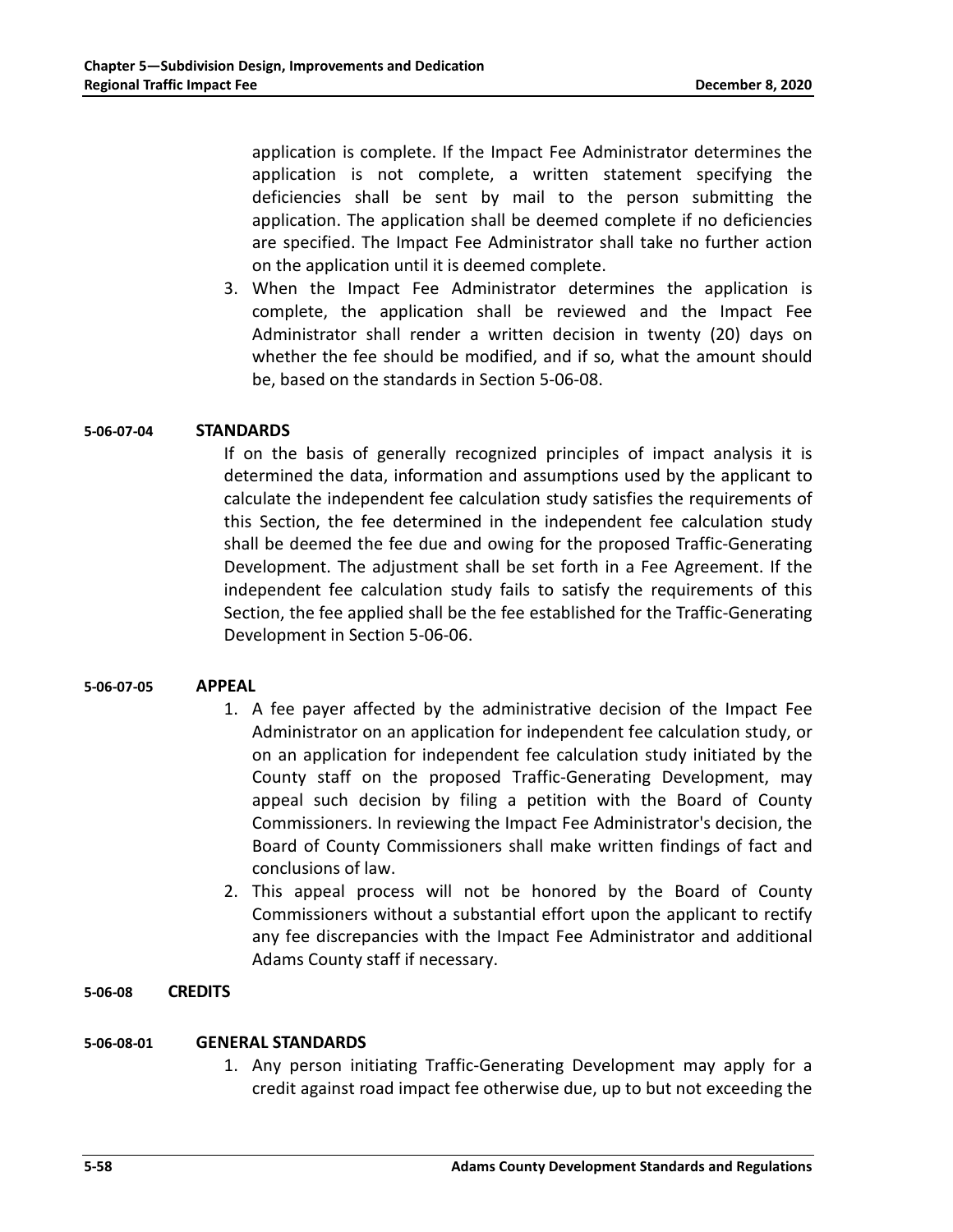application is complete. If the Impact Fee Administrator determines the application is not complete, a written statement specifying the deficiencies shall be sent by mail to the person submitting the application. The application shall be deemed complete if no deficiencies are specified. The Impact Fee Administrator shall take no further action on the application until it is deemed complete.

3. When the Impact Fee Administrator determines the application is complete, the application shall be reviewed and the Impact Fee Administrator shall render a written decision in twenty (20) days on whether the fee should be modified, and if so, what the amount should be, based on the standards in Section 5-06-08.

#### 5-06-07-04 STANDARDS

If on the basis of generally recognized principles of impact analysis it is determined the data, information and assumptions used by the applicant to calculate the independent fee calculation study satisfies the requirements of this Section, the fee determined in the independent fee calculation study shall be deemed the fee due and owing for the proposed Traffic-Generating Development. The adjustment shall be set forth in a Fee Agreement. If the independent fee calculation study fails to satisfy the requirements of this Section, the fee applied shall be the fee established for the Traffic-Generating Development in Section 5-06-06.

#### 5-06-07-05 APPEAL

1. A fee payer affected by the administrative decision of the Impact Fee Administrator on an application for independent fee calculation study, or on an application for independent fee calculation study initiated by the County staff on the proposed Traffic-Generating Development, may appeal such decision by filing a petition with the Board of County Commissioners. In reviewing the Impact Fee Administrator's decision, the Board of County Commissioners shall make written findings of fact and conclusions of law.
2. This appeal process will not be honored by the Board of County Commissioners without a substantial effort upon the applicant to rectify any fee discrepancies with the Impact Fee Administrator and additional Adams County staff if necessary.

### 5-06-08 CREDITS

#### 5-06-08-01 GENERAL STANDARDS

1. Any person initiating Traffic-Generating Development may apply for a credit against road impact fee otherwise due, up to but not exceeding the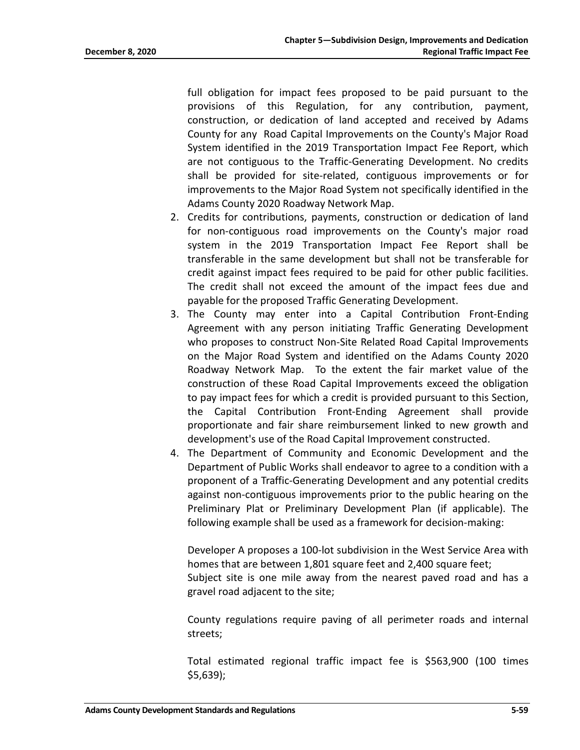full obligation for impact fees proposed to be paid pursuant to the provisions of this Regulation, for any contribution, payment, construction, or dedication of land accepted and received by Adams County for any Road Capital Improvements on the County's Major Road System identified in the 2019 Transportation Impact Fee Report, which are not contiguous to the Traffic-Generating Development. No credits shall be provided for site-related, contiguous improvements or for improvements to the Major Road System not specifically identified in the Adams County 2020 Roadway Network Map.

2. Credits for contributions, payments, construction or dedication of land for non-contiguous road improvements on the County's major road system in the 2019 Transportation Impact Fee Report shall be transferable in the same development but shall not be transferable for credit against impact fees required to be paid for other public facilities. The credit shall not exceed the amount of the impact fees due and payable for the proposed Traffic Generating Development.
3. The County may enter into a Capital Contribution Front-Ending Agreement with any person initiating Traffic Generating Development who proposes to construct Non-Site Related Road Capital Improvements on the Major Road System and identified on the Adams County 2020 Roadway Network Map. To the extent the fair market value of the construction of these Road Capital Improvements exceed the obligation to pay impact fees for which a credit is provided pursuant to this Section, the Capital Contribution Front-Ending Agreement shall provide proportionate and fair share reimbursement linked to new growth and development's use of the Road Capital Improvement constructed.
4. The Department of Community and Economic Development and the Department of Public Works shall endeavor to agree to a condition with a proponent of a Traffic-Generating Development and any potential credits against non-contiguous improvements prior to the public hearing on the Preliminary Plat or Preliminary Development Plan (if applicable). The following example shall be used as a framework for decision-making:

   Developer A proposes a 100-lot subdivision in the West Service Area with homes that are between 1,801 square feet and 2,400 square feet;
   Subject site is one mile away from the nearest paved road and has a gravel road adjacent to the site;

   County regulations require paving of all perimeter roads and internal streets;

   Total estimated regional traffic impact fee is $563,900 (100 times $5,639);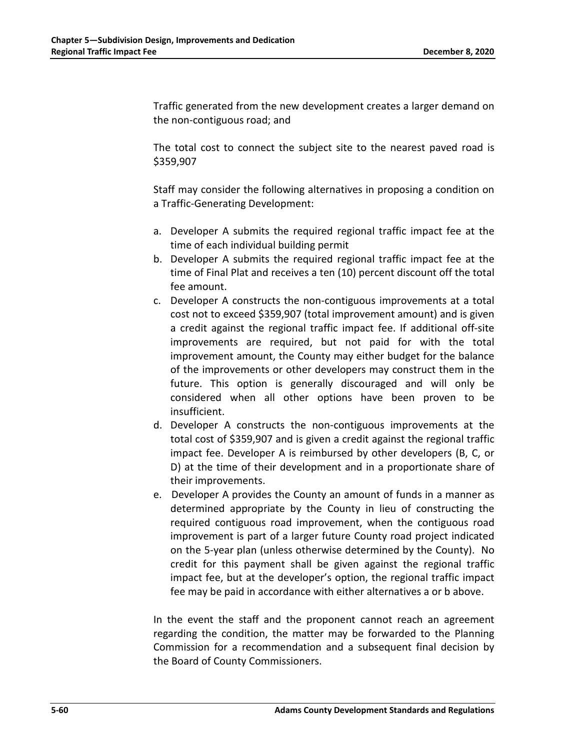Traffic generated from the new development creates a larger demand on the non-contiguous road; and

The total cost to connect the subject site to the nearest paved road is $359,907

Staff may consider the following alternatives in proposing a condition on a Traffic-Generating Development:

a. Developer A submits the required regional traffic impact fee at the time of each individual building permit
b. Developer A submits the required regional traffic impact fee at the time of Final Plat and receives a ten (10) percent discount off the total fee amount.
c. Developer A constructs the non-contiguous improvements at a total cost not to exceed $359,907 (total improvement amount) and is given a credit against the regional traffic impact fee. If additional off-site improvements are required, but not paid for with the total improvement amount, the County may either budget for the balance of the improvements or other developers may construct them in the future. This option is generally discouraged and will only be considered when all other options have been proven to be insufficient.
d. Developer A constructs the non-contiguous improvements at the total cost of $359,907 and is given a credit against the regional traffic impact fee. Developer A is reimbursed by other developers (B, C, or D) at the time of their development and in a proportionate share of their improvements.
e. Developer A provides the County an amount of funds in a manner as determined appropriate by the County in lieu of constructing the required contiguous road improvement, when the contiguous road improvement is part of a larger future County road project indicated on the 5-year plan (unless otherwise determined by the County). No credit for this payment shall be given against the regional traffic impact fee, but at the developer's option, the regional traffic impact fee may be paid in accordance with either alternatives a or b above.

In the event the staff and the proponent cannot reach an agreement regarding the condition, the matter may be forwarded to the Planning Commission for a recommendation and a subsequent final decision by the Board of County Commissioners.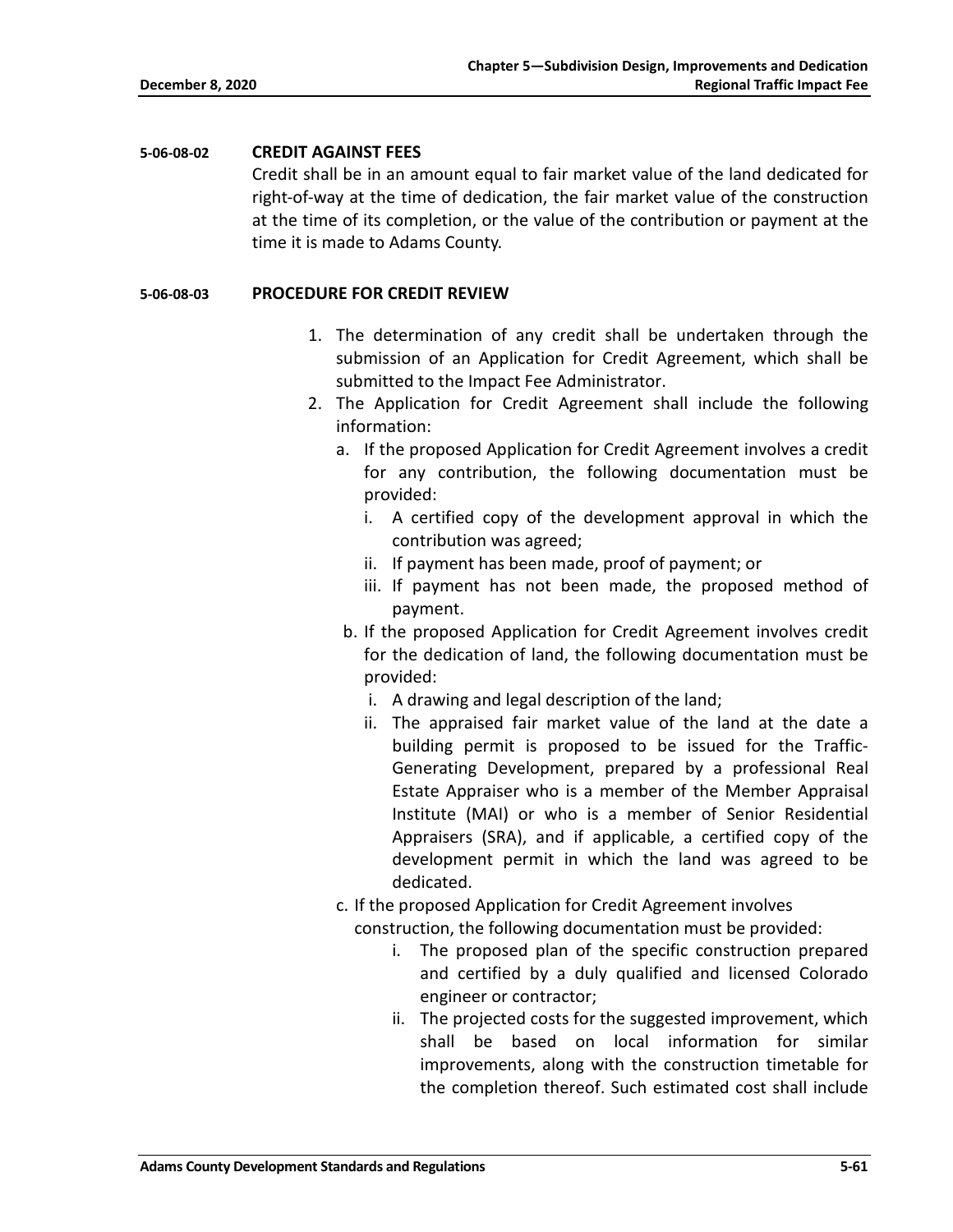#### 5-06-08-02 CREDIT AGAINST FEES

Credit shall be in an amount equal to fair market value of the land dedicated for right-of-way at the time of dedication, the fair market value of the construction at the time of its completion, or the value of the contribution or payment at the time it is made to Adams County.

#### 5-06-08-03 PROCEDURE FOR CREDIT REVIEW

1. The determination of any credit shall be undertaken through the submission of an Application for Credit Agreement, which shall be submitted to the Impact Fee Administrator.
2. The Application for Credit Agreement shall include the following information:
   a. If the proposed Application for Credit Agreement involves a credit for any contribution, the following documentation must be provided:
      i. A certified copy of the development approval in which the contribution was agreed;
      ii. If payment has been made, proof of payment; or
      iii. If payment has not been made, the proposed method of payment.

   b. If the proposed Application for Credit Agreement involves credit for the dedication of land, the following documentation must be provided:
      i. A drawing and legal description of the land;
      ii. The appraised fair market value of the land at the date a building permit is proposed to be issued for the Traffic-Generating Development, prepared by a professional Real Estate Appraiser who is a member of the Member Appraisal Institute (MAI) or who is a member of Senior Residential Appraisers (SRA), and if applicable, a certified copy of the development permit in which the land was agreed to be dedicated.

   c. If the proposed Application for Credit Agreement involves construction, the following documentation must be provided:
      i. The proposed plan of the specific construction prepared and certified by a duly qualified and licensed Colorado engineer or contractor;
      ii. The projected costs for the suggested improvement, which shall be based on local information for similar improvements, along with the construction timetable for the completion thereof. Such estimated cost shall include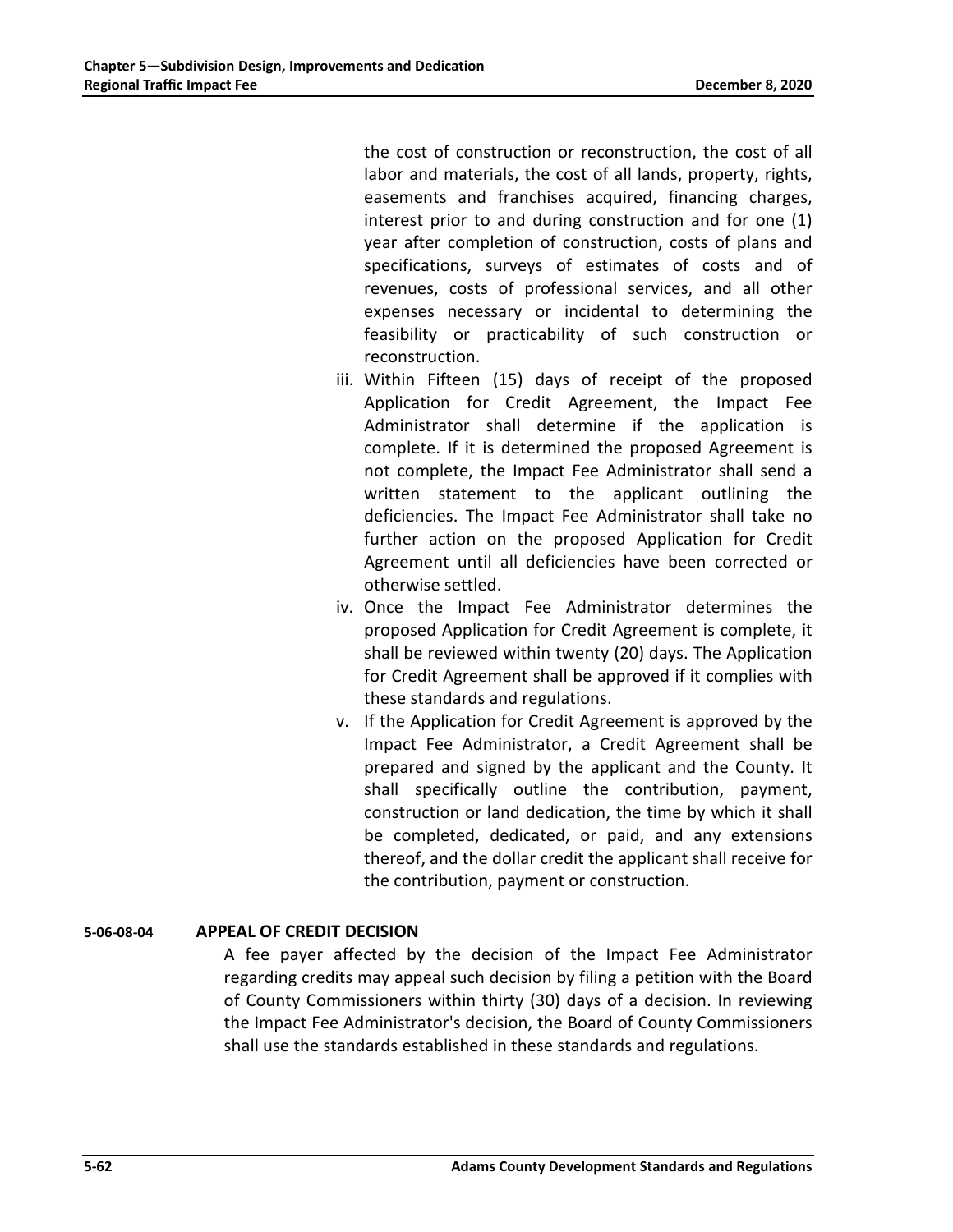the cost of construction or reconstruction, the cost of all labor and materials, the cost of all lands, property, rights, easements and franchises acquired, financing charges, interest prior to and during construction and for one (1) year after completion of construction, costs of plans and specifications, surveys of estimates of costs and of revenues, costs of professional services, and all other expenses necessary or incidental to determining the feasibility or practicability of such construction or reconstruction.

iii. Within Fifteen (15) days of receipt of the proposed Application for Credit Agreement, the Impact Fee Administrator shall determine if the application is complete. If it is determined the proposed Agreement is not complete, the Impact Fee Administrator shall send a written statement to the applicant outlining the deficiencies. The Impact Fee Administrator shall take no further action on the proposed Application for Credit Agreement until all deficiencies have been corrected or otherwise settled.

iv. Once the Impact Fee Administrator determines the proposed Application for Credit Agreement is complete, it shall be reviewed within twenty (20) days. The Application for Credit Agreement shall be approved if it complies with these standards and regulations.

v. If the Application for Credit Agreement is approved by the Impact Fee Administrator, a Credit Agreement shall be prepared and signed by the applicant and the County. It shall specifically outline the contribution, payment, construction or land dedication, the time by which it shall be completed, dedicated, or paid, and any extensions thereof, and the dollar credit the applicant shall receive for the contribution, payment or construction.

### 5-06-08-04 APPEAL OF CREDIT DECISION

A fee payer affected by the decision of the Impact Fee Administrator regarding credits may appeal such decision by filing a petition with the Board of County Commissioners within thirty (30) days of a decision. In reviewing the Impact Fee Administrator's decision, the Board of County Commissioners shall use the standards established in these standards and regulations.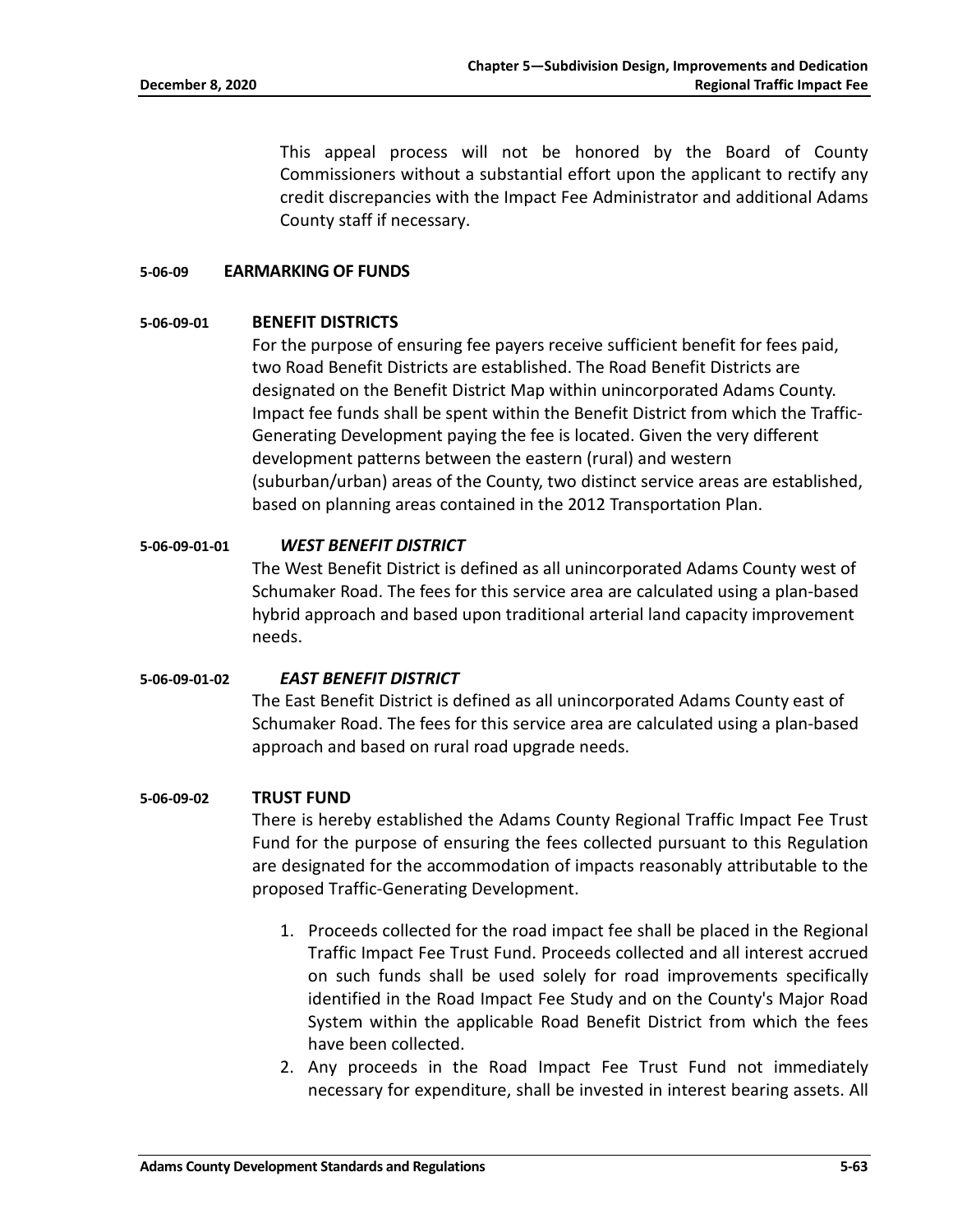This appeal process will not be honored by the Board of County Commissioners without a substantial effort upon the applicant to rectify any credit discrepancies with the Impact Fee Administrator and additional Adams County staff if necessary.

#### 5-06-09 EARMARKING OF FUNDS

#### 5-06-09-01 BENEFIT DISTRICTS

For the purpose of ensuring fee payers receive sufficient benefit for fees paid, two Road Benefit Districts are established. The Road Benefit Districts are designated on the Benefit District Map within unincorporated Adams County. Impact fee funds shall be spent within the Benefit District from which the Traffic-Generating Development paying the fee is located. Given the very different development patterns between the eastern (rural) and western (suburban/urban) areas of the County, two distinct service areas are established, based on planning areas contained in the 2012 Transportation Plan.

##### 5-06-09-01-01 *WEST BENEFIT DISTRICT*

The West Benefit District is defined as all unincorporated Adams County west of Schumaker Road. The fees for this service area are calculated using a plan-based hybrid approach and based upon traditional arterial land capacity improvement needs.

##### 5-06-09-01-02 *EAST BENEFIT DISTRICT*

The East Benefit District is defined as all unincorporated Adams County east of Schumaker Road. The fees for this service area are calculated using a plan-based approach and based on rural road upgrade needs.

#### 5-06-09-02 TRUST FUND

There is hereby established the Adams County Regional Traffic Impact Fee Trust Fund for the purpose of ensuring the fees collected pursuant to this Regulation are designated for the accommodation of impacts reasonably attributable to the proposed Traffic-Generating Development.

1. Proceeds collected for the road impact fee shall be placed in the Regional Traffic Impact Fee Trust Fund. Proceeds collected and all interest accrued on such funds shall be used solely for road improvements specifically identified in the Road Impact Fee Study and on the County's Major Road System within the applicable Road Benefit District from which the fees have been collected.
2. Any proceeds in the Road Impact Fee Trust Fund not immediately necessary for expenditure, shall be invested in interest bearing assets. All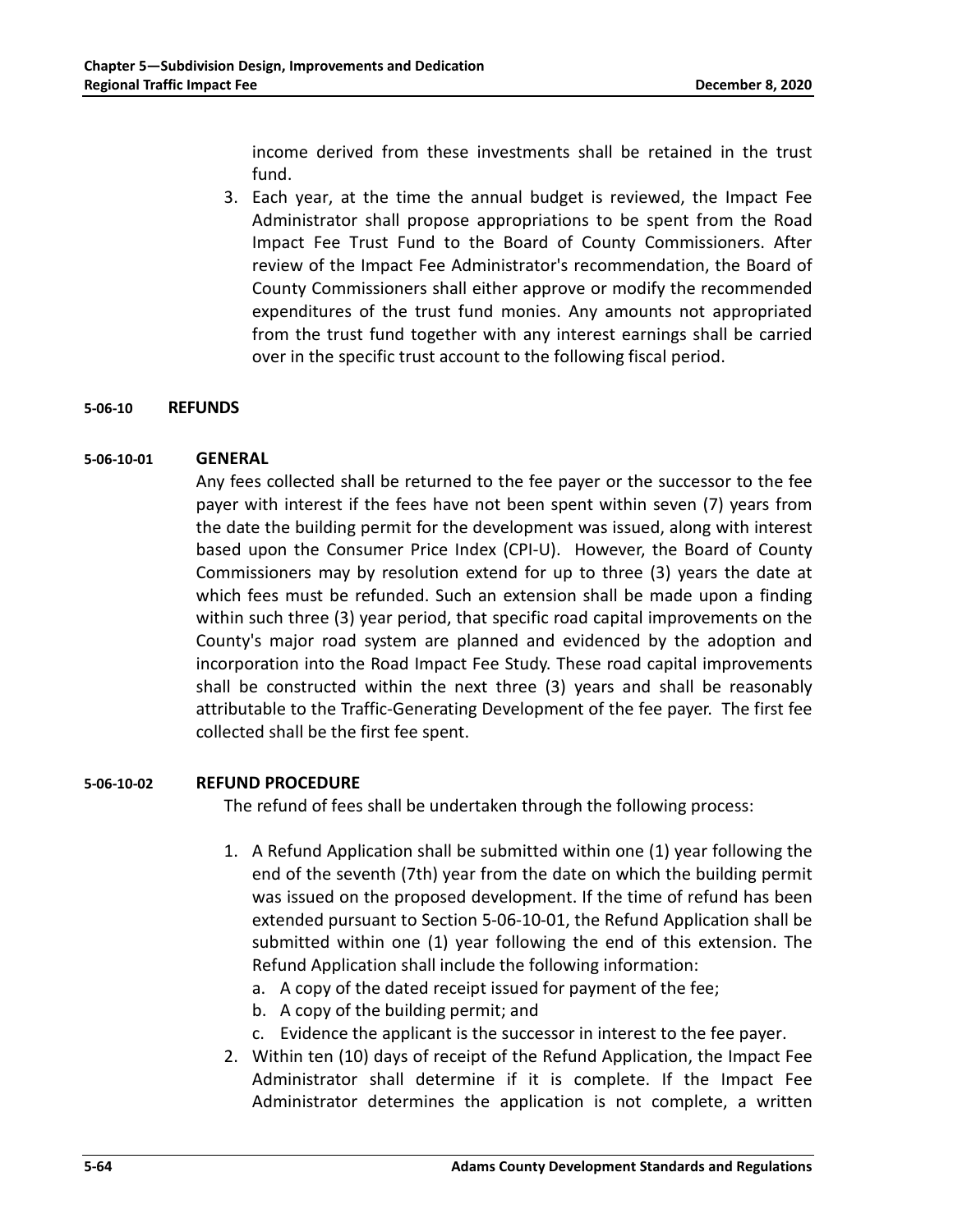income derived from these investments shall be retained in the trust fund.

3. Each year, at the time the annual budget is reviewed, the Impact Fee Administrator shall propose appropriations to be spent from the Road Impact Fee Trust Fund to the Board of County Commissioners. After review of the Impact Fee Administrator's recommendation, the Board of County Commissioners shall either approve or modify the recommended expenditures of the trust fund monies. Any amounts not appropriated from the trust fund together with any interest earnings shall be carried over in the specific trust account to the following fiscal period.

## 5-06-10 REFUNDS

### 5-06-10-01 GENERAL

Any fees collected shall be returned to the fee payer or the successor to the fee payer with interest if the fees have not been spent within seven (7) years from the date the building permit for the development was issued, along with interest based upon the Consumer Price Index (CPI-U). However, the Board of County Commissioners may by resolution extend for up to three (3) years the date at which fees must be refunded. Such an extension shall be made upon a finding within such three (3) year period, that specific road capital improvements on the County's major road system are planned and evidenced by the adoption and incorporation into the Road Impact Fee Study. These road capital improvements shall be constructed within the next three (3) years and shall be reasonably attributable to the Traffic-Generating Development of the fee payer. The first fee collected shall be the first fee spent.

### 5-06-10-02 REFUND PROCEDURE

The refund of fees shall be undertaken through the following process:

1. A Refund Application shall be submitted within one (1) year following the end of the seventh (7th) year from the date on which the building permit was issued on the proposed development. If the time of refund has been extended pursuant to Section 5-06-10-01, the Refund Application shall be submitted within one (1) year following the end of this extension. The Refund Application shall include the following information:
   a. A copy of the dated receipt issued for payment of the fee;
   b. A copy of the building permit; and
   c. Evidence the applicant is the successor in interest to the fee payer.
2. Within ten (10) days of receipt of the Refund Application, the Impact Fee Administrator shall determine if it is complete. If the Impact Fee Administrator determines the application is not complete, a written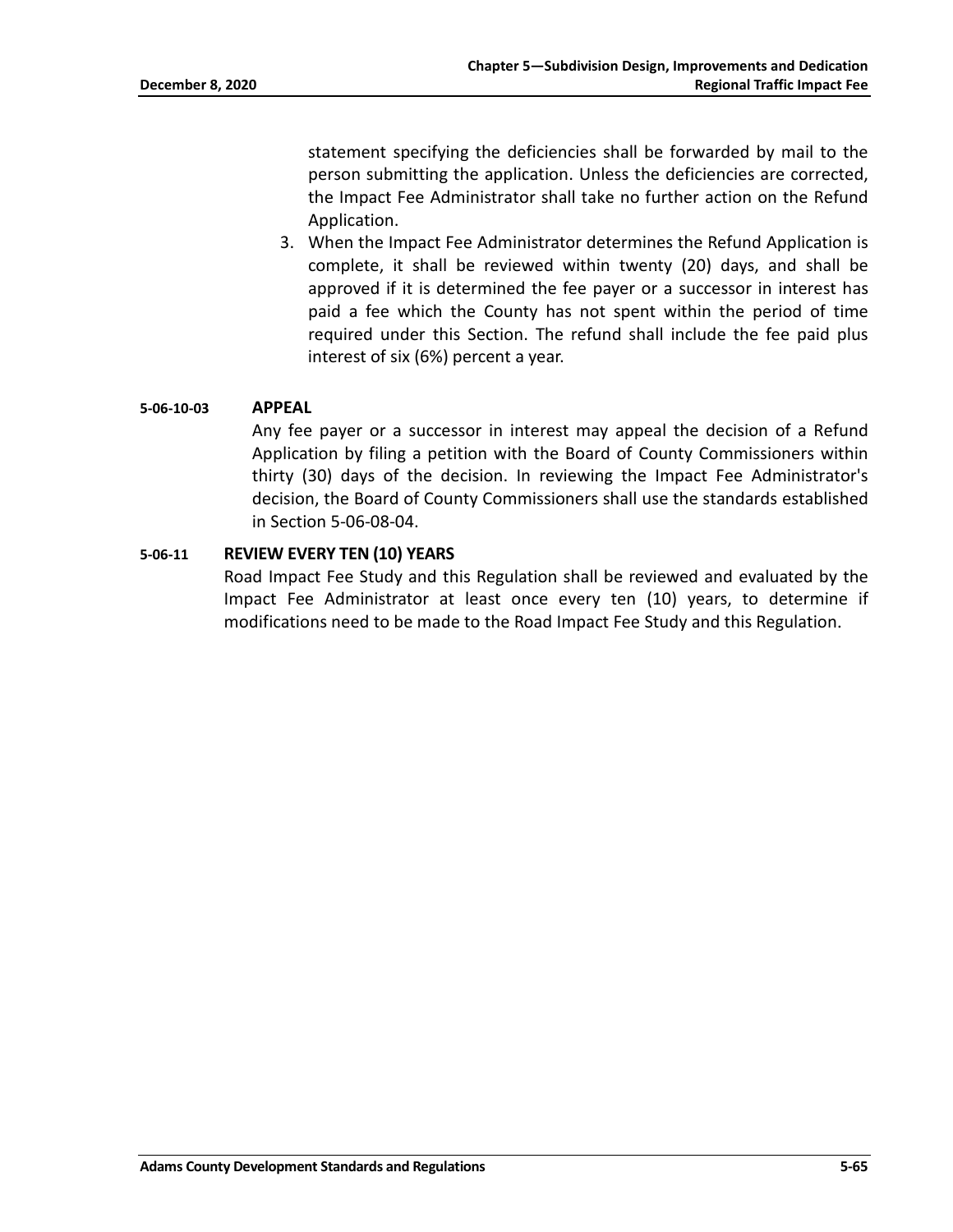statement specifying the deficiencies shall be forwarded by mail to the person submitting the application. Unless the deficiencies are corrected, the Impact Fee Administrator shall take no further action on the Refund Application.

3. When the Impact Fee Administrator determines the Refund Application is complete, it shall be reviewed within twenty (20) days, and shall be approved if it is determined the fee payer or a successor in interest has paid a fee which the County has not spent within the period of time required under this Section. The refund shall include the fee paid plus interest of six (6%) percent a year.

#### 5-06-10-03 APPEAL

Any fee payer or a successor in interest may appeal the decision of a Refund Application by filing a petition with the Board of County Commissioners within thirty (30) days of the decision. In reviewing the Impact Fee Administrator's decision, the Board of County Commissioners shall use the standards established in Section 5-06-08-04.

### 5-06-11 REVIEW EVERY TEN (10) YEARS

Road Impact Fee Study and this Regulation shall be reviewed and evaluated by the Impact Fee Administrator at least once every ten (10) years, to determine if modifications need to be made to the Road Impact Fee Study and this Regulation.